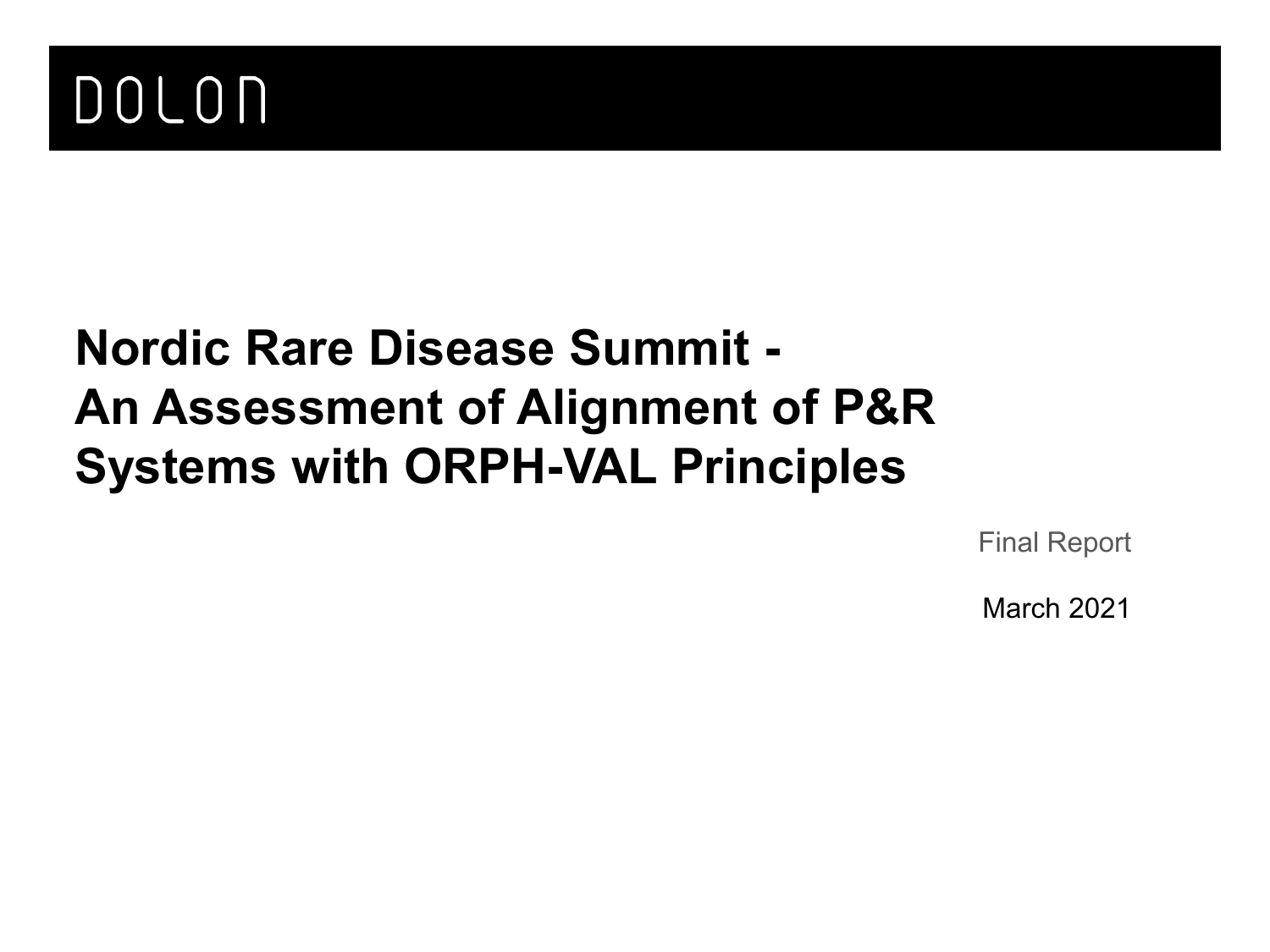DOLON

# Nordic Rare Disease Summit - An Assessment of Alignment of P&R Systems with ORPH-VAL Principles

Final Report

March 2021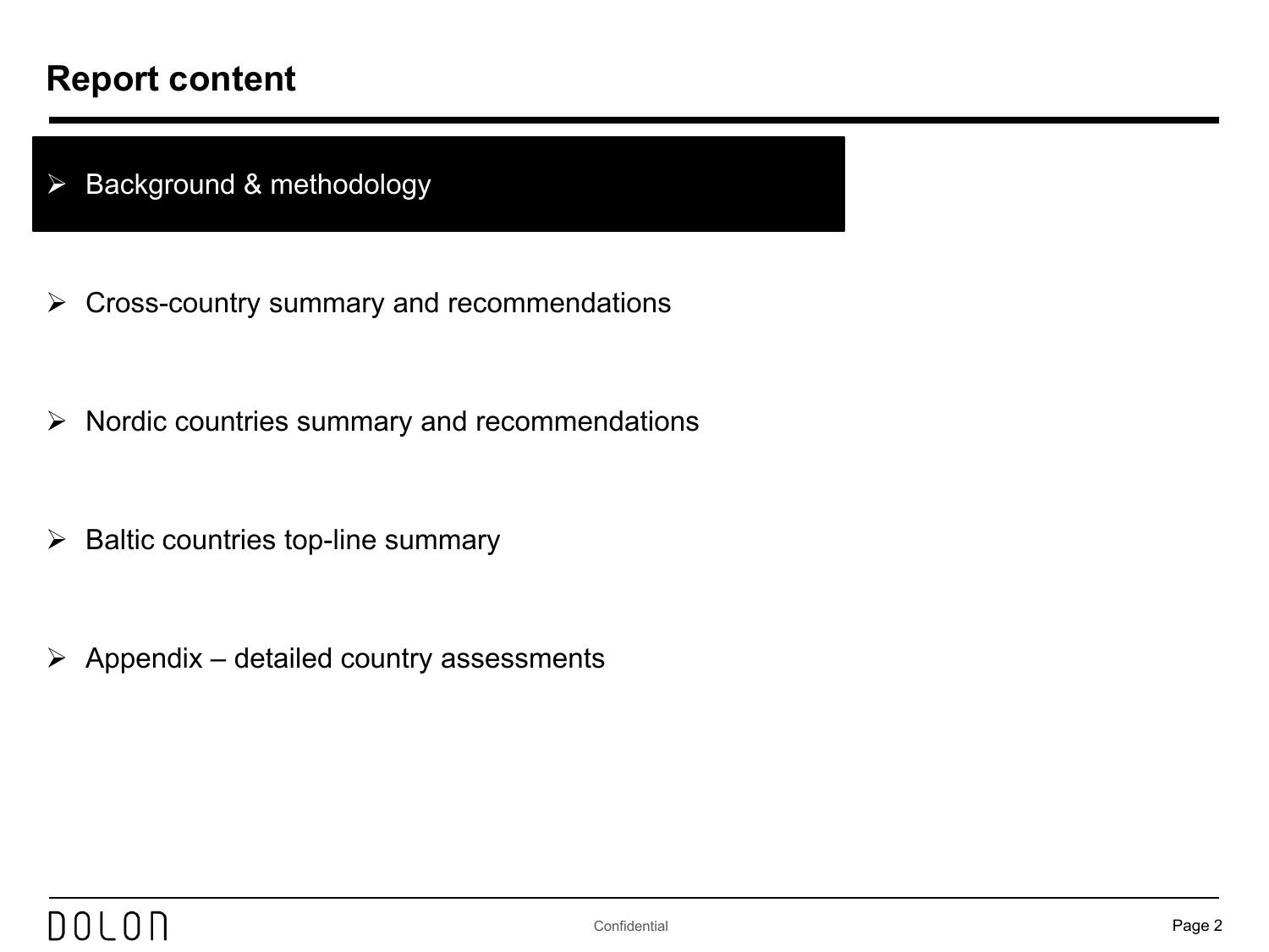# Report content

- Background & methodology
- Cross-country summary and recommendations
- Nordic countries summary and recommendations
- Baltic countries top-line summary
- Appendix – detailed country assessments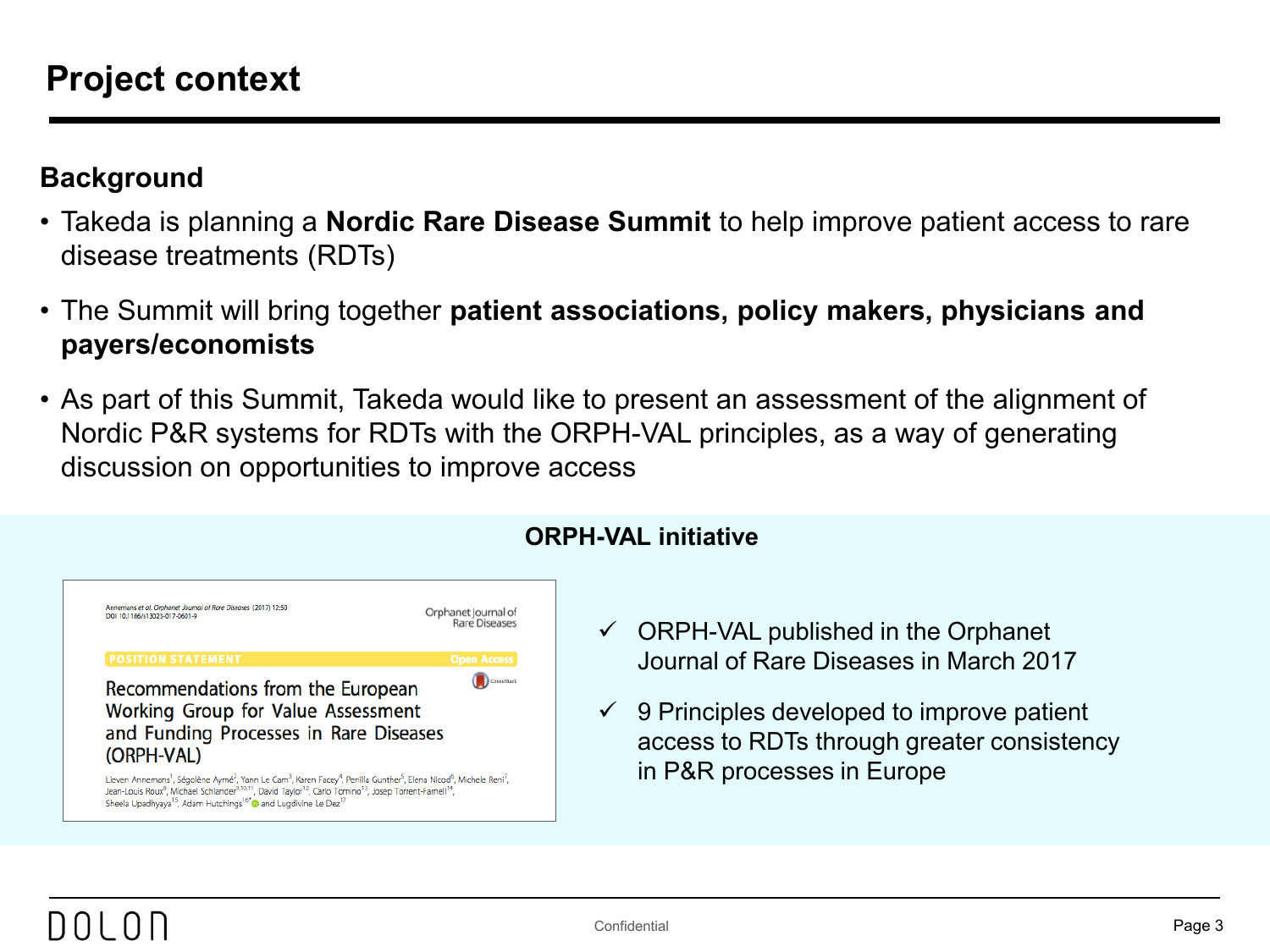# Project context

## Background

- Takeda is planning a **Nordic Rare Disease Summit** to help improve patient access to rare disease treatments (RDTs)
- The Summit will bring together **patient associations, policy makers, physicians and payers/economists**
- As part of this Summit, Takeda would like to present an assessment of the alignment of Nordic P&R systems for RDTs with the ORPH-VAL principles, as a way of generating discussion on opportunities to improve access

### ORPH-VAL initiative

Annemans et al. Orphanet Journal of Rare Diseases (2017) 12:50
DOI 10.1186/s13023-017-0601-9

Orphanet Journal of Rare Diseases

POSITION STATEMENT — Open Access

Recommendations from the European Working Group for Value Assessment and Funding Processes in Rare Diseases (ORPH-VAL)

Lieven Annemans[1], Ségolène Aymé[2], Yann Le Cam[3], Karen Facey[4], Penilla Gunther[5], Elena Nicod[6], Michele Reni[7], Jean-Louis Roux[8], Michael Schlander[9,10,11], David Taylor[12], Carlo Tomino[13], Josep Torrent-Farnell[14], Sheela Upadhyaya[15], Adam Hutchings[16*] and Lugdivine Le Dez[17]

- ✓ ORPH-VAL published in the Orphanet Journal of Rare Diseases in March 2017
- ✓ 9 Principles developed to improve patient access to RDTs through greater consistency in P&R processes in Europe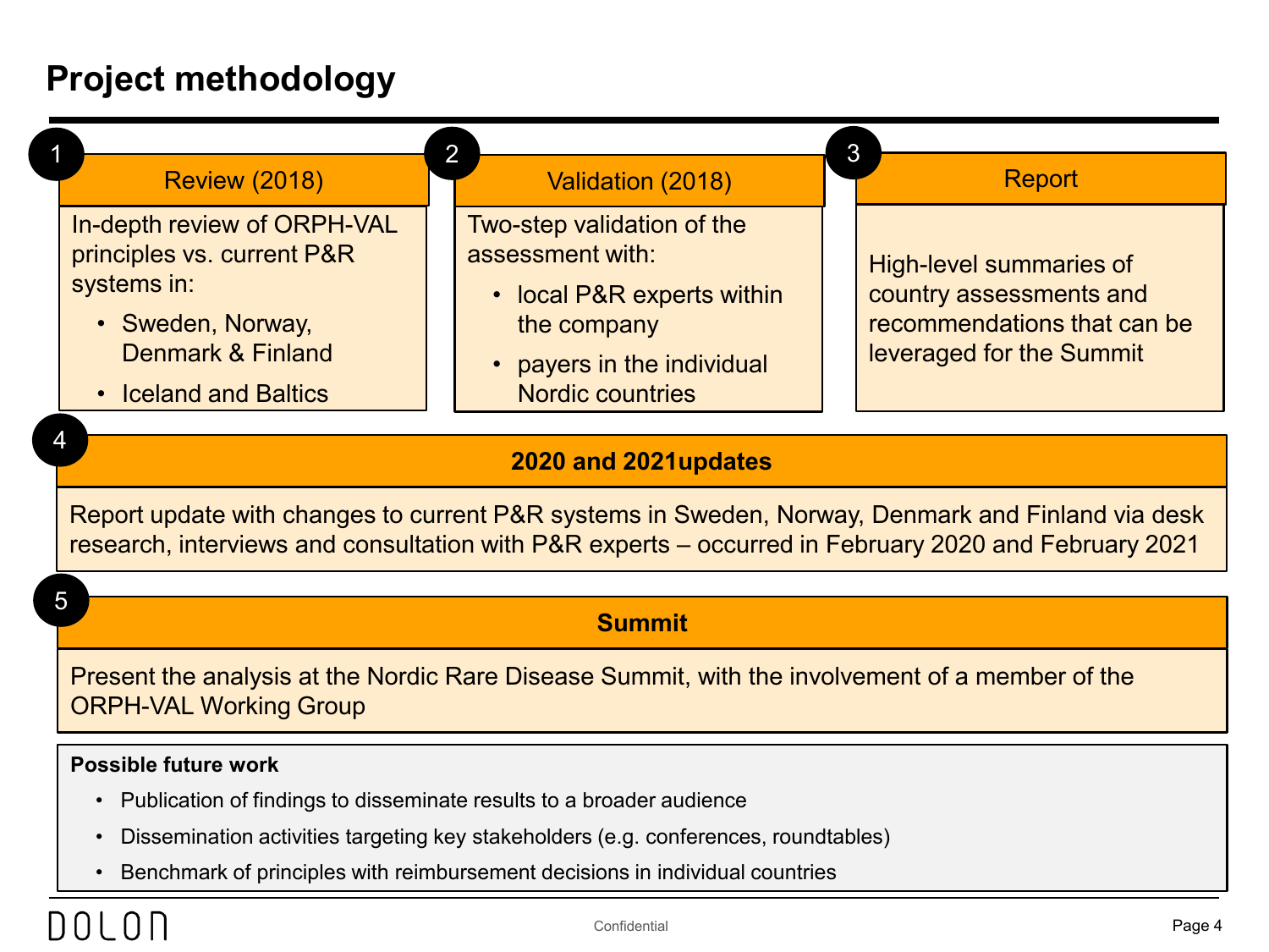# Project methodology

### 1 Review (2018)

In-depth review of ORPH-VAL principles vs. current P&R systems in:

- Sweden, Norway, Denmark & Finland
- Iceland and Baltics

### 2 Validation (2018)

Two-step validation of the assessment with:

- local P&R experts within the company
- payers in the individual Nordic countries

### 3 Report

High-level summaries of country assessments and recommendations that can be leveraged for the Summit

### 4 **2020 and 2021updates**

Report update with changes to current P&R systems in Sweden, Norway, Denmark and Finland via desk research, interviews and consultation with P&R experts – occurred in February 2020 and February 2021

### 5 **Summit**

Present the analysis at the Nordic Rare Disease Summit, with the involvement of a member of the ORPH-VAL Working Group

**Possible future work**

- Publication of findings to disseminate results to a broader audience
- Dissemination activities targeting key stakeholders (e.g. conferences, roundtables)
- Benchmark of principles with reimbursement decisions in individual countries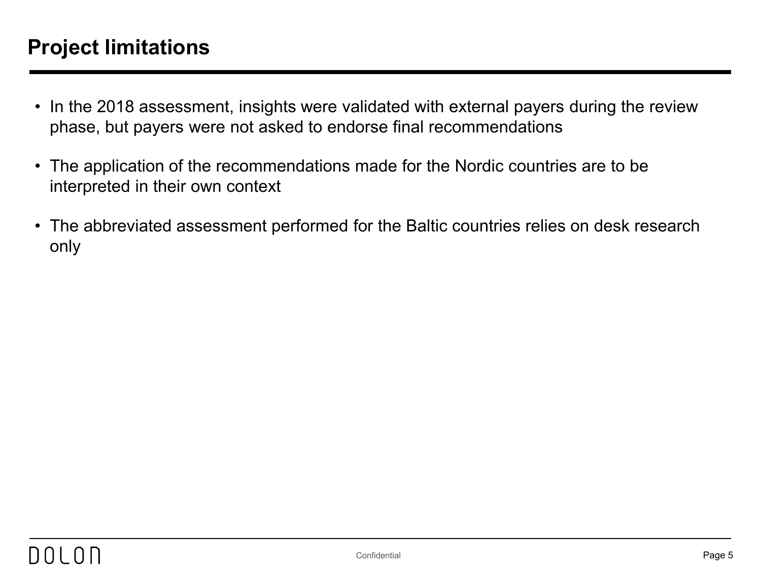# Project limitations

- In the 2018 assessment, insights were validated with external payers during the review phase, but payers were not asked to endorse final recommendations
- The application of the recommendations made for the Nordic countries are to be interpreted in their own context
- The abbreviated assessment performed for the Baltic countries relies on desk research only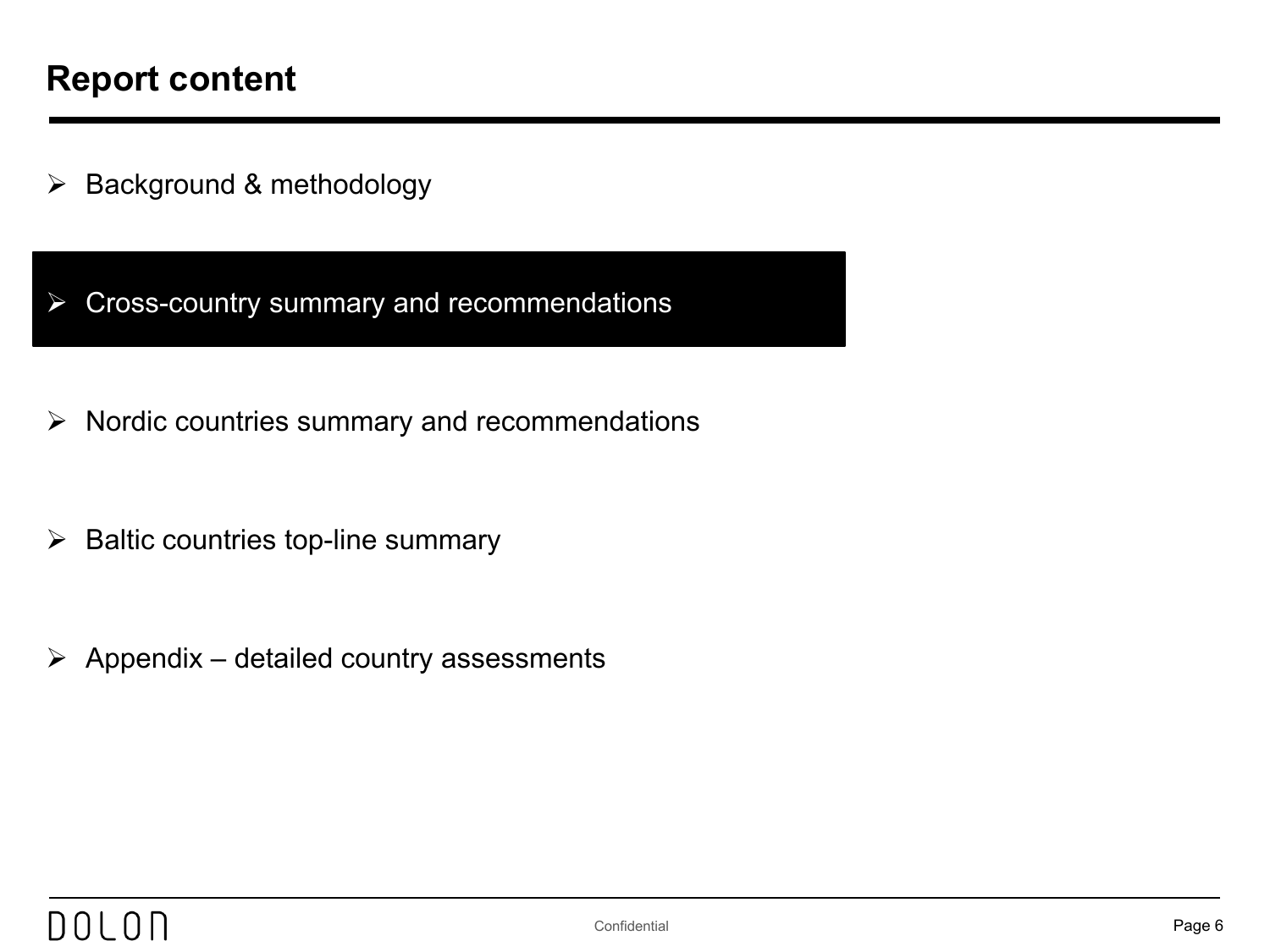# Report content

- Background & methodology
- Cross-country summary and recommendations
- Nordic countries summary and recommendations
- Baltic countries top-line summary
- Appendix – detailed country assessments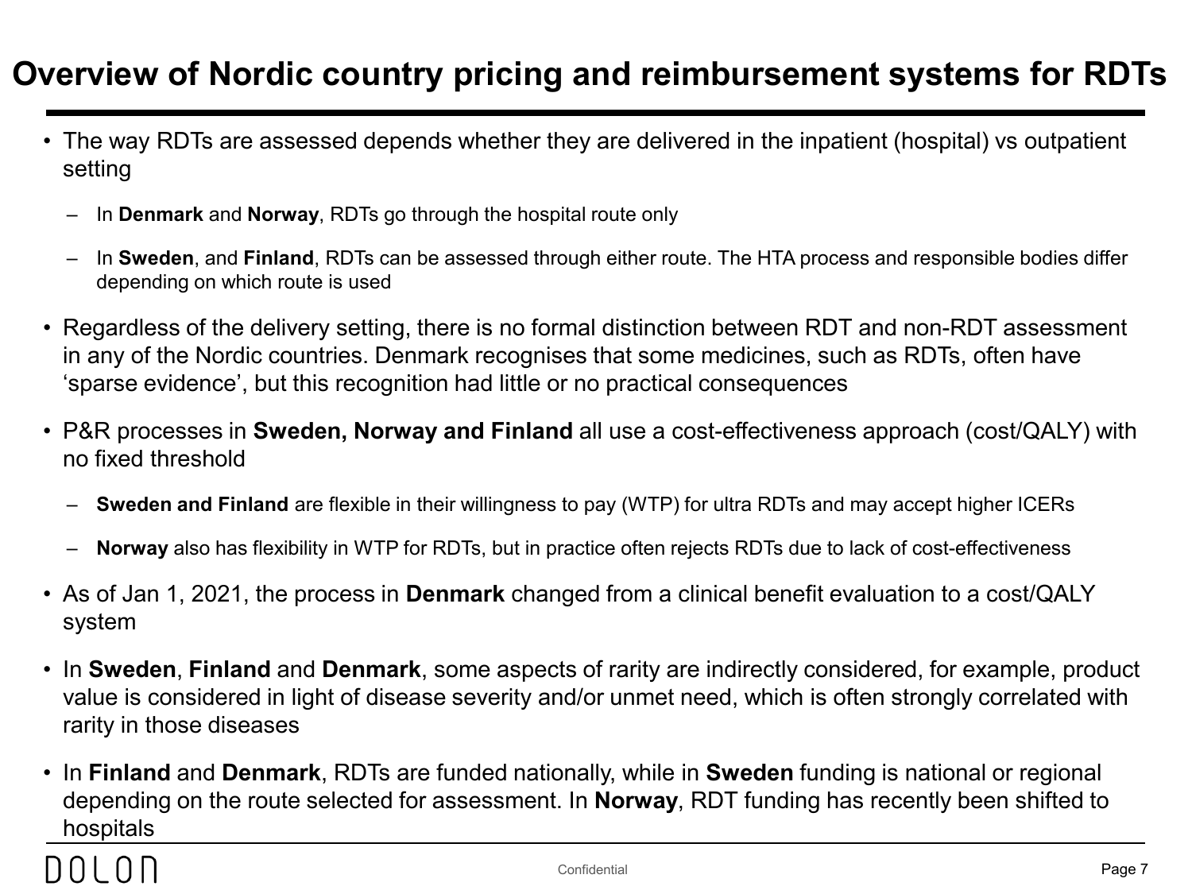# Overview of Nordic country pricing and reimbursement systems for RDTs

- The way RDTs are assessed depends whether they are delivered in the inpatient (hospital) vs outpatient setting
  - In **Denmark** and **Norway**, RDTs go through the hospital route only
  - In **Sweden**, and **Finland**, RDTs can be assessed through either route. The HTA process and responsible bodies differ depending on which route is used
- Regardless of the delivery setting, there is no formal distinction between RDT and non-RDT assessment in any of the Nordic countries. Denmark recognises that some medicines, such as RDTs, often have 'sparse evidence', but this recognition had little or no practical consequences
- P&R processes in **Sweden, Norway and Finland** all use a cost-effectiveness approach (cost/QALY) with no fixed threshold
  - **Sweden and Finland** are flexible in their willingness to pay (WTP) for ultra RDTs and may accept higher ICERs
  - **Norway** also has flexibility in WTP for RDTs, but in practice often rejects RDTs due to lack of cost-effectiveness
- As of Jan 1, 2021, the process in **Denmark** changed from a clinical benefit evaluation to a cost/QALY system
- In **Sweden**, **Finland** and **Denmark**, some aspects of rarity are indirectly considered, for example, product value is considered in light of disease severity and/or unmet need, which is often strongly correlated with rarity in those diseases
- In **Finland** and **Denmark**, RDTs are funded nationally, while in **Sweden** funding is national or regional depending on the route selected for assessment. In **Norway**, RDT funding has recently been shifted to hospitals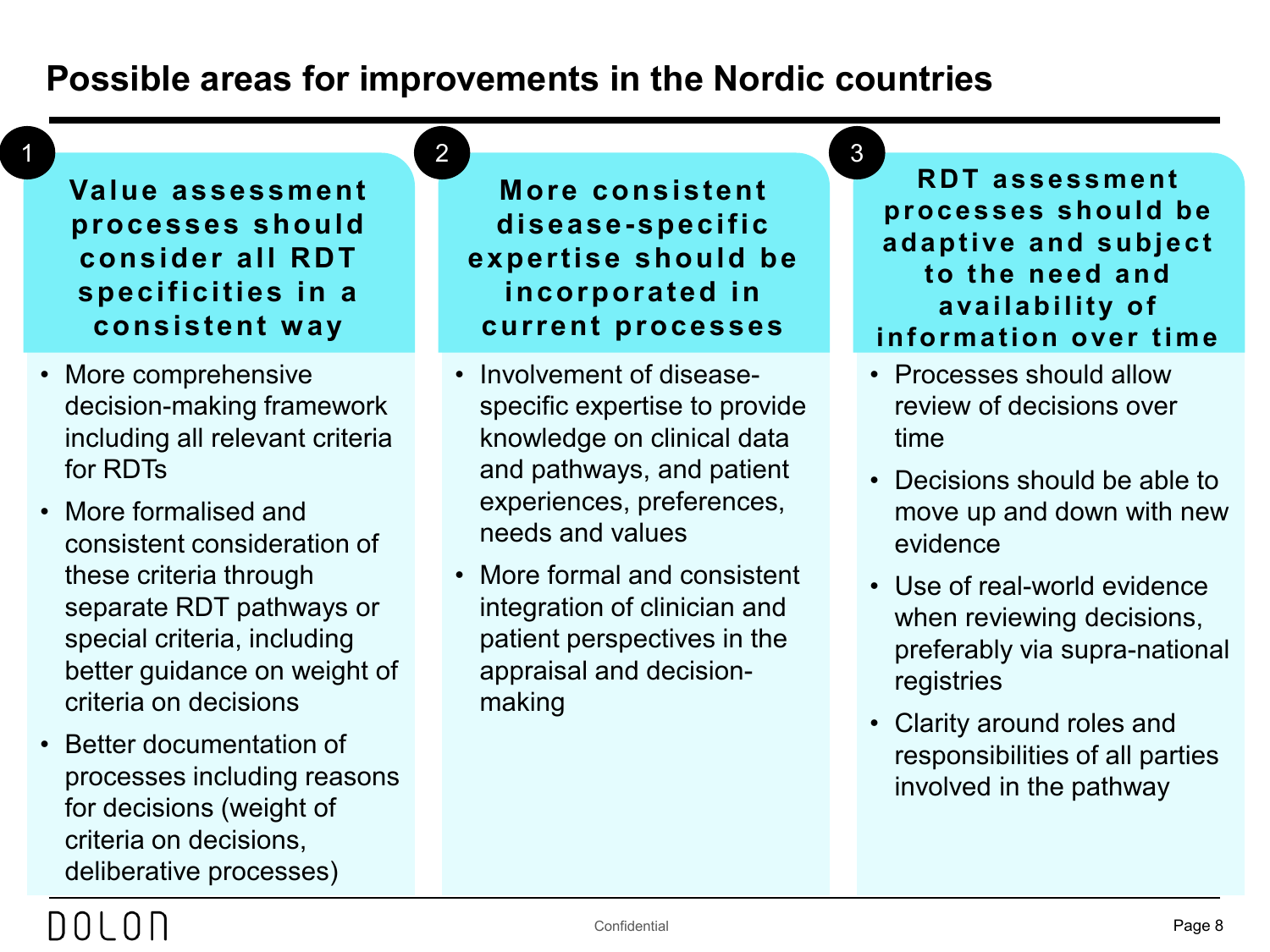# Possible areas for improvements in the Nordic countries

## 1 Value assessment processes should consider all RDT specificities in a consistent way

- More comprehensive decision-making framework including all relevant criteria for RDTs
- More formalised and consistent consideration of these criteria through separate RDT pathways or special criteria, including better guidance on weight of criteria on decisions
- Better documentation of processes including reasons for decisions (weight of criteria on decisions, deliberative processes)

## 2 More consistent disease-specific expertise should be incorporated in current processes

- Involvement of disease-specific expertise to provide knowledge on clinical data and pathways, and patient experiences, preferences, needs and values
- More formal and consistent integration of clinician and patient perspectives in the appraisal and decision-making

## 3 RDT assessment processes should be adaptive and subject to the need and availability of information over time

- Processes should allow review of decisions over time
- Decisions should be able to move up and down with new evidence
- Use of real-world evidence when reviewing decisions, preferably via supra-national registries
- Clarity around roles and responsibilities of all parties involved in the pathway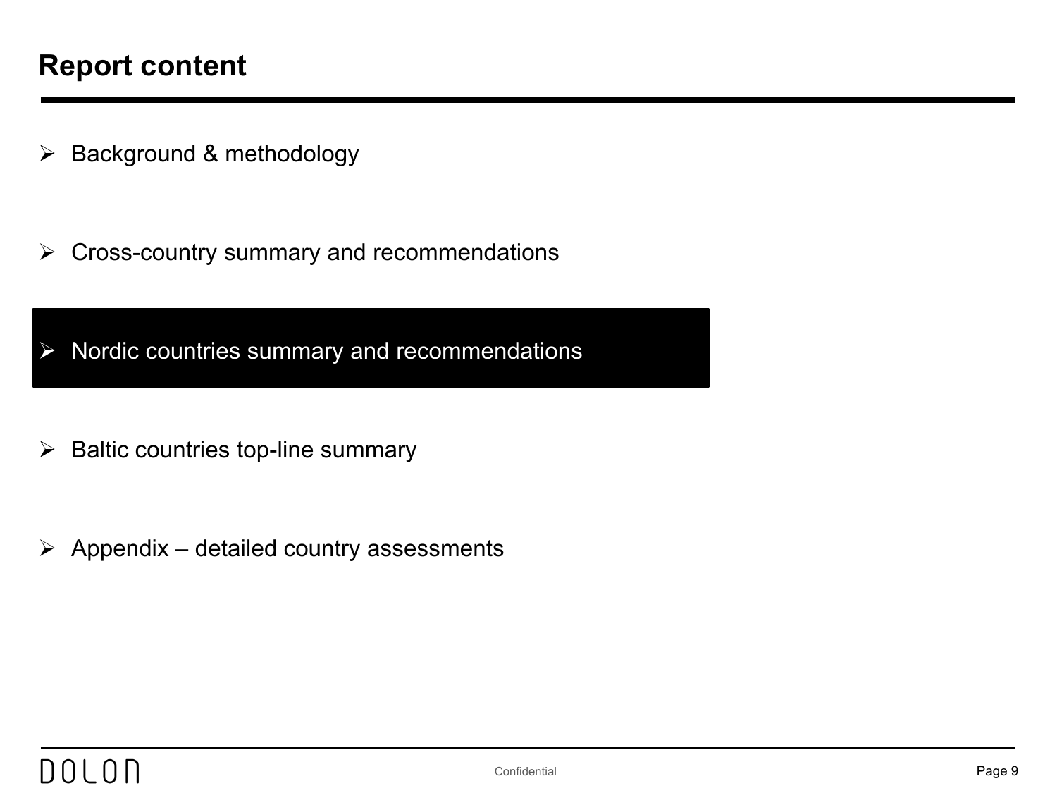# Report content

- Background & methodology
- Cross-country summary and recommendations
- **Nordic countries summary and recommendations**
- Baltic countries top-line summary
- Appendix – detailed country assessments

DOLON

Confidential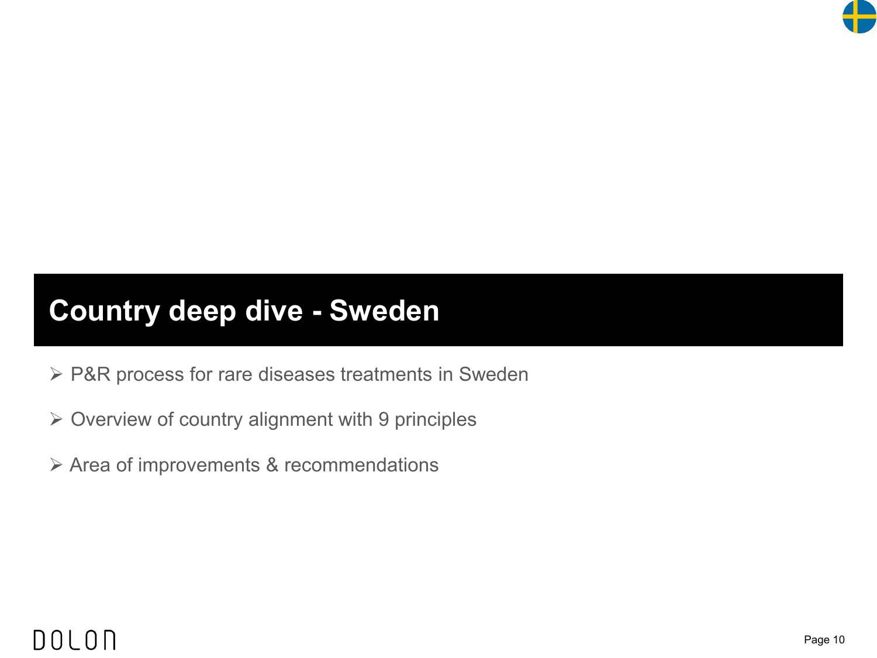# Country deep dive - Sweden

- P&R process for rare diseases treatments in Sweden
- Overview of country alignment with 9 principles
- Area of improvements & recommendations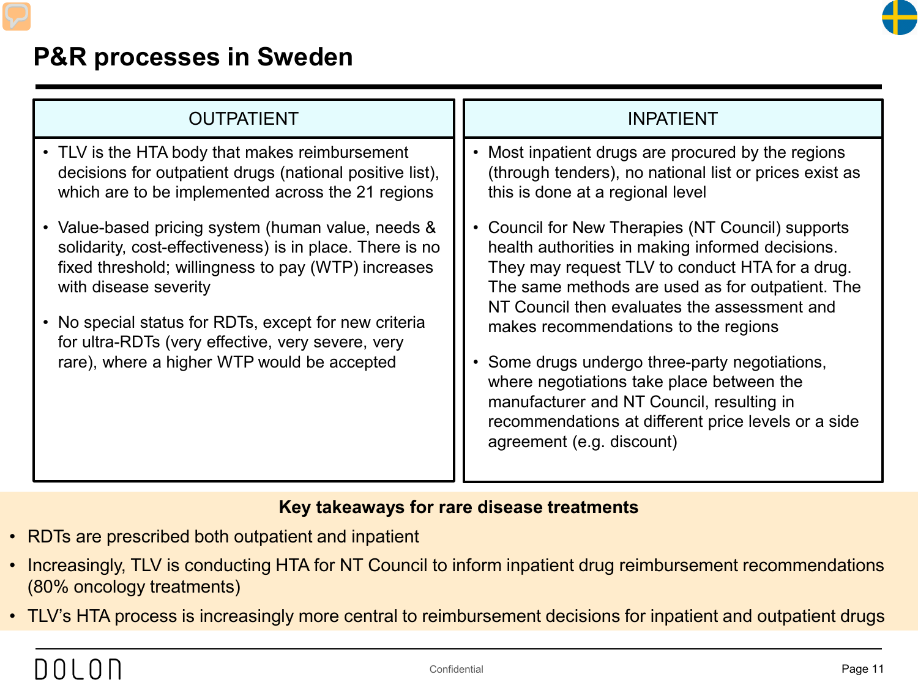# P&R processes in Sweden

| OUTPATIENT | INPATIENT |
|---|---|
| • TLV is the HTA body that makes reimbursement decisions for outpatient drugs (national positive list), which are to be implemented across the 21 regions<br><br>• Value-based pricing system (human value, needs & solidarity, cost-effectiveness) is in place. There is no fixed threshold; willingness to pay (WTP) increases with disease severity<br><br>• No special status for RDTs, except for new criteria for ultra-RDTs (very effective, very severe, very rare), where a higher WTP would be accepted | • Most inpatient drugs are procured by the regions (through tenders), no national list or prices exist as this is done at a regional level<br><br>• Council for New Therapies (NT Council) supports health authorities in making informed decisions. They may request TLV to conduct HTA for a drug. The same methods are used as for outpatient. The NT Council then evaluates the assessment and makes recommendations to the regions<br><br>• Some drugs undergo three-party negotiations, where negotiations take place between the manufacturer and NT Council, resulting in recommendations at different price levels or a side agreement (e.g. discount) |

**Key takeaways for rare disease treatments**

- RDTs are prescribed both outpatient and inpatient
- Increasingly, TLV is conducting HTA for NT Council to inform inpatient drug reimbursement recommendations (80% oncology treatments)
- TLV's HTA process is increasingly more central to reimbursement decisions for inpatient and outpatient drugs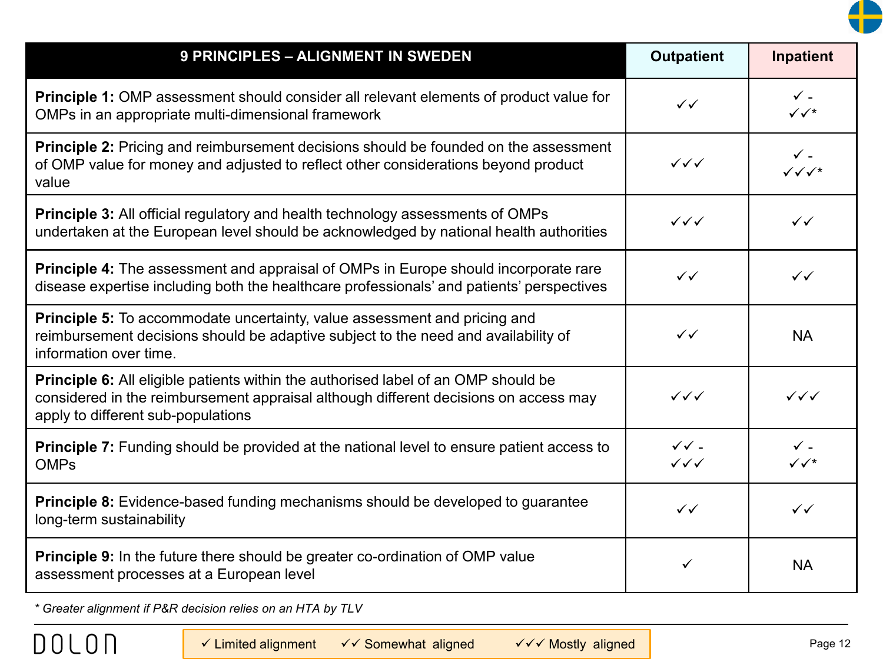| 9 PRINCIPLES – ALIGNMENT IN SWEDEN | Outpatient | Inpatient |
|---|---|---|
| **Principle 1:** OMP assessment should consider all relevant elements of product value for OMPs in an appropriate multi-dimensional framework | ✓✓ | ✓ - ✓✓* |
| **Principle 2:** Pricing and reimbursement decisions should be founded on the assessment of OMP value for money and adjusted to reflect other considerations beyond product value | ✓✓✓ | ✓ - ✓✓✓* |
| **Principle 3:** All official regulatory and health technology assessments of OMPs undertaken at the European level should be acknowledged by national health authorities | ✓✓✓ | ✓✓ |
| **Principle 4:** The assessment and appraisal of OMPs in Europe should incorporate rare disease expertise including both the healthcare professionals' and patients' perspectives | ✓✓ | ✓✓ |
| **Principle 5:** To accommodate uncertainty, value assessment and pricing and reimbursement decisions should be adaptive subject to the need and availability of information over time. | ✓✓ | NA |
| **Principle 6:** All eligible patients within the authorised label of an OMP should be considered in the reimbursement appraisal although different decisions on access may apply to different sub-populations | ✓✓✓ | ✓✓✓ |
| **Principle 7:** Funding should be provided at the national level to ensure patient access to OMPs | ✓✓ - ✓✓✓ | ✓ - ✓✓* |
| **Principle 8:** Evidence-based funding mechanisms should be developed to guarantee long-term sustainability | ✓✓ | ✓✓ |
| **Principle 9:** In the future there should be greater co-ordination of OMP value assessment processes at a European level | ✓ | NA |

*\* Greater alignment if P&R decision relies on an HTA by TLV*

✓ Limited alignment ✓✓ Somewhat aligned ✓✓✓ Mostly aligned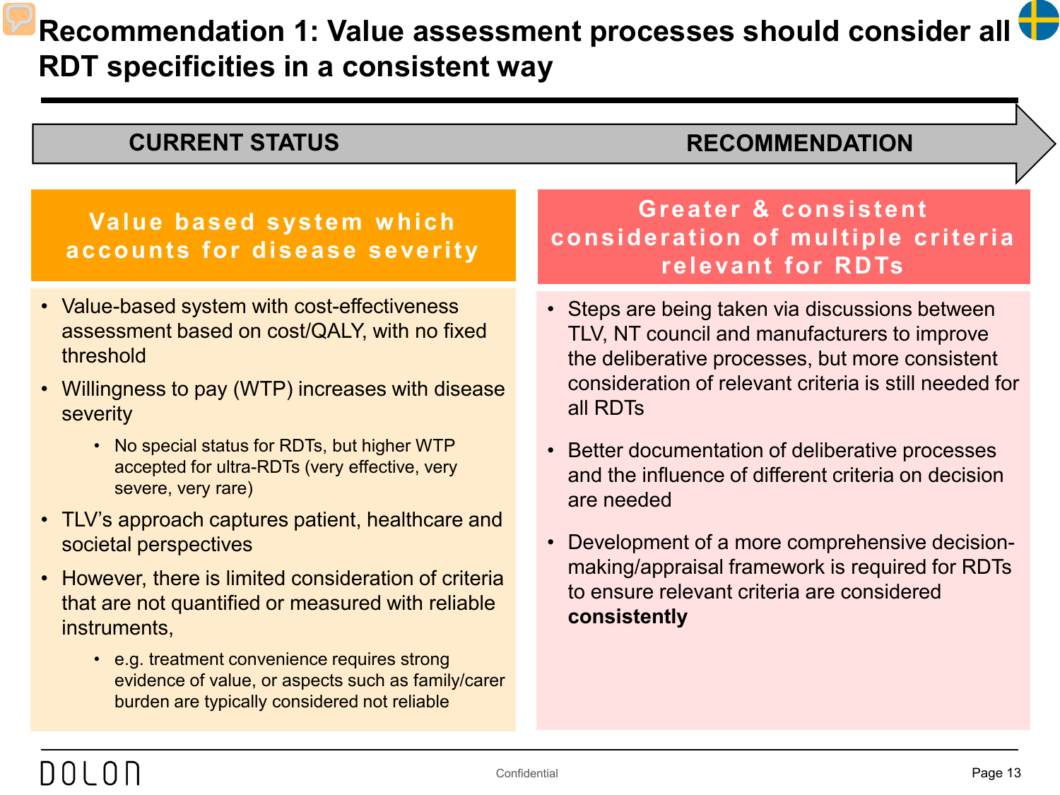# Recommendation 1: Value assessment processes should consider all RDT specificities in a consistent way

**CURRENT STATUS** → **RECOMMENDATION**

## Value based system which accounts for disease severity

- Value-based system with cost-effectiveness assessment based on cost/QALY, with no fixed threshold
- Willingness to pay (WTP) increases with disease severity
  - No special status for RDTs, but higher WTP accepted for ultra-RDTs (very effective, very severe, very rare)
- TLV's approach captures patient, healthcare and societal perspectives
- However, there is limited consideration of criteria that are not quantified or measured with reliable instruments,
  - e.g. treatment convenience requires strong evidence of value, or aspects such as family/carer burden are typically considered not reliable

## Greater & consistent consideration of multiple criteria relevant for RDTs

- Steps are being taken via discussions between TLV, NT council and manufacturers to improve the deliberative processes, but more consistent consideration of relevant criteria is still needed for all RDTs
- Better documentation of deliberative processes and the influence of different criteria on decision are needed
- Development of a more comprehensive decision-making/appraisal framework is required for RDTs to ensure relevant criteria are considered **consistently**

DOLON

Confidential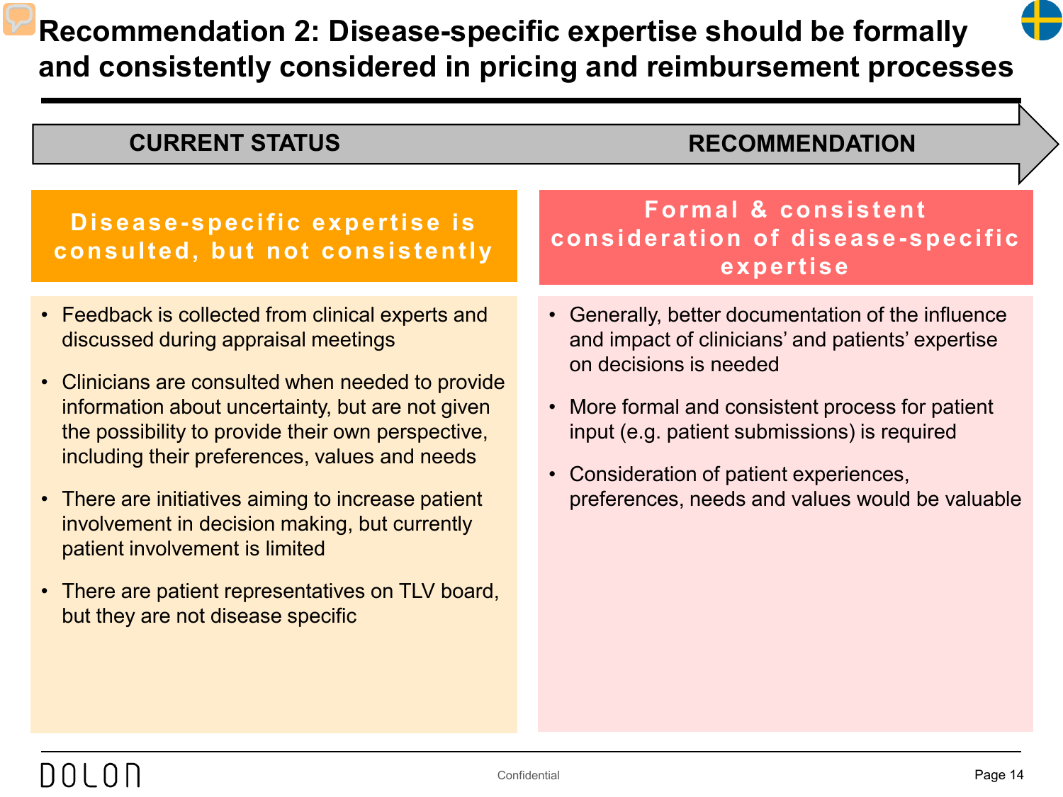# Recommendation 2: Disease-specific expertise should be formally and consistently considered in pricing and reimbursement processes

| CURRENT STATUS | RECOMMENDATION |
| --- | --- |
| **Disease-specific expertise is consulted, but not consistently** | **Formal & consistent consideration of disease-specific expertise** |

## CURRENT STATUS

### Disease-specific expertise is consulted, but not consistently

- Feedback is collected from clinical experts and discussed during appraisal meetings
- Clinicians are consulted when needed to provide information about uncertainty, but are not given the possibility to provide their own perspective, including their preferences, values and needs
- There are initiatives aiming to increase patient involvement in decision making, but currently patient involvement is limited
- There are patient representatives on TLV board, but they are not disease specific

## RECOMMENDATION

### Formal & consistent consideration of disease-specific expertise

- Generally, better documentation of the influence and impact of clinicians' and patients' expertise on decisions is needed
- More formal and consistent process for patient input (e.g. patient submissions) is required
- Consideration of patient experiences, preferences, needs and values would be valuable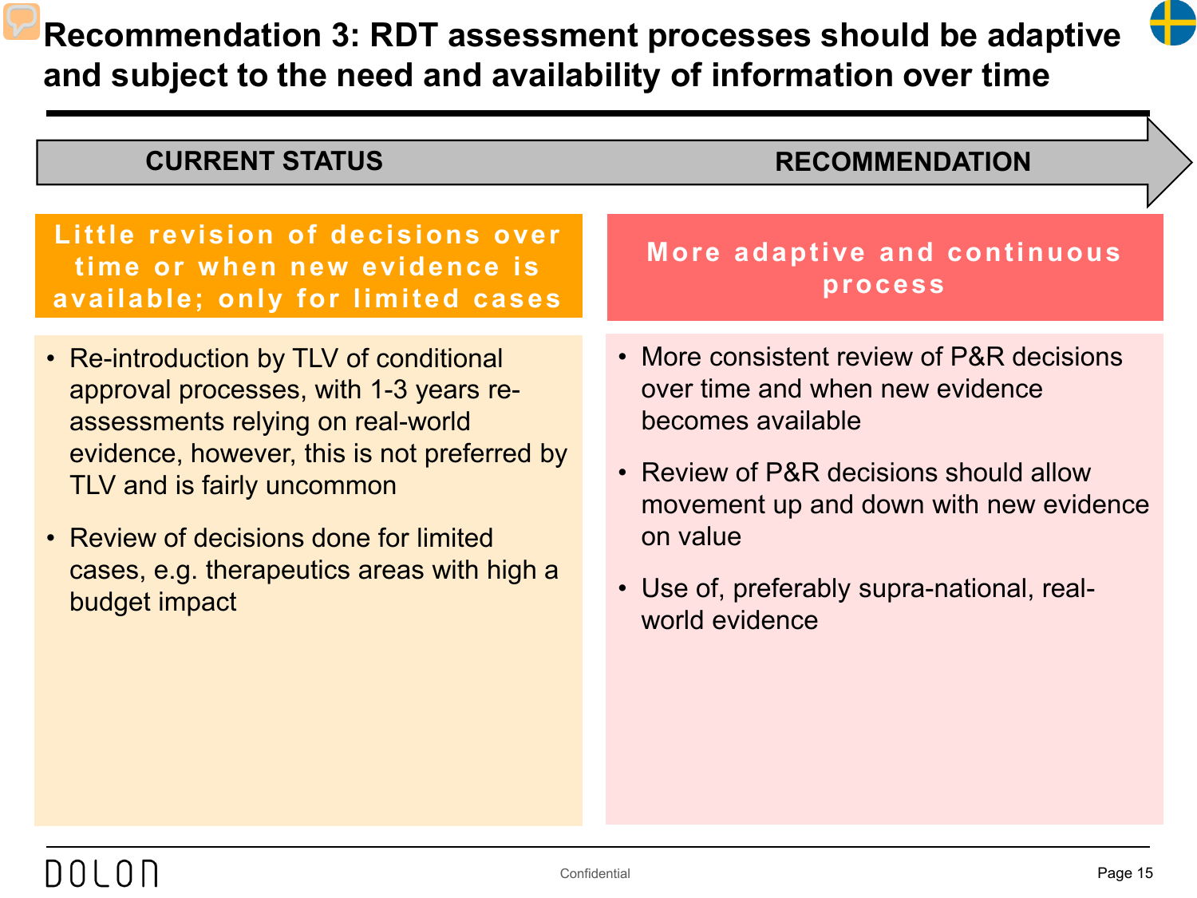# Recommendation 3: RDT assessment processes should be adaptive and subject to the need and availability of information over time

## CURRENT STATUS

### Little revision of decisions over time or when new evidence is available; only for limited cases

- Re-introduction by TLV of conditional approval processes, with 1-3 years re-assessments relying on real-world evidence, however, this is not preferred by TLV and is fairly uncommon
- Review of decisions done for limited cases, e.g. therapeutics areas with high a budget impact

## RECOMMENDATION

### More adaptive and continuous process

- More consistent review of P&R decisions over time and when new evidence becomes available
- Review of P&R decisions should allow movement up and down with new evidence on value
- Use of, preferably supra-national, real-world evidence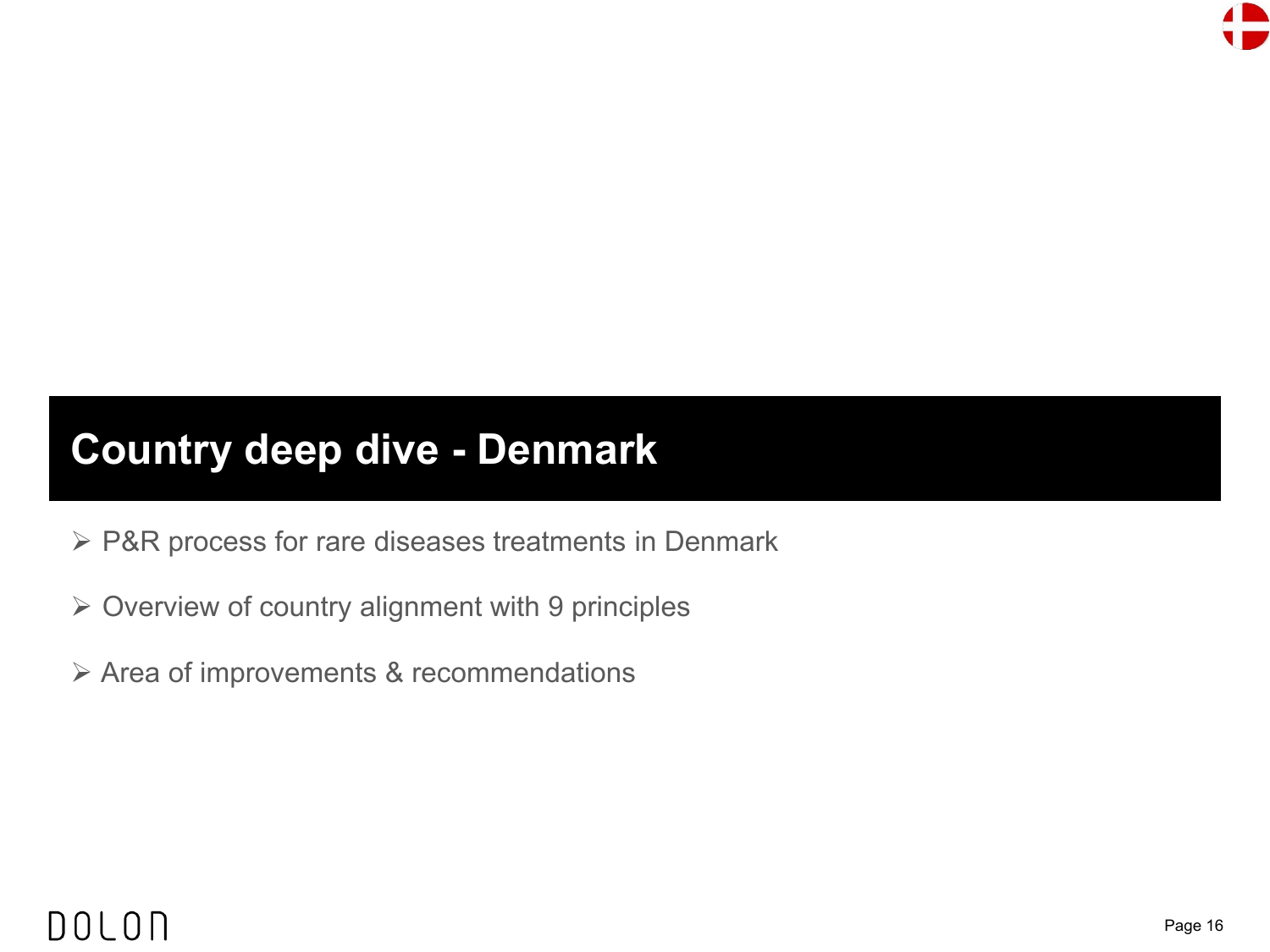# Country deep dive - Denmark

- P&R process for rare diseases treatments in Denmark
- Overview of country alignment with 9 principles
- Area of improvements & recommendations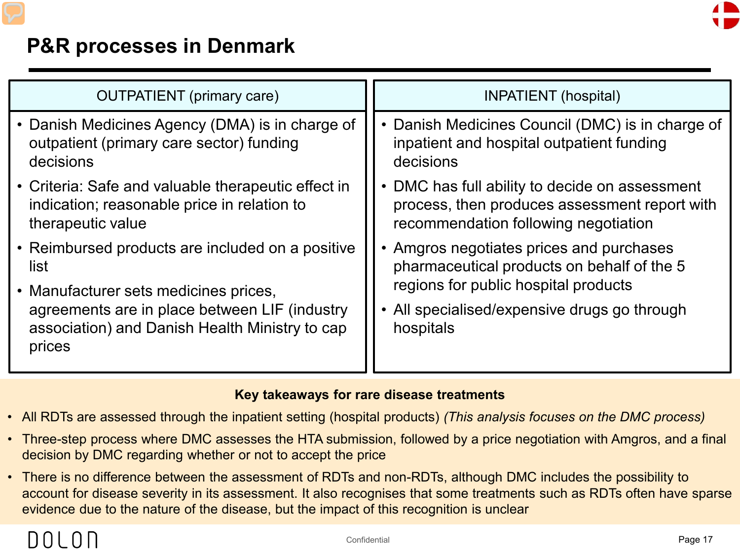# P&R processes in Denmark

| OUTPATIENT (primary care) | INPATIENT (hospital) |
|---|---|
| • Danish Medicines Agency (DMA) is in charge of outpatient (primary care sector) funding decisions<br>• Criteria: Safe and valuable therapeutic effect in indication; reasonable price in relation to therapeutic value<br>• Reimbursed products are included on a positive list<br>• Manufacturer sets medicines prices, agreements are in place between LIF (industry association) and Danish Health Ministry to cap prices | • Danish Medicines Council (DMC) is in charge of inpatient and hospital outpatient funding decisions<br>• DMC has full ability to decide on assessment process, then produces assessment report with recommendation following negotiation<br>• Amgros negotiates prices and purchases pharmaceutical products on behalf of the 5 regions for public hospital products<br>• All specialised/expensive drugs go through hospitals |

**Key takeaways for rare disease treatments**

- All RDTs are assessed through the inpatient setting (hospital products) *(This analysis focuses on the DMC process)*
- Three-step process where DMC assesses the HTA submission, followed by a price negotiation with Amgros, and a final decision by DMC regarding whether or not to accept the price
- There is no difference between the assessment of RDTs and non-RDTs, although DMC includes the possibility to account for disease severity in its assessment. It also recognises that some treatments such as RDTs often have sparse evidence due to the nature of the disease, but the impact of this recognition is unclear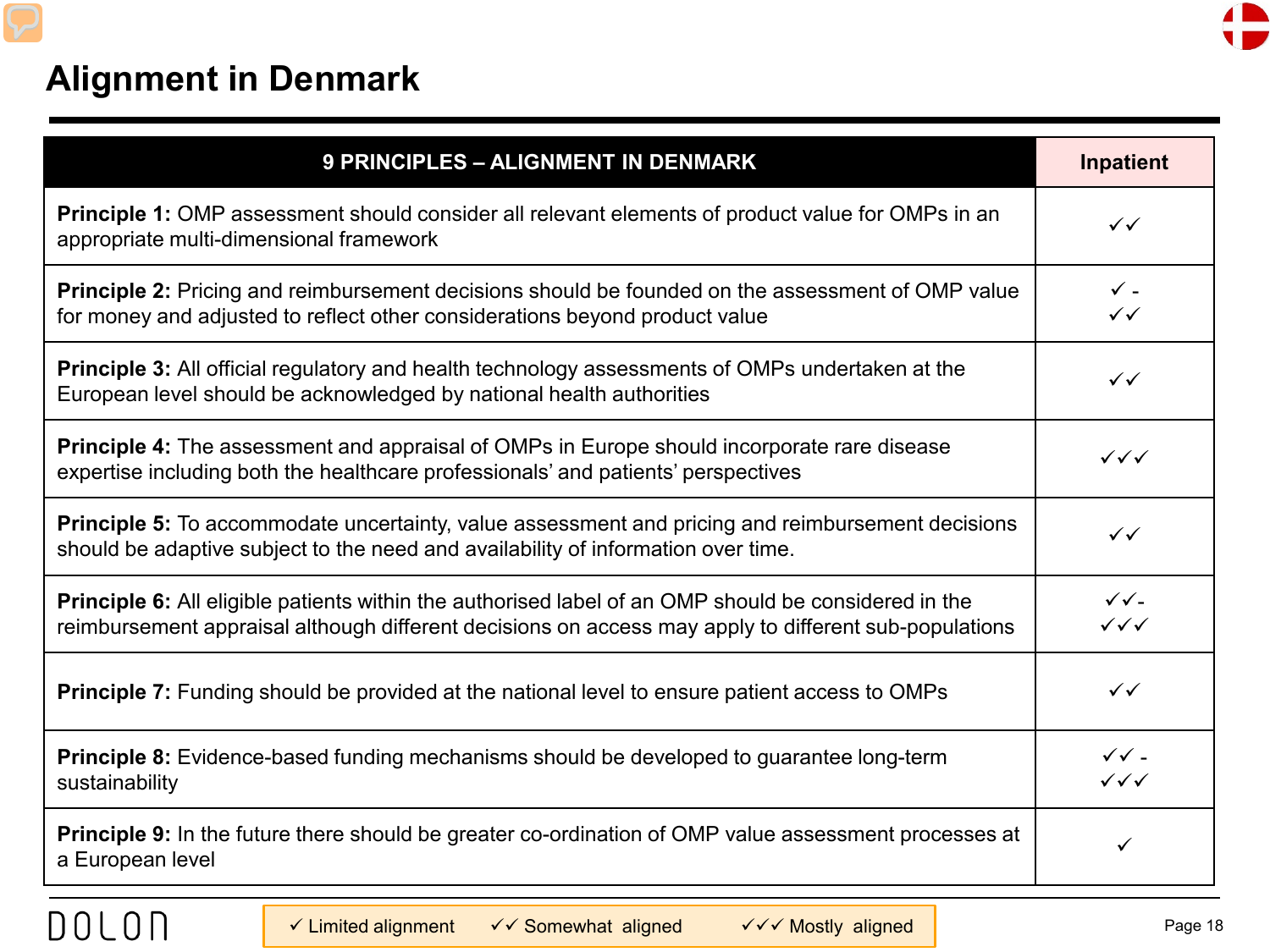# Alignment in Denmark

| 9 PRINCIPLES – ALIGNMENT IN DENMARK | Inpatient |
|---|---|
| **Principle 1:** OMP assessment should consider all relevant elements of product value for OMPs in an appropriate multi-dimensional framework | ✓✓ |
| **Principle 2:** Pricing and reimbursement decisions should be founded on the assessment of OMP value for money and adjusted to reflect other considerations beyond product value | ✓ - ✓✓ |
| **Principle 3:** All official regulatory and health technology assessments of OMPs undertaken at the European level should be acknowledged by national health authorities | ✓✓ |
| **Principle 4:** The assessment and appraisal of OMPs in Europe should incorporate rare disease expertise including both the healthcare professionals' and patients' perspectives | ✓✓✓ |
| **Principle 5:** To accommodate uncertainty, value assessment and pricing and reimbursement decisions should be adaptive subject to the need and availability of information over time. | ✓✓ |
| **Principle 6:** All eligible patients within the authorised label of an OMP should be considered in the reimbursement appraisal although different decisions on access may apply to different sub-populations | ✓✓- ✓✓✓ |
| **Principle 7:** Funding should be provided at the national level to ensure patient access to OMPs | ✓✓ |
| **Principle 8:** Evidence-based funding mechanisms should be developed to guarantee long-term sustainability | ✓✓ - ✓✓✓ |
| **Principle 9:** In the future there should be greater co-ordination of OMP value assessment processes at a European level | ✓ |

✓ Limited alignment ✓✓ Somewhat aligned ✓✓✓ Mostly aligned

DOLON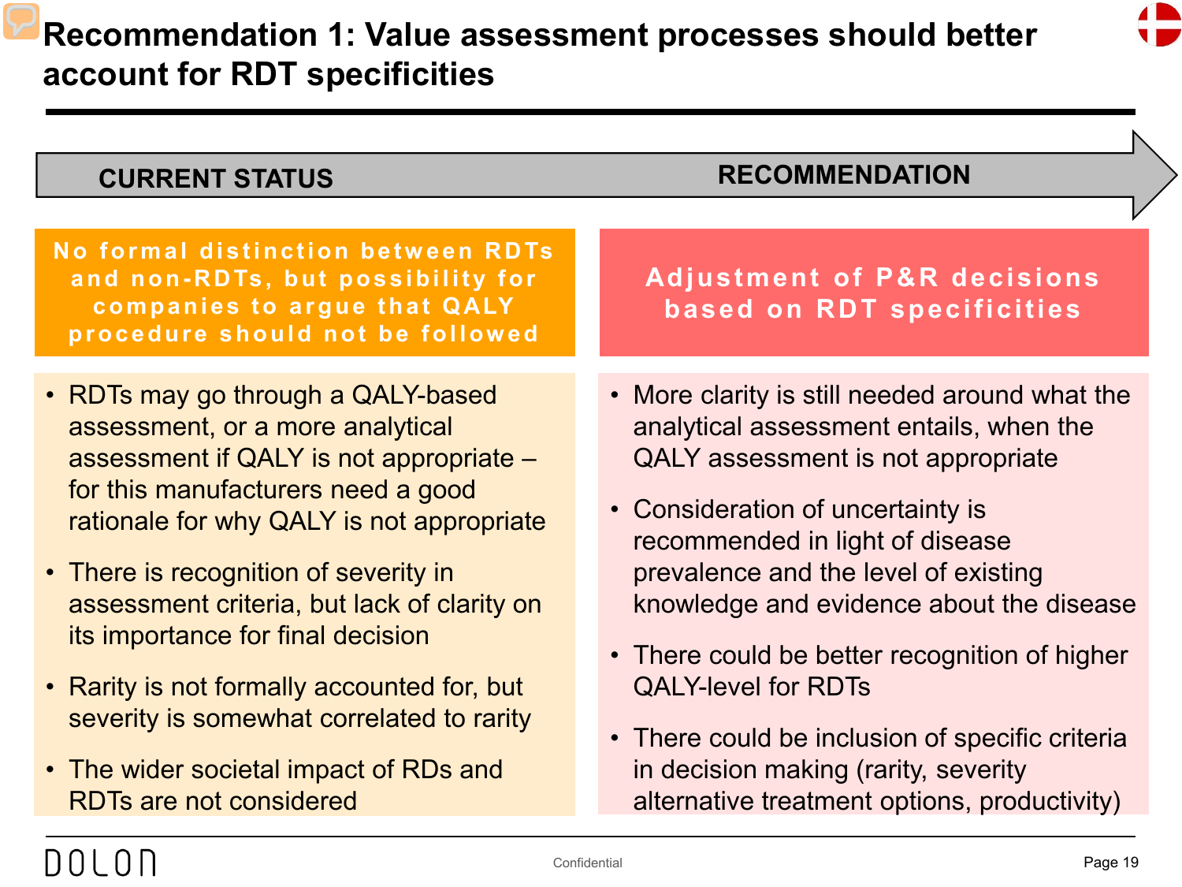# Recommendation 1: Value assessment processes should better account for RDT specificities

| CURRENT STATUS | RECOMMENDATION |
| --- | --- |
| **No formal distinction between RDTs and non-RDTs, but possibility for companies to argue that QALY procedure should not be followed** | **Adjustment of P&R decisions based on RDT specificities** |

**CURRENT STATUS**

**No formal distinction between RDTs and non-RDTs, but possibility for companies to argue that QALY procedure should not be followed**

- RDTs may go through a QALY-based assessment, or a more analytical assessment if QALY is not appropriate – for this manufacturers need a good rationale for why QALY is not appropriate
- There is recognition of severity in assessment criteria, but lack of clarity on its importance for final decision
- Rarity is not formally accounted for, but severity is somewhat correlated to rarity
- The wider societal impact of RDs and RDTs are not considered

**RECOMMENDATION**

**Adjustment of P&R decisions based on RDT specificities**

- More clarity is still needed around what the analytical assessment entails, when the QALY assessment is not appropriate
- Consideration of uncertainty is recommended in light of disease prevalence and the level of existing knowledge and evidence about the disease
- There could be better recognition of higher QALY-level for RDTs
- There could be inclusion of specific criteria in decision making (rarity, severity alternative treatment options, productivity)

Confidential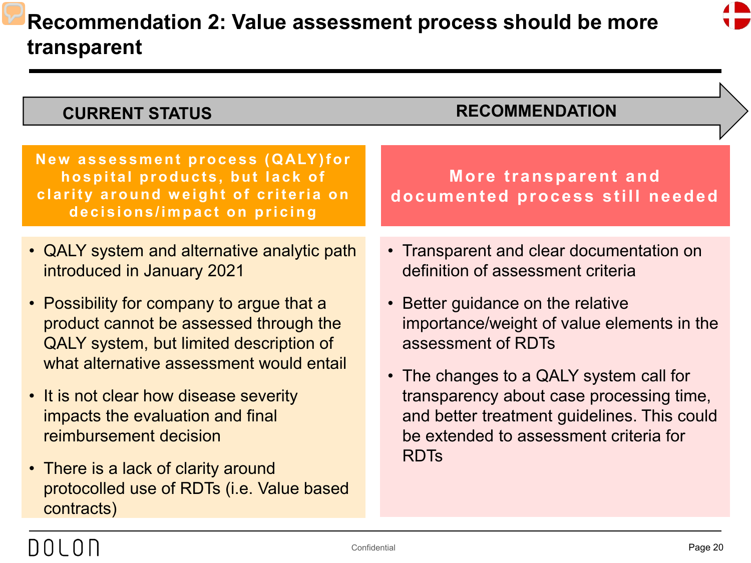# Recommendation 2: Value assessment process should be more transparent

## CURRENT STATUS

**New assessment process (QALY)for hospital products, but lack of clarity around weight of criteria on decisions/impact on pricing**

- QALY system and alternative analytic path introduced in January 2021
- Possibility for company to argue that a product cannot be assessed through the QALY system, but limited description of what alternative assessment would entail
- It is not clear how disease severity impacts the evaluation and final reimbursement decision
- There is a lack of clarity around protocolled use of RDTs (i.e. Value based contracts)

## RECOMMENDATION

**More transparent and documented process still needed**

- Transparent and clear documentation on definition of assessment criteria
- Better guidance on the relative importance/weight of value elements in the assessment of RDTs
- The changes to a QALY system call for transparency about case processing time, and better treatment guidelines. This could be extended to assessment criteria for RDTs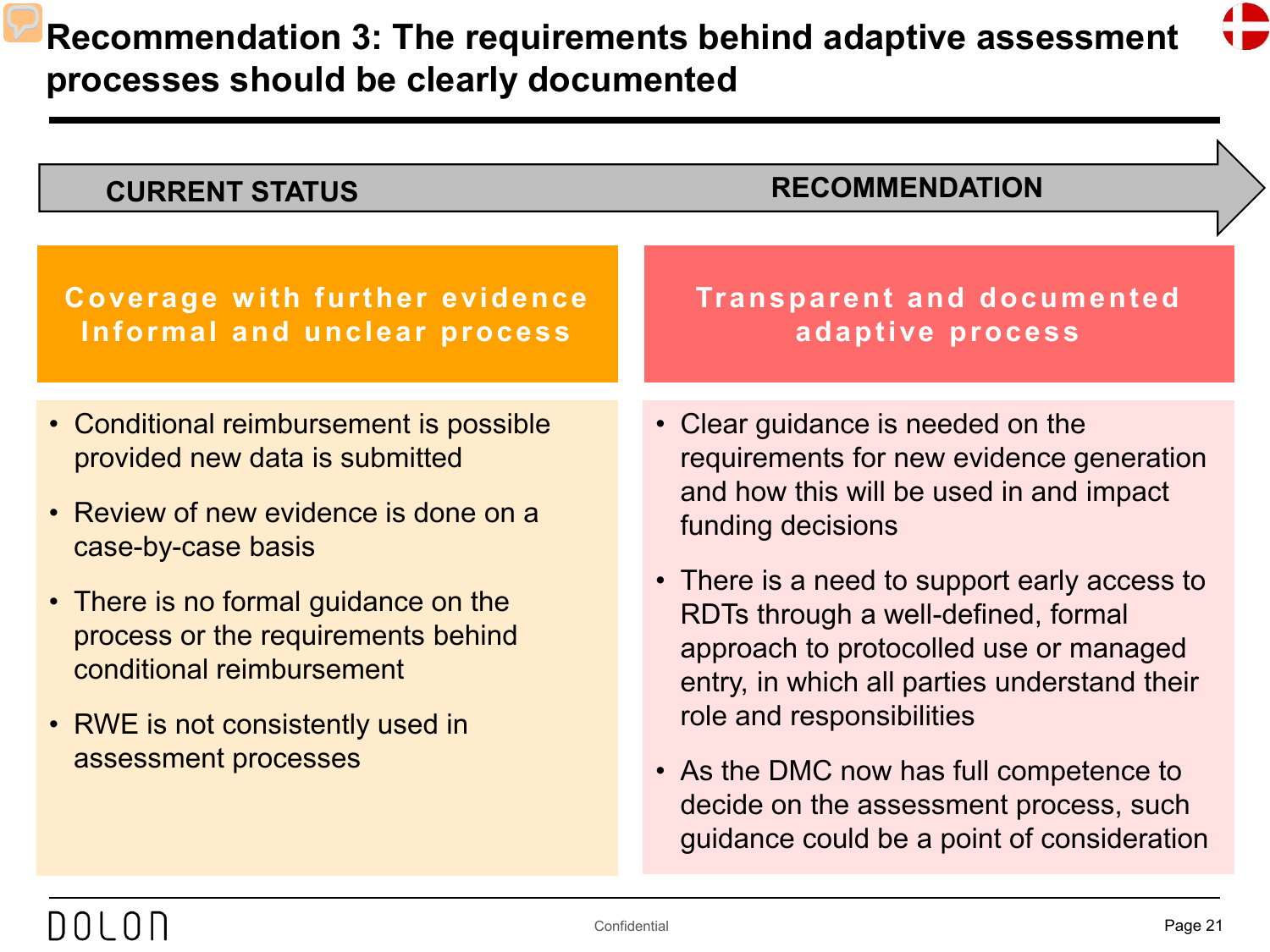# Recommendation 3: The requirements behind adaptive assessment processes should be clearly documented

**CURRENT STATUS** → **RECOMMENDATION**

## Current status: Coverage with further evidence – Informal and unclear process

- Conditional reimbursement is possible provided new data is submitted
- Review of new evidence is done on a case-by-case basis
- There is no formal guidance on the process or the requirements behind conditional reimbursement
- RWE is not consistently used in assessment processes

## Recommendation: Transparent and documented adaptive process

- Clear guidance is needed on the requirements for new evidence generation and how this will be used in and impact funding decisions
- There is a need to support early access to RDTs through a well-defined, formal approach to protocolled use or managed entry, in which all parties understand their role and responsibilities
- As the DMC now has full competence to decide on the assessment process, such guidance could be a point of consideration

DOLON

Confidential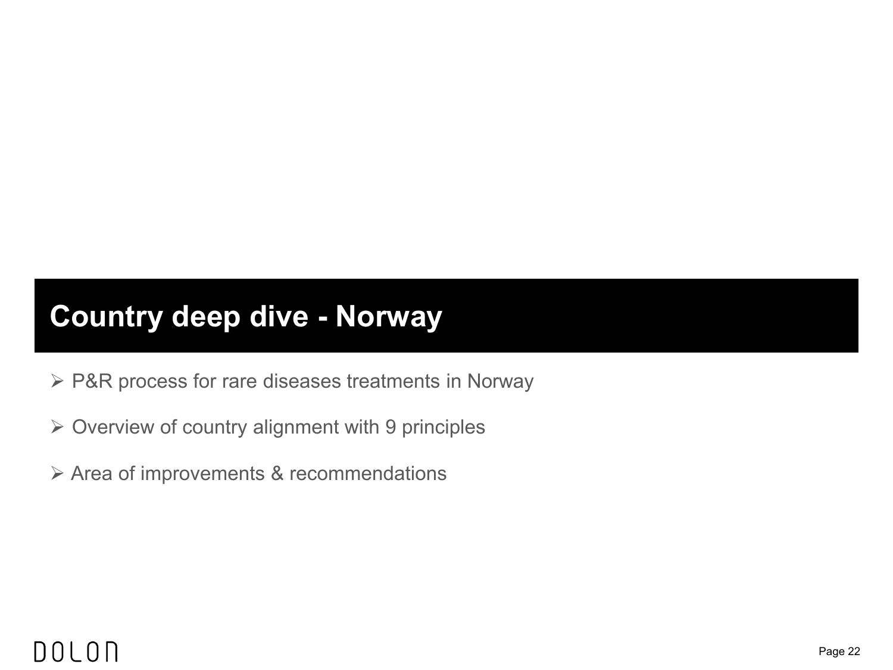# Country deep dive - Norway

- P&R process for rare diseases treatments in Norway
- Overview of country alignment with 9 principles
- Area of improvements & recommendations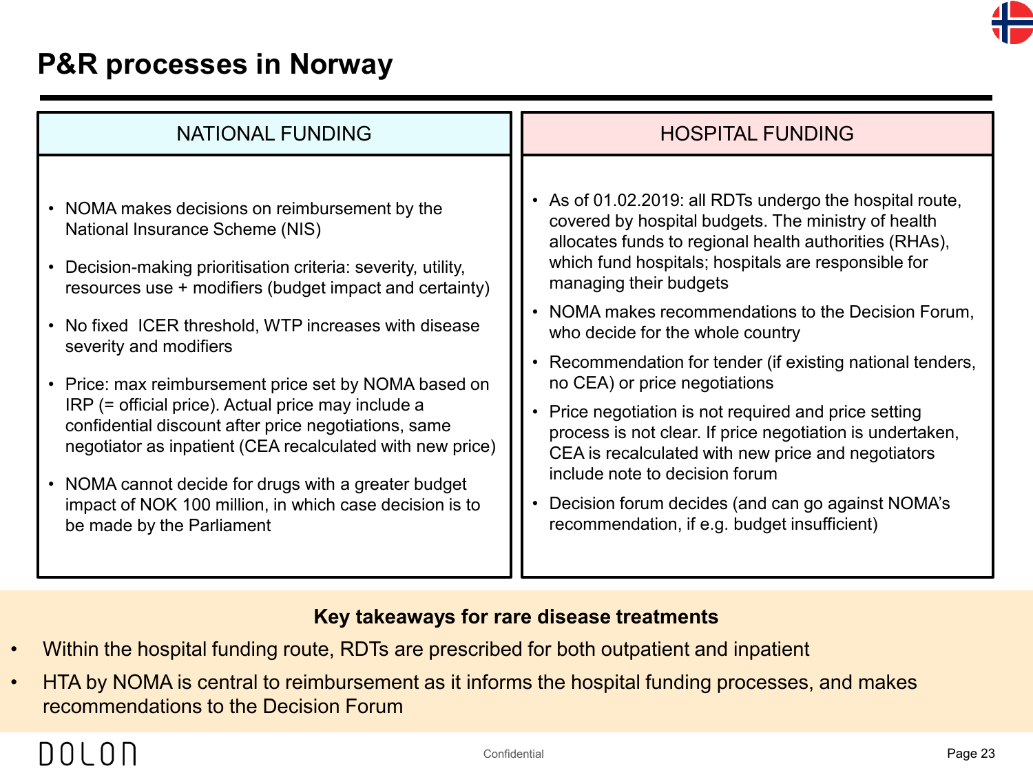# P&R processes in Norway

## NATIONAL FUNDING

- NOMA makes decisions on reimbursement by the National Insurance Scheme (NIS)
- Decision-making prioritisation criteria: severity, utility, resources use + modifiers (budget impact and certainty)
- No fixed  ICER threshold, WTP increases with disease severity and modifiers
- Price: max reimbursement price set by NOMA based on IRP (= official price). Actual price may include a confidential discount after price negotiations, same negotiator as inpatient (CEA recalculated with new price)
- NOMA cannot decide for drugs with a greater budget impact of NOK 100 million, in which case decision is to be made by the Parliament

## HOSPITAL FUNDING

- As of 01.02.2019: all RDTs undergo the hospital route, covered by hospital budgets. The ministry of health allocates funds to regional health authorities (RHAs), which fund hospitals; hospitals are responsible for managing their budgets
- NOMA makes recommendations to the Decision Forum, who decide for the whole country
- Recommendation for tender (if existing national tenders, no CEA) or price negotiations
- Price negotiation is not required and price setting process is not clear. If price negotiation is undertaken, CEA is recalculated with new price and negotiators include note to decision forum
- Decision forum decides (and can go against NOMA's recommendation, if e.g. budget insufficient)

**Key takeaways for rare disease treatments**

- Within the hospital funding route, RDTs are prescribed for both outpatient and inpatient
- HTA by NOMA is central to reimbursement as it informs the hospital funding processes, and makes recommendations to the Decision Forum

Confidential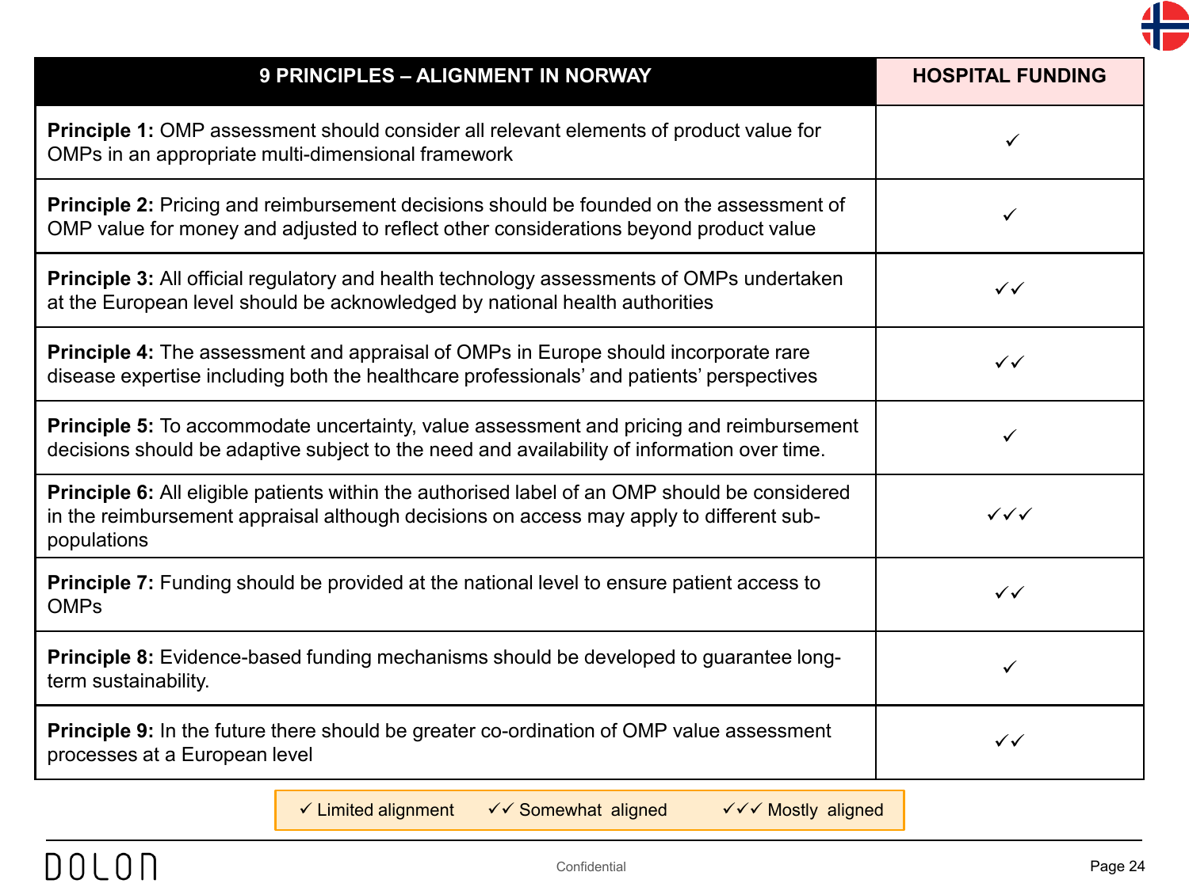| 9 PRINCIPLES – ALIGNMENT IN NORWAY | HOSPITAL FUNDING |
|---|---|
| **Principle 1:** OMP assessment should consider all relevant elements of product value for OMPs in an appropriate multi-dimensional framework | ✓ |
| **Principle 2:** Pricing and reimbursement decisions should be founded on the assessment of OMP value for money and adjusted to reflect other considerations beyond product value | ✓ |
| **Principle 3:** All official regulatory and health technology assessments of OMPs undertaken at the European level should be acknowledged by national health authorities | ✓✓ |
| **Principle 4:** The assessment and appraisal of OMPs in Europe should incorporate rare disease expertise including both the healthcare professionals' and patients' perspectives | ✓✓ |
| **Principle 5:** To accommodate uncertainty, value assessment and pricing and reimbursement decisions should be adaptive subject to the need and availability of information over time. | ✓ |
| **Principle 6:** All eligible patients within the authorised label of an OMP should be considered in the reimbursement appraisal although decisions on access may apply to different sub-populations | ✓✓✓ |
| **Principle 7:** Funding should be provided at the national level to ensure patient access to OMPs | ✓✓ |
| **Principle 8:** Evidence-based funding mechanisms should be developed to guarantee long-term sustainability. | ✓ |
| **Principle 9:** In the future there should be greater co-ordination of OMP value assessment processes at a European level | ✓✓ |

✓ Limited alignment ✓✓ Somewhat aligned ✓✓✓ Mostly aligned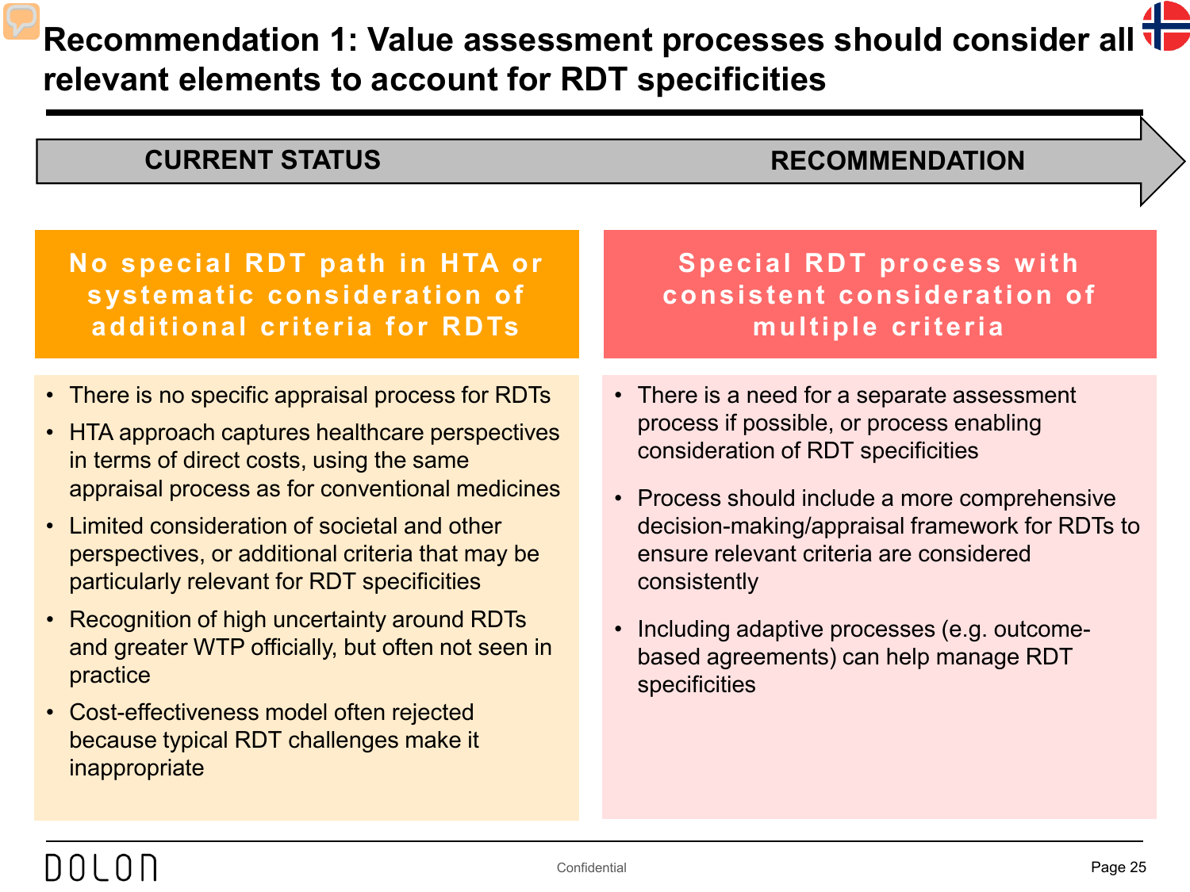# Recommendation 1: Value assessment processes should consider all relevant elements to account for RDT specificities

**CURRENT STATUS** → **RECOMMENDATION**

## Current status: No special RDT path in HTA or systematic consideration of additional criteria for RDTs

- There is no specific appraisal process for RDTs
- HTA approach captures healthcare perspectives in terms of direct costs, using the same appraisal process as for conventional medicines
- Limited consideration of societal and other perspectives, or additional criteria that may be particularly relevant for RDT specificities
- Recognition of high uncertainty around RDTs and greater WTP officially, but often not seen in practice
- Cost-effectiveness model often rejected because typical RDT challenges make it inappropriate

## Recommendation: Special RDT process with consistent consideration of multiple criteria

- There is a need for a separate assessment process if possible, or process enabling consideration of RDT specificities
- Process should include a more comprehensive decision-making/appraisal framework for RDTs to ensure relevant criteria are considered consistently
- Including adaptive processes (e.g. outcome-based agreements) can help manage RDT specificities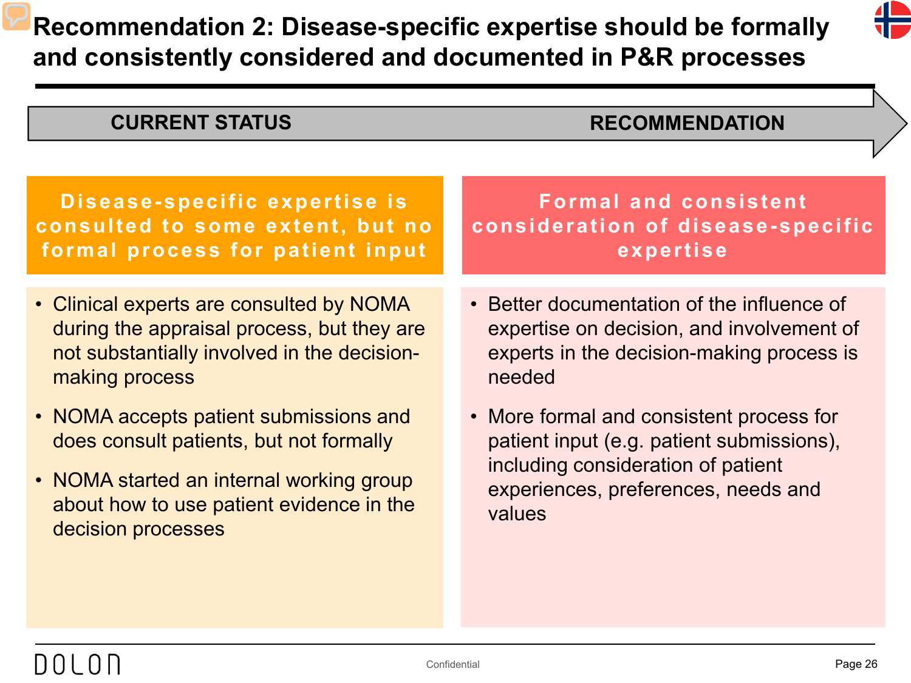# Recommendation 2: Disease-specific expertise should be formally and consistently considered and documented in P&R processes

**CURRENT STATUS** → **RECOMMENDATION**

## Disease-specific expertise is consulted to some extent, but no formal process for patient input

- Clinical experts are consulted by NOMA during the appraisal process, but they are not substantially involved in the decision-making process
- NOMA accepts patient submissions and does consult patients, but not formally
- NOMA started an internal working group about how to use patient evidence in the decision processes

## Formal and consistent consideration of disease-specific expertise

- Better documentation of the influence of expertise on decision, and involvement of experts in the decision-making process is needed
- More formal and consistent process for patient input (e.g. patient submissions), including consideration of patient experiences, preferences, needs and values

DOLON

Confidential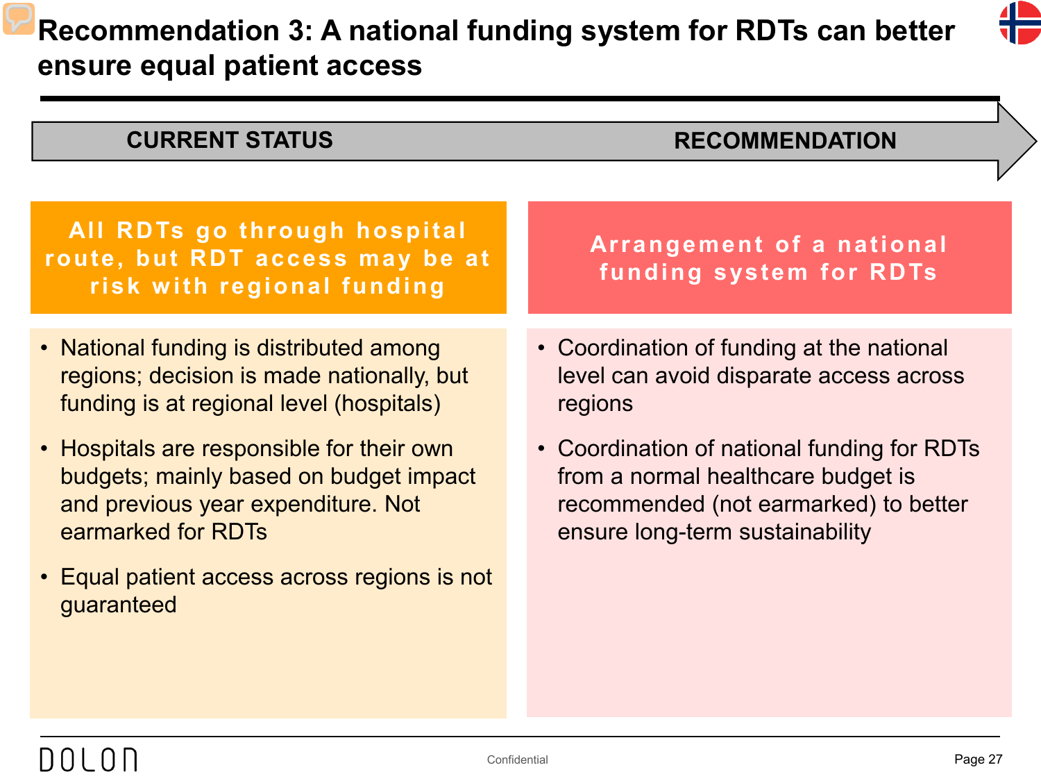# Recommendation 3: A national funding system for RDTs can better ensure equal patient access

**CURRENT STATUS** | **RECOMMENDATION**

### All RDTs go through hospital route, but RDT access may be at risk with regional funding

- National funding is distributed among regions; decision is made nationally, but funding is at regional level (hospitals)
- Hospitals are responsible for their own budgets; mainly based on budget impact and previous year expenditure. Not earmarked for RDTs
- Equal patient access across regions is not guaranteed

### Arrangement of a national funding system for RDTs

- Coordination of funding at the national level can avoid disparate access across regions
- Coordination of national funding for RDTs from a normal healthcare budget is recommended (not earmarked) to better ensure long-term sustainability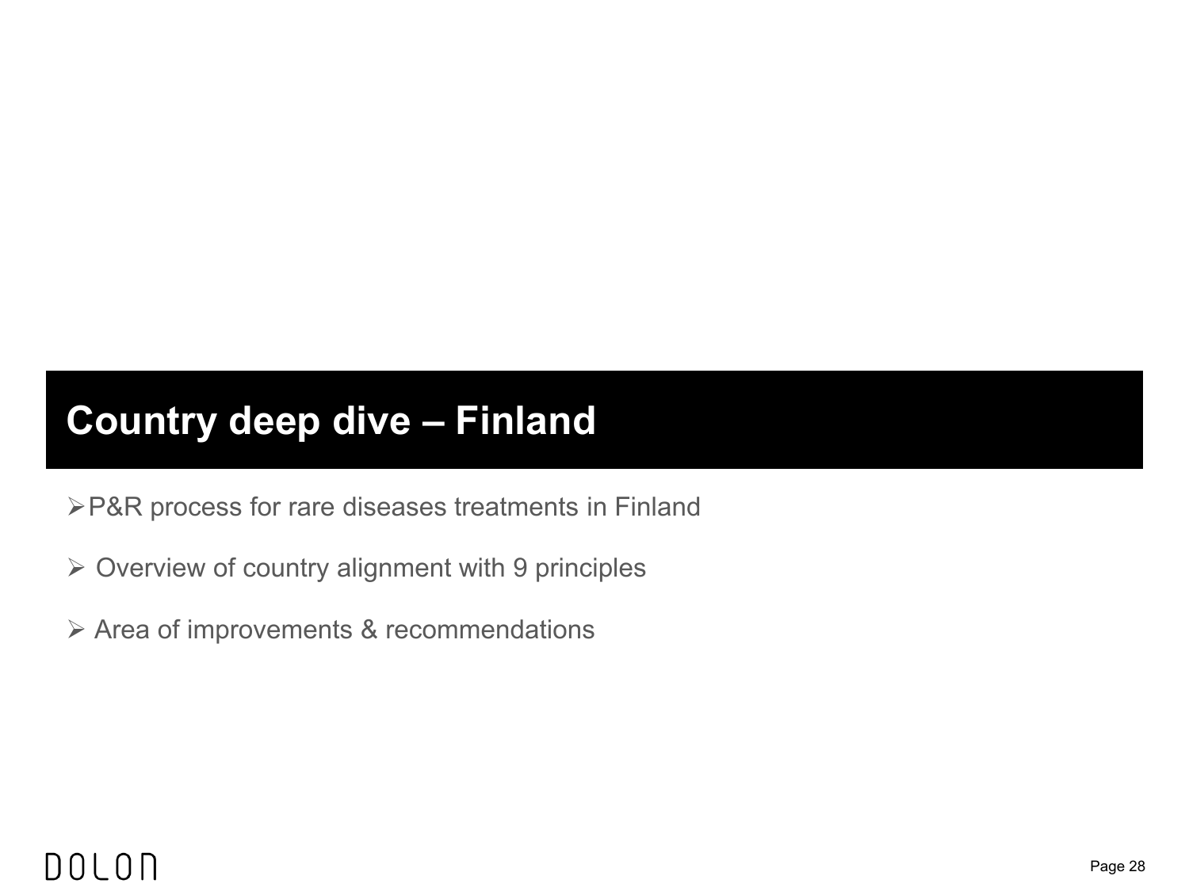# Country deep dive – Finland

- P&R process for rare diseases treatments in Finland
- Overview of country alignment with 9 principles
- Area of improvements & recommendations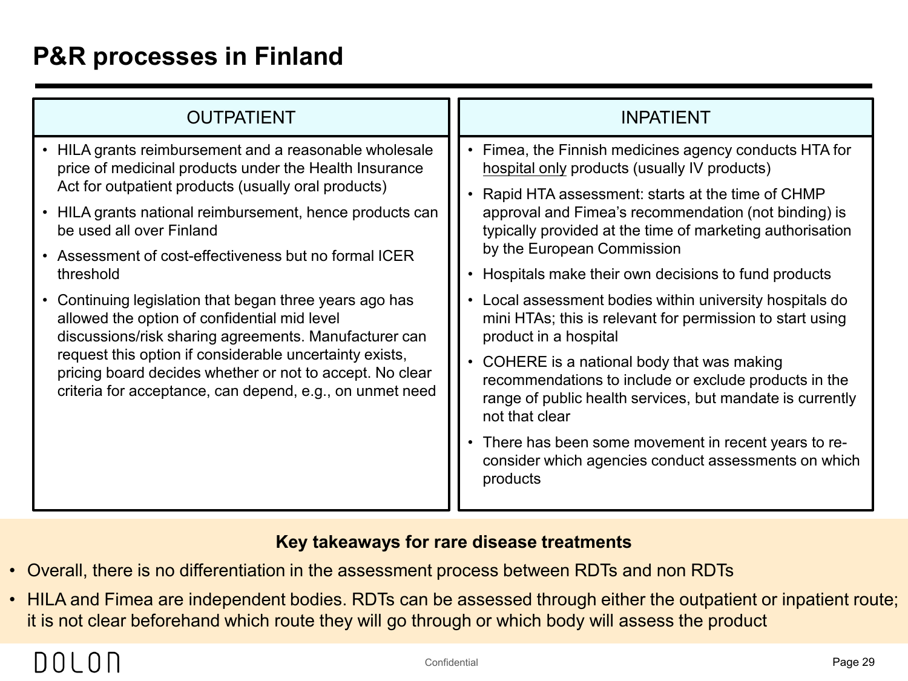# P&R processes in Finland

## OUTPATIENT

- HILA grants reimbursement and a reasonable wholesale price of medicinal products under the Health Insurance Act for outpatient products (usually oral products)
- HILA grants national reimbursement, hence products can be used all over Finland
- Assessment of cost-effectiveness but no formal ICER threshold
- Continuing legislation that began three years ago has allowed the option of confidential mid level discussions/risk sharing agreements. Manufacturer can request this option if considerable uncertainty exists, pricing board decides whether or not to accept. No clear criteria for acceptance, can depend, e.g., on unmet need

## INPATIENT

- Fimea, the Finnish medicines agency conducts HTA for hospital only products (usually IV products)
- Rapid HTA assessment: starts at the time of CHMP approval and Fimea's recommendation (not binding) is typically provided at the time of marketing authorisation by the European Commission
- Hospitals make their own decisions to fund products
- Local assessment bodies within university hospitals do mini HTAs; this is relevant for permission to start using product in a hospital
- COHERE is a national body that was making recommendations to include or exclude products in the range of public health services, but mandate is currently not that clear
- There has been some movement in recent years to re-consider which agencies conduct assessments on which products

**Key takeaways for rare disease treatments**

- Overall, there is no differentiation in the assessment process between RDTs and non RDTs
- HILA and Fimea are independent bodies. RDTs can be assessed through either the outpatient or inpatient route; it is not clear beforehand which route they will go through or which body will assess the product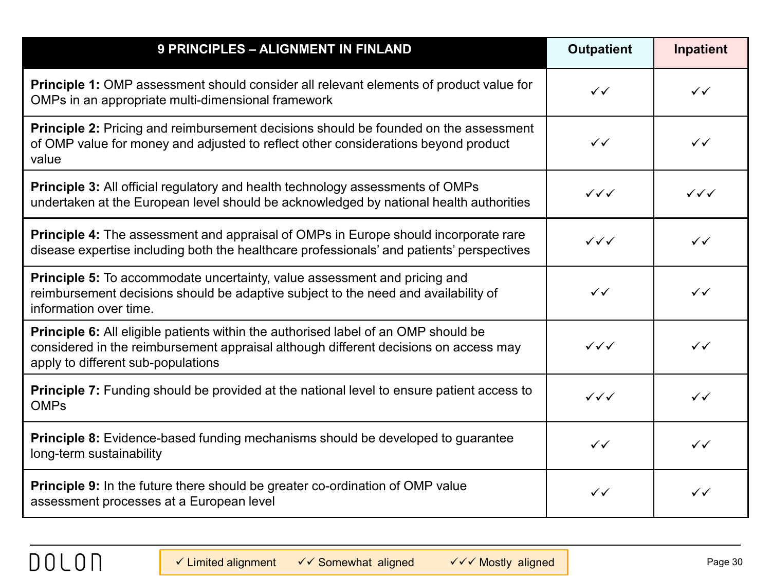| 9 PRINCIPLES – ALIGNMENT IN FINLAND | Outpatient | Inpatient |
|---|---|---|
| **Principle 1:** OMP assessment should consider all relevant elements of product value for OMPs in an appropriate multi-dimensional framework | ✓✓ | ✓✓ |
| **Principle 2:** Pricing and reimbursement decisions should be founded on the assessment of OMP value for money and adjusted to reflect other considerations beyond product value | ✓✓ | ✓✓ |
| **Principle 3:** All official regulatory and health technology assessments of OMPs undertaken at the European level should be acknowledged by national health authorities | ✓✓✓ | ✓✓✓ |
| **Principle 4:** The assessment and appraisal of OMPs in Europe should incorporate rare disease expertise including both the healthcare professionals' and patients' perspectives | ✓✓✓ | ✓✓ |
| **Principle 5:** To accommodate uncertainty, value assessment and pricing and reimbursement decisions should be adaptive subject to the need and availability of information over time. | ✓✓ | ✓✓ |
| **Principle 6:** All eligible patients within the authorised label of an OMP should be considered in the reimbursement appraisal although different decisions on access may apply to different sub-populations | ✓✓✓ | ✓✓ |
| **Principle 7:** Funding should be provided at the national level to ensure patient access to OMPs | ✓✓✓ | ✓✓ |
| **Principle 8:** Evidence-based funding mechanisms should be developed to guarantee long-term sustainability | ✓✓ | ✓✓ |
| **Principle 9:** In the future there should be greater co-ordination of OMP value assessment processes at a European level | ✓✓ | ✓✓ |

✓ Limited alignment ✓✓ Somewhat aligned ✓✓✓ Mostly aligned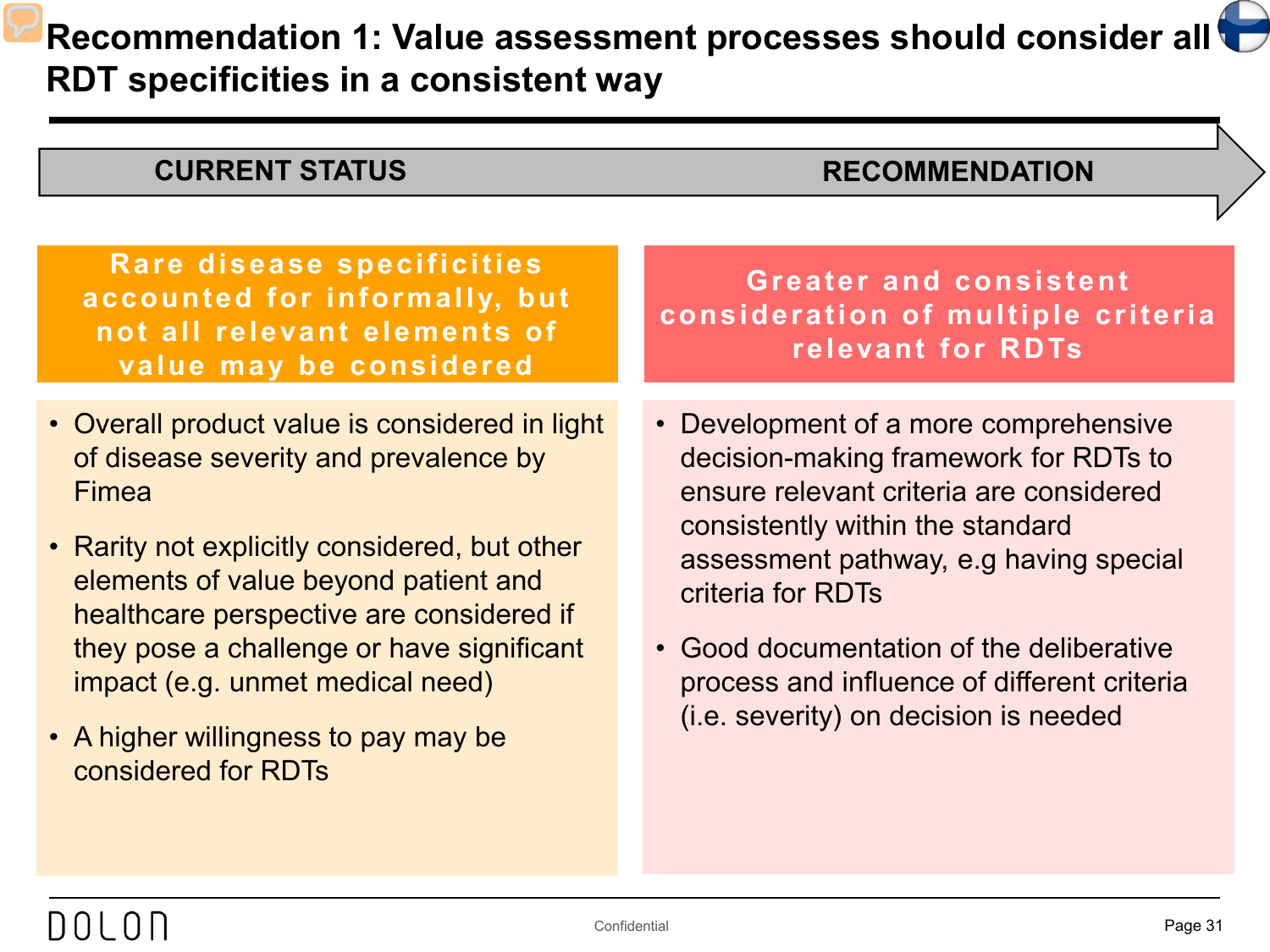# Recommendation 1: Value assessment processes should consider all RDT specificities in a consistent way

| CURRENT STATUS | RECOMMENDATION |
|---|---|
| **Rare disease specificities accounted for informally, but not all relevant elements of value may be considered** | **Greater and consistent consideration of multiple criteria relevant for RDTs** |

**CURRENT STATUS**

**Rare disease specificities accounted for informally, but not all relevant elements of value may be considered**

- Overall product value is considered in light of disease severity and prevalence by Fimea
- Rarity not explicitly considered, but other elements of value beyond patient and healthcare perspective are considered if they pose a challenge or have significant impact (e.g. unmet medical need)
- A higher willingness to pay may be considered for RDTs

**RECOMMENDATION**

**Greater and consistent consideration of multiple criteria relevant for RDTs**

- Development of a more comprehensive decision-making framework for RDTs to ensure relevant criteria are considered consistently within the standard assessment pathway, e.g having special criteria for RDTs
- Good documentation of the deliberative process and influence of different criteria (i.e. severity) on decision is needed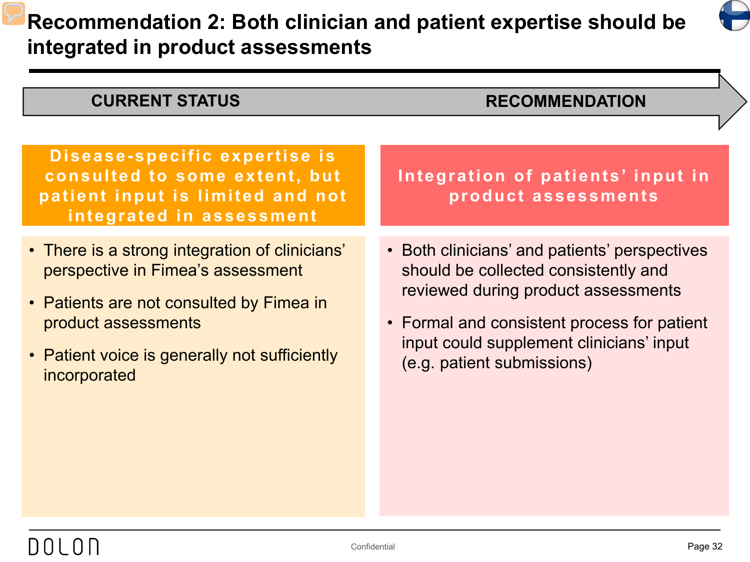# Recommendation 2: Both clinician and patient expertise should be integrated in product assessments

| CURRENT STATUS | RECOMMENDATION |
|---|---|

## CURRENT STATUS

**Disease-specific expertise is consulted to some extent, but patient input is limited and not integrated in assessment**

- There is a strong integration of clinicians' perspective in Fimea's assessment
- Patients are not consulted by Fimea in product assessments
- Patient voice is generally not sufficiently incorporated

## RECOMMENDATION

**Integration of patients' input in product assessments**

- Both clinicians' and patients' perspectives should be collected consistently and reviewed during product assessments
- Formal and consistent process for patient input could supplement clinicians' input (e.g. patient submissions)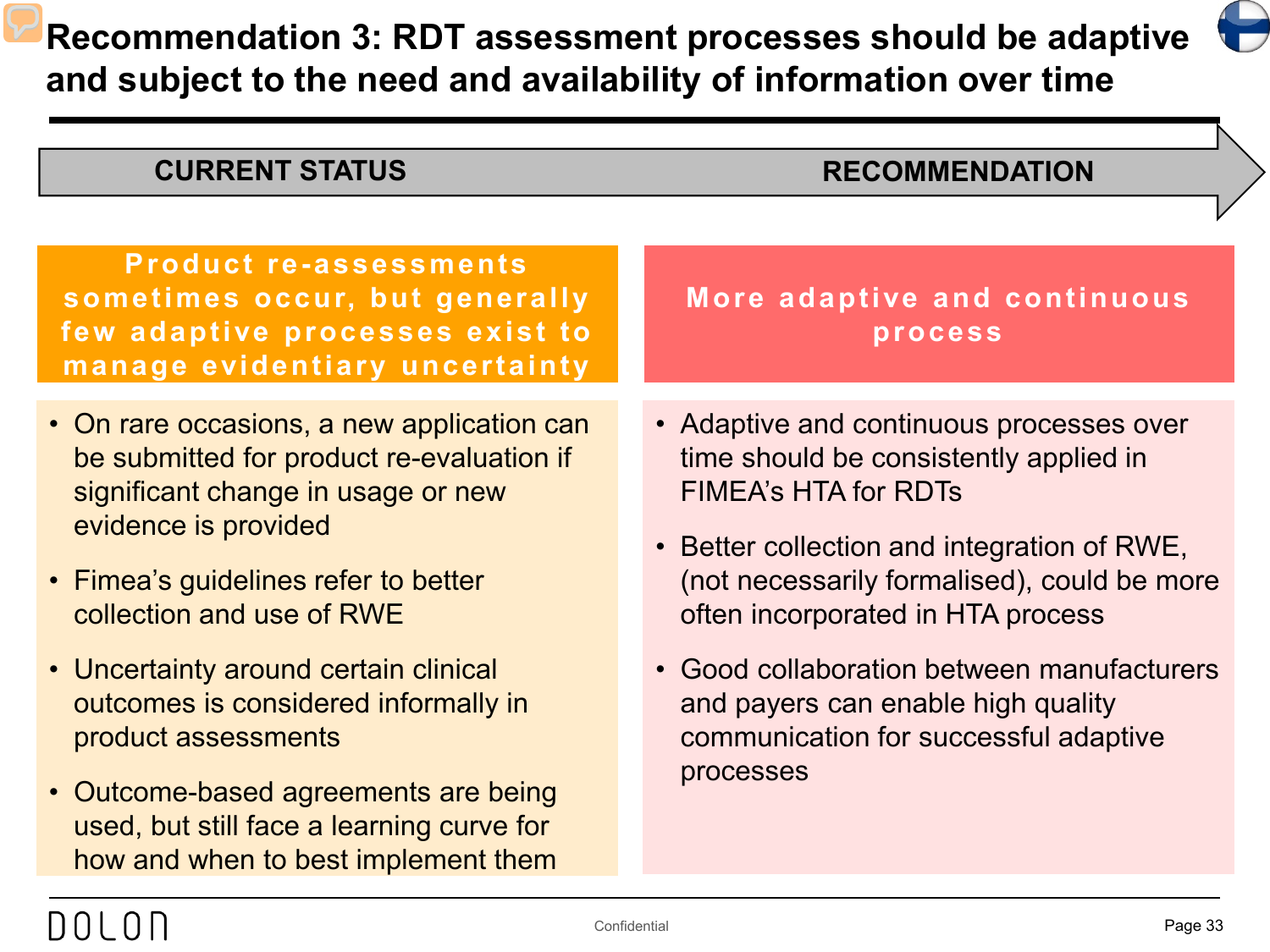# Recommendation 3: RDT assessment processes should be adaptive and subject to the need and availability of information over time

| CURRENT STATUS | RECOMMENDATION |
|---|---|
| **Product re-assessments sometimes occur, but generally few adaptive processes exist to manage evidentiary uncertainty** | **More adaptive and continuous process** |

## Current status

**Product re-assessments sometimes occur, but generally few adaptive processes exist to manage evidentiary uncertainty**

- On rare occasions, a new application can be submitted for product re-evaluation if significant change in usage or new evidence is provided
- Fimea's guidelines refer to better collection and use of RWE
- Uncertainty around certain clinical outcomes is considered informally in product assessments
- Outcome-based agreements are being used, but still face a learning curve for how and when to best implement them

## Recommendation

**More adaptive and continuous process**

- Adaptive and continuous processes over time should be consistently applied in FIMEA's HTA for RDTs
- Better collection and integration of RWE, (not necessarily formalised), could be more often incorporated in HTA process
- Good collaboration between manufacturers and payers can enable high quality communication for successful adaptive processes

Confidential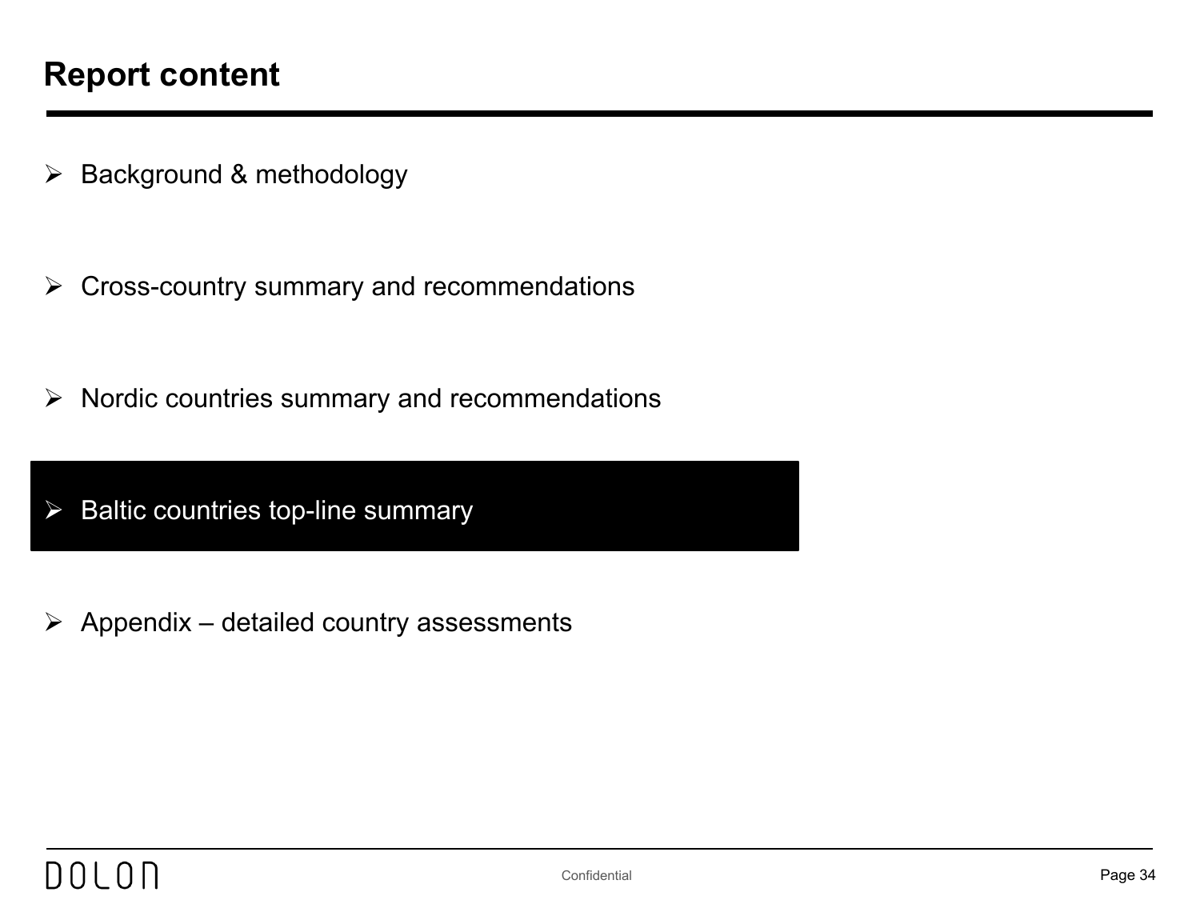# Report content

- Background & methodology
- Cross-country summary and recommendations
- Nordic countries summary and recommendations
- **Baltic countries top-line summary**
- Appendix – detailed country assessments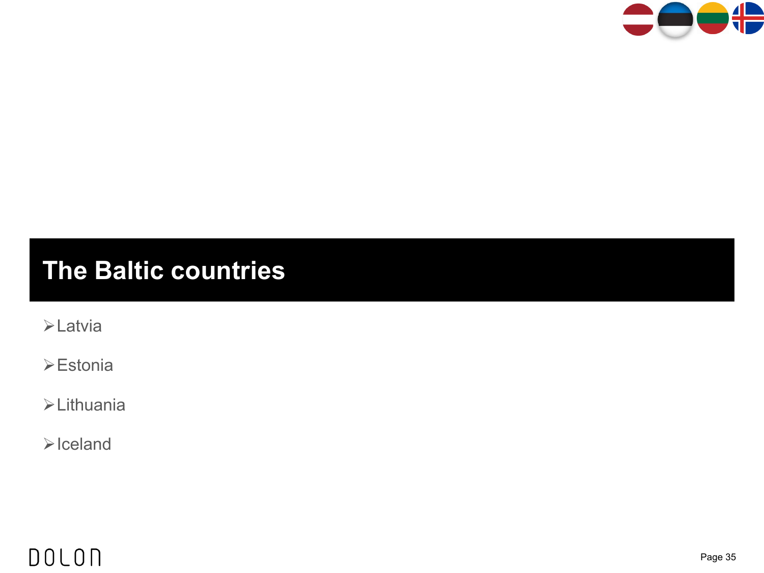# The Baltic countries

- Latvia
- Estonia
- Lithuania
- Iceland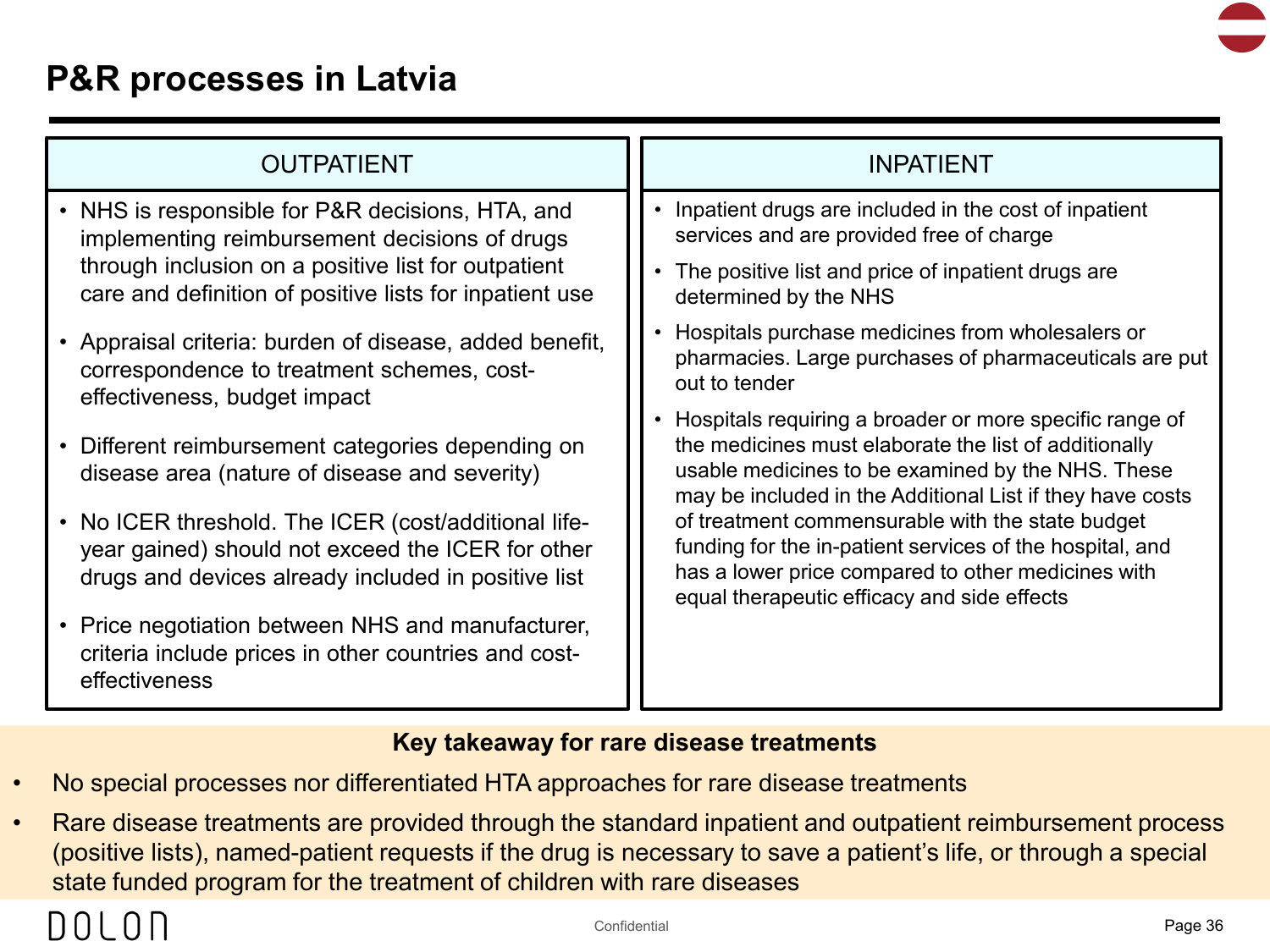# P&R processes in Latvia

## OUTPATIENT

- NHS is responsible for P&R decisions, HTA, and implementing reimbursement decisions of drugs through inclusion on a positive list for outpatient care and definition of positive lists for inpatient use
- Appraisal criteria: burden of disease, added benefit, correspondence to treatment schemes, cost-effectiveness, budget impact
- Different reimbursement categories depending on disease area (nature of disease and severity)
- No ICER threshold. The ICER (cost/additional life-year gained) should not exceed the ICER for other drugs and devices already included in positive list
- Price negotiation between NHS and manufacturer, criteria include prices in other countries and cost-effectiveness

## INPATIENT

- Inpatient drugs are included in the cost of inpatient services and are provided free of charge
- The positive list and price of inpatient drugs are determined by the NHS
- Hospitals purchase medicines from wholesalers or pharmacies. Large purchases of pharmaceuticals are put out to tender
- Hospitals requiring a broader or more specific range of the medicines must elaborate the list of additionally usable medicines to be examined by the NHS. These may be included in the Additional List if they have costs of treatment commensurable with the state budget funding for the in-patient services of the hospital, and has a lower price compared to other medicines with equal therapeutic efficacy and side effects

**Key takeaway for rare disease treatments**

- No special processes nor differentiated HTA approaches for rare disease treatments
- Rare disease treatments are provided through the standard inpatient and outpatient reimbursement process (positive lists), named-patient requests if the drug is necessary to save a patient's life, or through a special state funded program for the treatment of children with rare diseases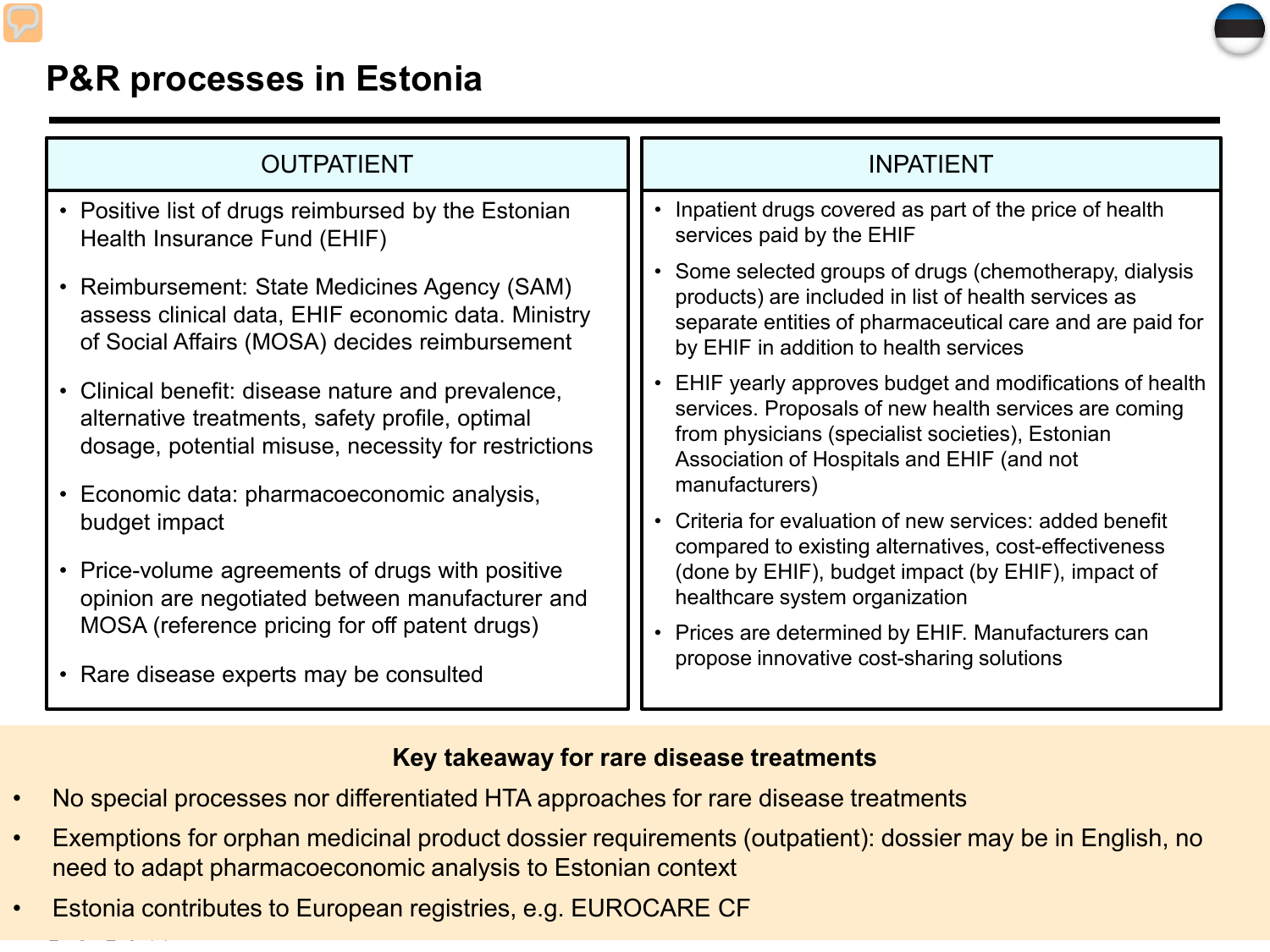# P&R processes in Estonia

## OUTPATIENT

- Positive list of drugs reimbursed by the Estonian Health Insurance Fund (EHIF)
- Reimbursement: State Medicines Agency (SAM) assess clinical data, EHIF economic data. Ministry of Social Affairs (MOSA) decides reimbursement
- Clinical benefit: disease nature and prevalence, alternative treatments, safety profile, optimal dosage, potential misuse, necessity for restrictions
- Economic data: pharmacoeconomic analysis, budget impact
- Price-volume agreements of drugs with positive opinion are negotiated between manufacturer and MOSA (reference pricing for off patent drugs)
- Rare disease experts may be consulted

## INPATIENT

- Inpatient drugs covered as part of the price of health services paid by the EHIF
- Some selected groups of drugs (chemotherapy, dialysis products) are included in list of health services as separate entities of pharmaceutical care and are paid for by EHIF in addition to health services
- EHIF yearly approves budget and modifications of health services. Proposals of new health services are coming from physicians (specialist societies), Estonian Association of Hospitals and EHIF (and not manufacturers)
- Criteria for evaluation of new services: added benefit compared to existing alternatives, cost-effectiveness (done by EHIF), budget impact (by EHIF), impact of healthcare system organization
- Prices are determined by EHIF. Manufacturers can propose innovative cost-sharing solutions

**Key takeaway for rare disease treatments**

- No special processes nor differentiated HTA approaches for rare disease treatments
- Exemptions for orphan medicinal product dossier requirements (outpatient): dossier may be in English, no need to adapt pharmacoeconomic analysis to Estonian context
- Estonia contributes to European registries, e.g. EUROCARE CF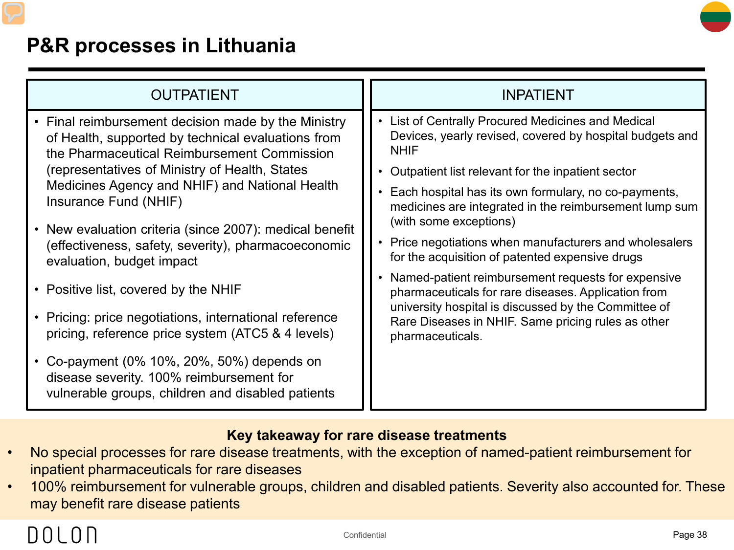# P&R processes in Lithuania

## OUTPATIENT

- Final reimbursement decision made by the Ministry of Health, supported by technical evaluations from the Pharmaceutical Reimbursement Commission (representatives of Ministry of Health, States Medicines Agency and NHIF) and National Health Insurance Fund (NHIF)
- New evaluation criteria (since 2007): medical benefit (effectiveness, safety, severity), pharmacoeconomic evaluation, budget impact
- Positive list, covered by the NHIF
- Pricing: price negotiations, international reference pricing, reference price system (ATC5 & 4 levels)
- Co-payment (0% 10%, 20%, 50%) depends on disease severity. 100% reimbursement for vulnerable groups, children and disabled patients

## INPATIENT

- List of Centrally Procured Medicines and Medical Devices, yearly revised, covered by hospital budgets and NHIF
- Outpatient list relevant for the inpatient sector
- Each hospital has its own formulary, no co-payments, medicines are integrated in the reimbursement lump sum (with some exceptions)
- Price negotiations when manufacturers and wholesalers for the acquisition of patented expensive drugs
- Named-patient reimbursement requests for expensive pharmaceuticals for rare diseases. Application from university hospital is discussed by the Committee of Rare Diseases in NHIF. Same pricing rules as other pharmaceuticals.

**Key takeaway for rare disease treatments**

- No special processes for rare disease treatments, with the exception of named-patient reimbursement for inpatient pharmaceuticals for rare diseases
- 100% reimbursement for vulnerable groups, children and disabled patients. Severity also accounted for. These may benefit rare disease patients

DOLON

Confidential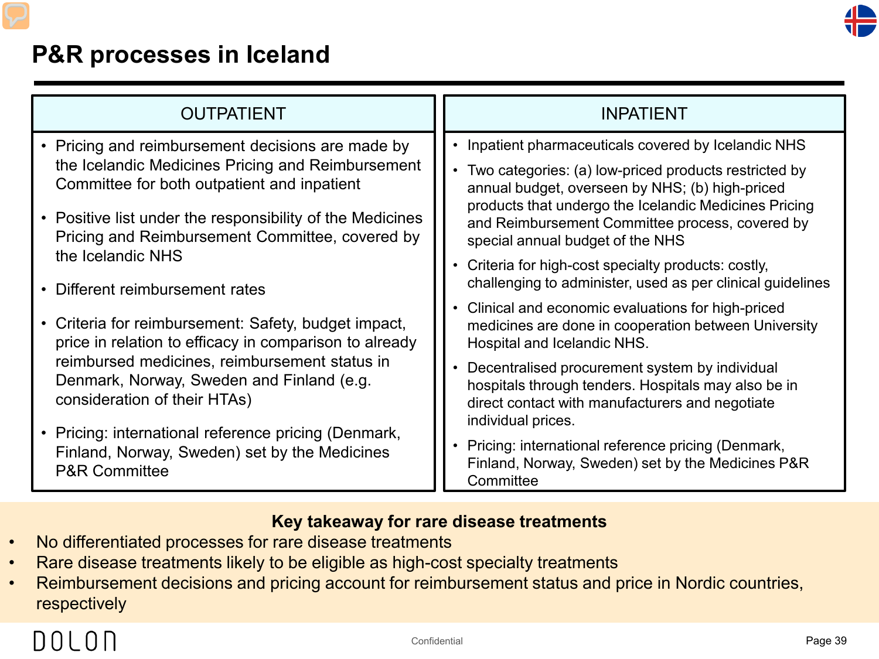# P&R processes in Iceland

## OUTPATIENT

- Pricing and reimbursement decisions are made by the Icelandic Medicines Pricing and Reimbursement Committee for both outpatient and inpatient
- Positive list under the responsibility of the Medicines Pricing and Reimbursement Committee, covered by the Icelandic NHS
- Different reimbursement rates
- Criteria for reimbursement: Safety, budget impact, price in relation to efficacy in comparison to already reimbursed medicines, reimbursement status in Denmark, Norway, Sweden and Finland (e.g. consideration of their HTAs)
- Pricing: international reference pricing (Denmark, Finland, Norway, Sweden) set by the Medicines P&R Committee

## INPATIENT

- Inpatient pharmaceuticals covered by Icelandic NHS
- Two categories: (a) low-priced products restricted by annual budget, overseen by NHS; (b) high-priced products that undergo the Icelandic Medicines Pricing and Reimbursement Committee process, covered by special annual budget of the NHS
- Criteria for high-cost specialty products: costly, challenging to administer, used as per clinical guidelines
- Clinical and economic evaluations for high-priced medicines are done in cooperation between University Hospital and Icelandic NHS.
- Decentralised procurement system by individual hospitals through tenders. Hospitals may also be in direct contact with manufacturers and negotiate individual prices.
- Pricing: international reference pricing (Denmark, Finland, Norway, Sweden) set by the Medicines P&R Committee

**Key takeaway for rare disease treatments**

- No differentiated processes for rare disease treatments
- Rare disease treatments likely to be eligible as high-cost specialty treatments
- Reimbursement decisions and pricing account for reimbursement status and price in Nordic countries, respectively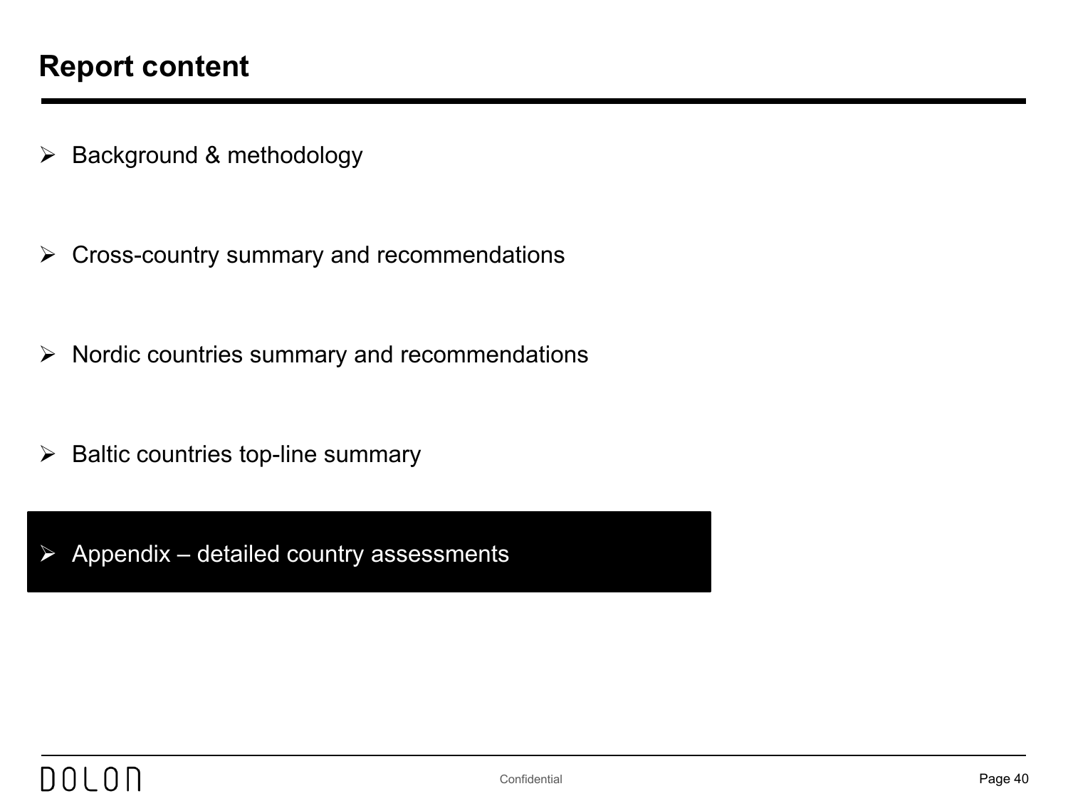# Report content

- Background & methodology
- Cross-country summary and recommendations
- Nordic countries summary and recommendations
- Baltic countries top-line summary
- **Appendix – detailed country assessments**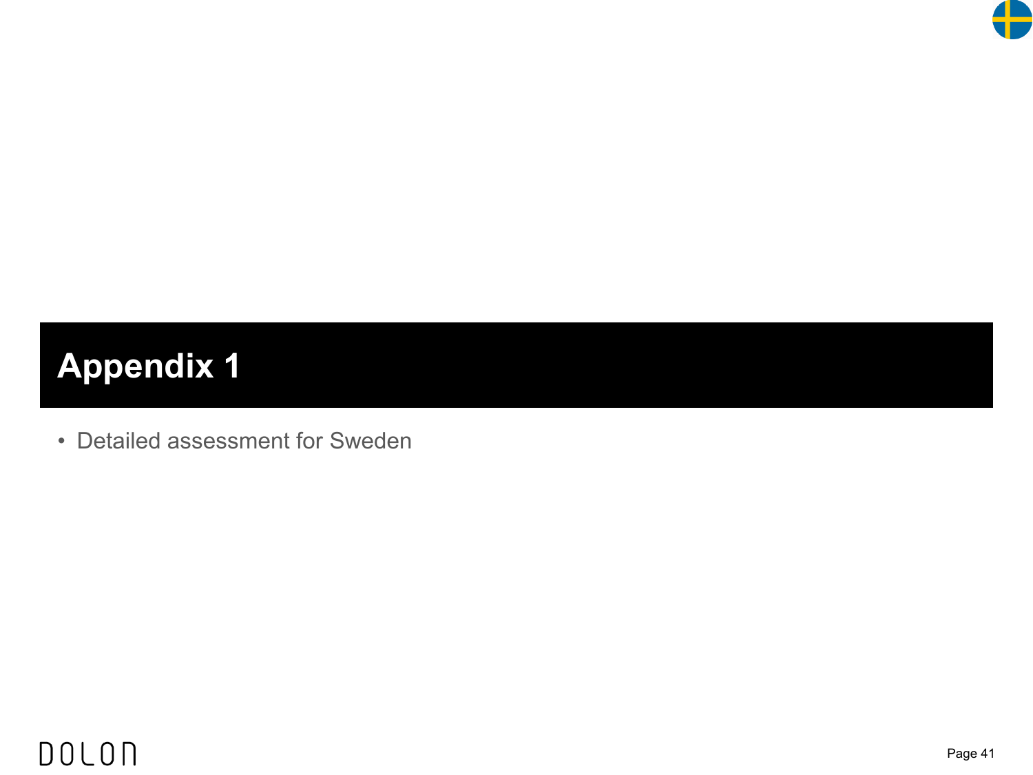# Appendix 1

- Detailed assessment for Sweden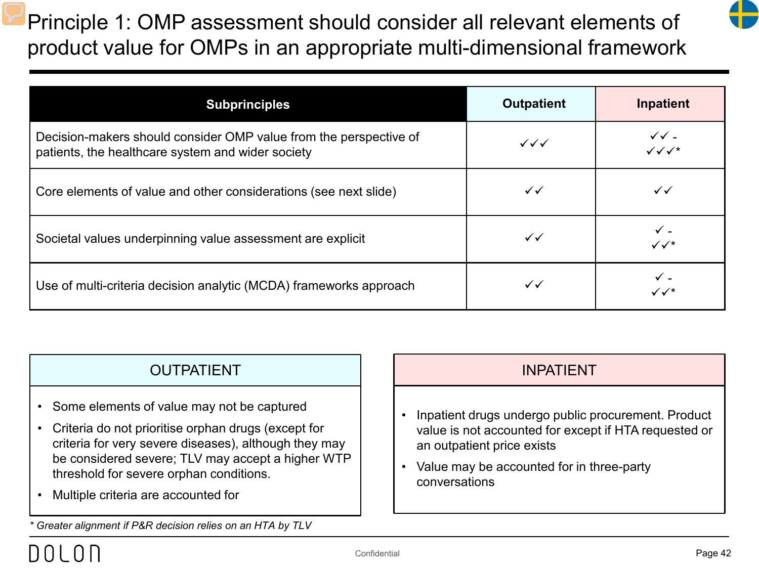# Principle 1: OMP assessment should consider all relevant elements of product value for OMPs in an appropriate multi-dimensional framework

| Subprinciples | Outpatient | Inpatient |
|---|---|---|
| Decision-makers should consider OMP value from the perspective of patients, the healthcare system and wider society | ✓✓✓ | ✓✓ - ✓✓✓* |
| Core elements of value and other considerations (see next slide) | ✓✓ | ✓✓ |
| Societal values underpinning value assessment are explicit | ✓✓ | ✓ - ✓✓* |
| Use of multi-criteria decision analytic (MCDA) frameworks approach | ✓✓ | ✓ - ✓✓* |

## OUTPATIENT

- Some elements of value may not be captured
- Criteria do not prioritise orphan drugs (except for criteria for very severe diseases), although they may be considered severe; TLV may accept a higher WTP threshold for severe orphan conditions.
- Multiple criteria are accounted for

## INPATIENT

- Inpatient drugs undergo public procurement. Product value is not accounted for except if HTA requested or an outpatient price exists
- Value may be accounted for in three-party conversations

*\* Greater alignment if P&R decision relies on an HTA by TLV*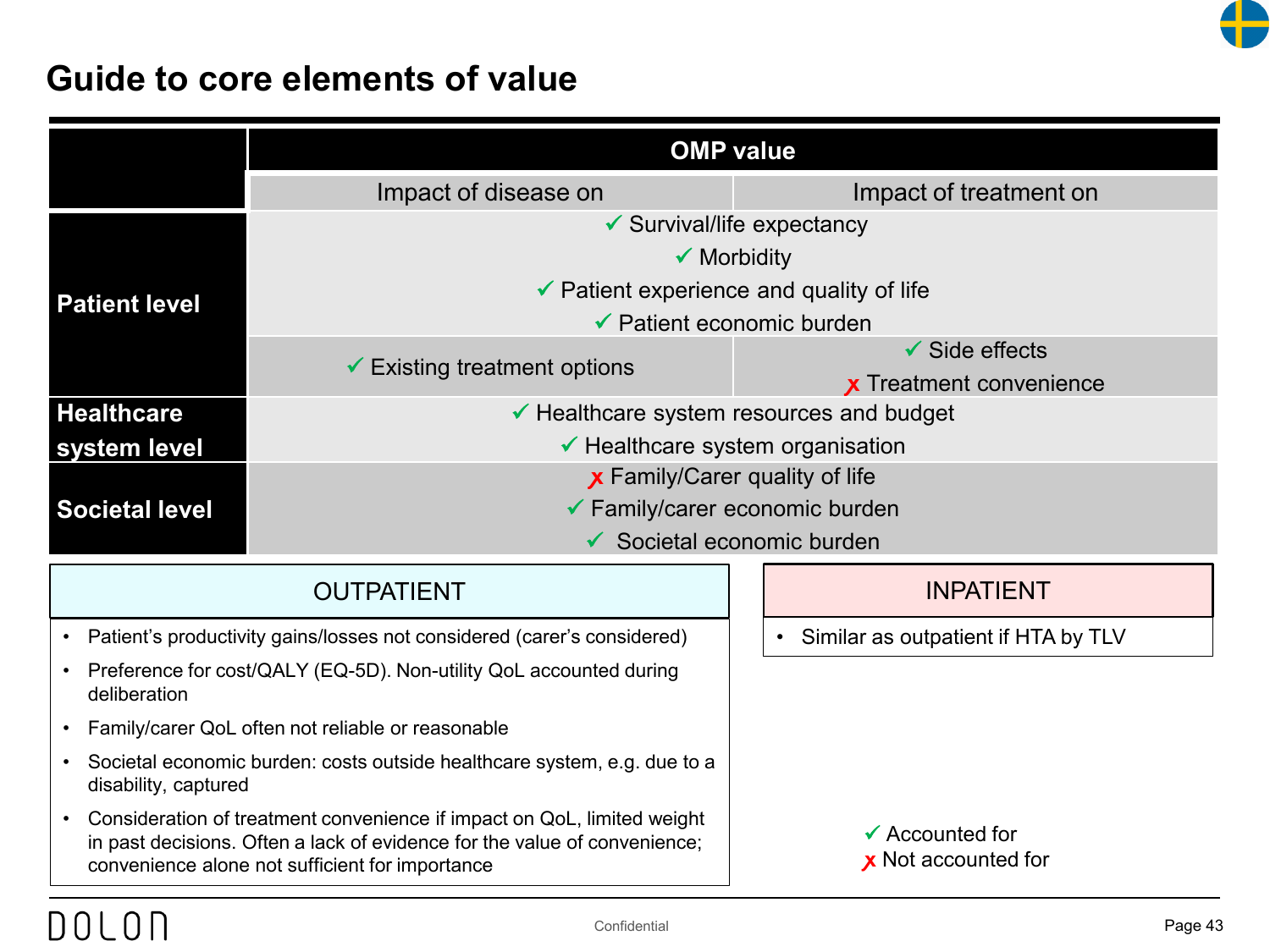# Guide to core elements of value

| | OMP value | |
|---|---|---|
| | Impact of disease on | Impact of treatment on |
| **Patient level** | ✓ Survival/life expectancy<br>✓ Morbidity<br>✓ Patient experience and quality of life<br>✓ Patient economic burden | |
| | ✓ Existing treatment options | ✓ Side effects<br>✗ Treatment convenience |
| **Healthcare system level** | ✓ Healthcare system resources and budget<br>✓ Healthcare system organisation | |
| **Societal level** | ✗ Family/Carer quality of life<br>✓ Family/carer economic burden<br>✓ Societal economic burden | |

**OUTPATIENT**

- Patient's productivity gains/losses not considered (carer's considered)
- Preference for cost/QALY (EQ-5D). Non-utility QoL accounted during deliberation
- Family/carer QoL often not reliable or reasonable
- Societal economic burden: costs outside healthcare system, e.g. due to a disability, captured
- Consideration of treatment convenience if impact on QoL, limited weight in past decisions. Often a lack of evidence for the value of convenience; convenience alone not sufficient for importance

**INPATIENT**

- Similar as outpatient if HTA by TLV

✓ Accounted for
✗ Not accounted for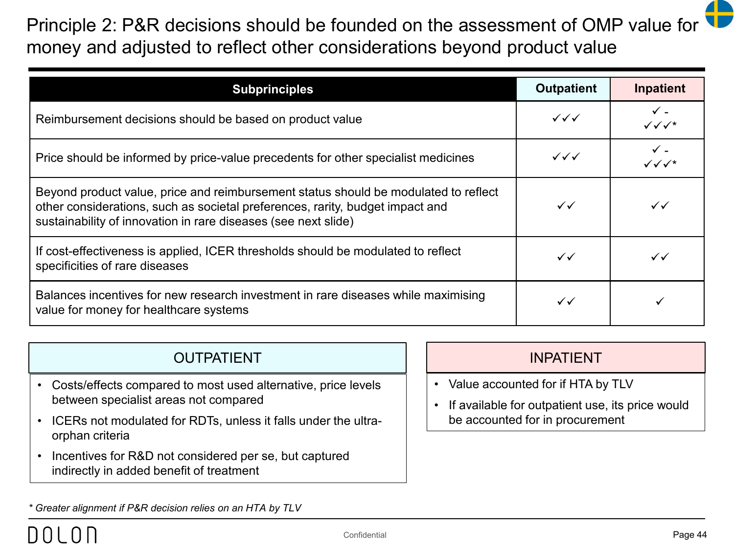# Principle 2: P&R decisions should be founded on the assessment of OMP value for money and adjusted to reflect other considerations beyond product value

| Subprinciples | Outpatient | Inpatient |
|---|---|---|
| Reimbursement decisions should be based on product value | ✓✓✓ | ✓ - ✓✓✓* |
| Price should be informed by price-value precedents for other specialist medicines | ✓✓✓ | ✓ - ✓✓✓* |
| Beyond product value, price and reimbursement status should be modulated to reflect other considerations, such as societal preferences, rarity, budget impact and sustainability of innovation in rare diseases (see next slide) | ✓✓ | ✓✓ |
| If cost-effectiveness is applied, ICER thresholds should be modulated to reflect specificities of rare diseases | ✓✓ | ✓✓ |
| Balances incentives for new research investment in rare diseases while maximising value for money for healthcare systems | ✓✓ | ✓ |

## OUTPATIENT

- Costs/effects compared to most used alternative, price levels between specialist areas not compared
- ICERs not modulated for RDTs, unless it falls under the ultra-orphan criteria
- Incentives for R&D not considered per se, but captured indirectly in added benefit of treatment

## INPATIENT

- Value accounted for if HTA by TLV
- If available for outpatient use, its price would be accounted for in procurement

*\* Greater alignment if P&R decision relies on an HTA by TLV*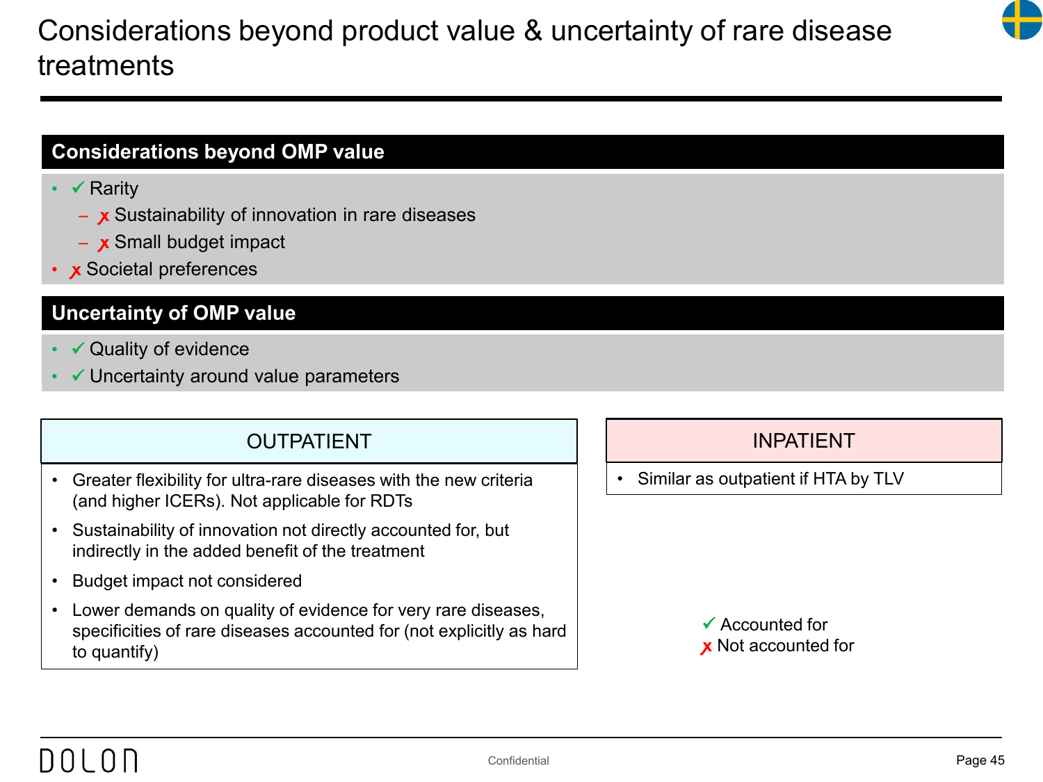# Considerations beyond product value & uncertainty of rare disease treatments

## Considerations beyond OMP value

- ✓ Rarity
  - ✗ Sustainability of innovation in rare diseases
  - ✗ Small budget impact
- ✗ Societal preferences

## Uncertainty of OMP value

- ✓ Quality of evidence
- ✓ Uncertainty around value parameters

### OUTPATIENT

- Greater flexibility for ultra-rare diseases with the new criteria (and higher ICERs). Not applicable for RDTs
- Sustainability of innovation not directly accounted for, but indirectly in the added benefit of the treatment
- Budget impact not considered
- Lower demands on quality of evidence for very rare diseases, specificities of rare diseases accounted for (not explicitly as hard to quantify)

### INPATIENT

- Similar as outpatient if HTA by TLV

✓ Accounted for
✗ Not accounted for

Confidential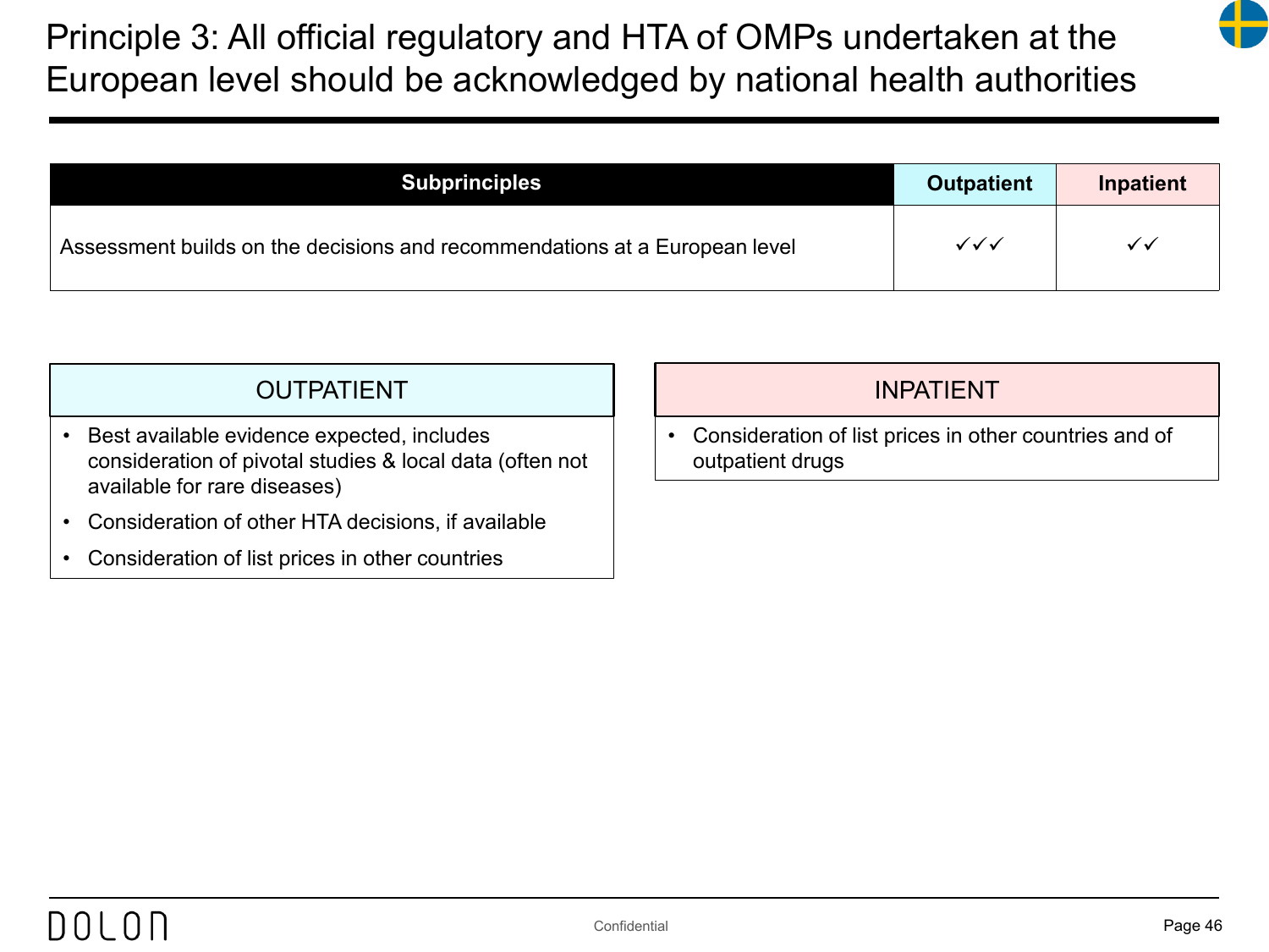# Principle 3: All official regulatory and HTA of OMPs undertaken at the European level should be acknowledged by national health authorities

| Subprinciples | Outpatient | Inpatient |
|---|---|---|
| Assessment builds on the decisions and recommendations at a European level | ✓✓✓ | ✓✓ |

| OUTPATIENT |
|---|
| • Best available evidence expected, includes consideration of pivotal studies & local data (often not available for rare diseases)<br>• Consideration of other HTA decisions, if available<br>• Consideration of list prices in other countries |

| INPATIENT |
|---|
| • Consideration of list prices in other countries and of outpatient drugs |

DOLON

Confidential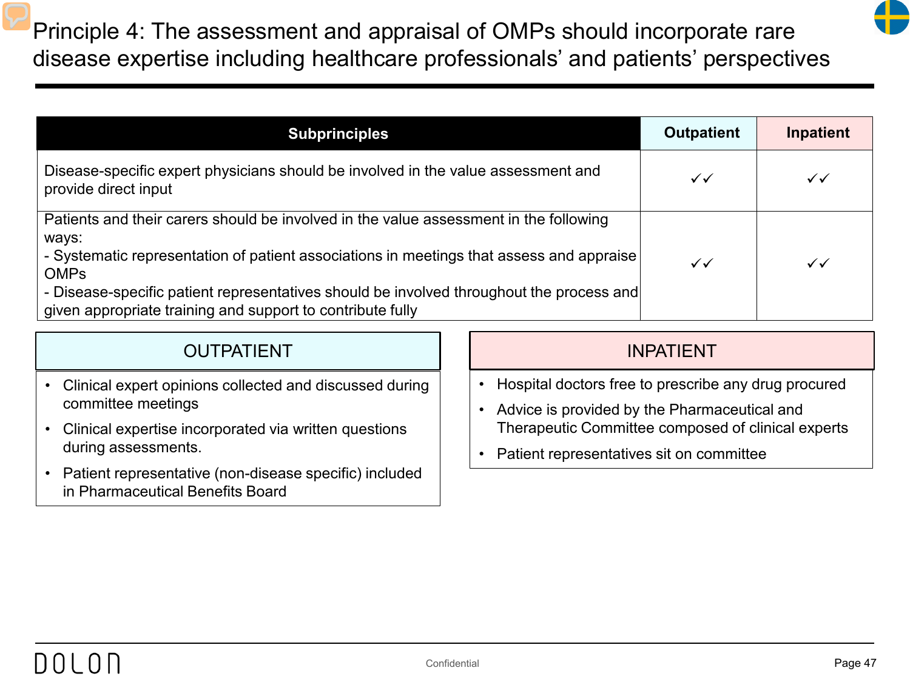# Principle 4: The assessment and appraisal of OMPs should incorporate rare disease expertise including healthcare professionals' and patients' perspectives

| Subprinciples | Outpatient | Inpatient |
|---|---|---|
| Disease-specific expert physicians should be involved in the value assessment and provide direct input | ✓✓ | ✓✓ |
| Patients and their carers should be involved in the value assessment in the following ways:<br>- Systematic representation of patient associations in meetings that assess and appraise OMPs<br>- Disease-specific patient representatives should be involved throughout the process and given appropriate training and support to contribute fully | ✓✓ | ✓✓ |

## OUTPATIENT

- Clinical expert opinions collected and discussed during committee meetings
- Clinical expertise incorporated via written questions during assessments.
- Patient representative (non-disease specific) included in Pharmaceutical Benefits Board

## INPATIENT

- Hospital doctors free to prescribe any drug procured
- Advice is provided by the Pharmaceutical and Therapeutic Committee composed of clinical experts
- Patient representatives sit on committee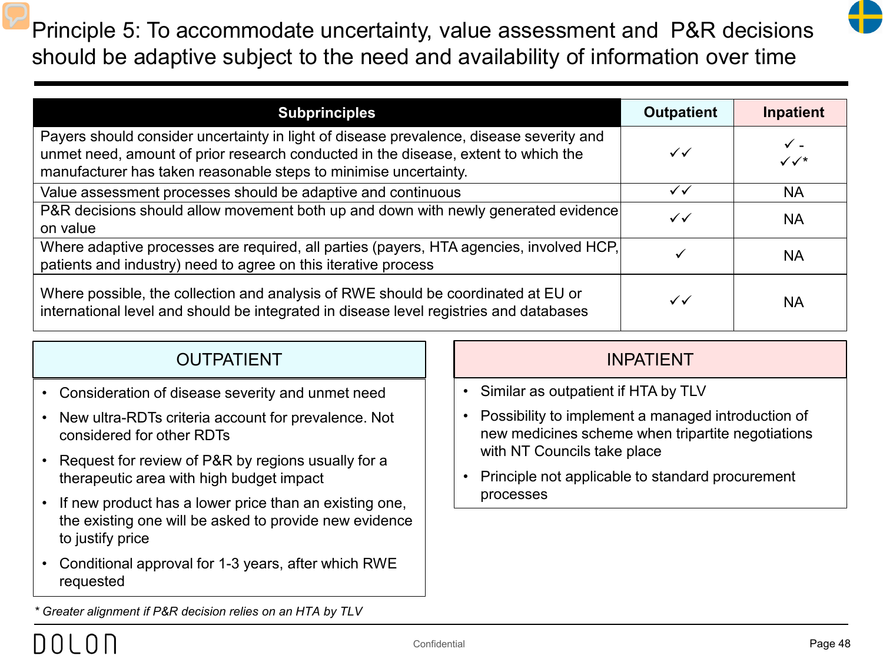# Principle 5: To accommodate uncertainty, value assessment and P&R decisions should be adaptive subject to the need and availability of information over time

| Subprinciples | Outpatient | Inpatient |
| --- | --- | --- |
| Payers should consider uncertainty in light of disease prevalence, disease severity and unmet need, amount of prior research conducted in the disease, extent to which the manufacturer has taken reasonable steps to minimise uncertainty. | ✓✓ | ✓ - ✓✓* |
| Value assessment processes should be adaptive and continuous | ✓✓ | NA |
| P&R decisions should allow movement both up and down with newly generated evidence on value | ✓✓ | NA |
| Where adaptive processes are required, all parties (payers, HTA agencies, involved HCP, patients and industry) need to agree on this iterative process | ✓ | NA |
| Where possible, the collection and analysis of RWE should be coordinated at EU or international level and should be integrated in disease level registries and databases | ✓✓ | NA |

## OUTPATIENT

- Consideration of disease severity and unmet need
- New ultra-RDTs criteria account for prevalence. Not considered for other RDTs
- Request for review of P&R by regions usually for a therapeutic area with high budget impact
- If new product has a lower price than an existing one, the existing one will be asked to provide new evidence to justify price
- Conditional approval for 1-3 years, after which RWE requested

## INPATIENT

- Similar as outpatient if HTA by TLV
- Possibility to implement a managed introduction of new medicines scheme when tripartite negotiations with NT Councils take place
- Principle not applicable to standard procurement processes

*\* Greater alignment if P&R decision relies on an HTA by TLV*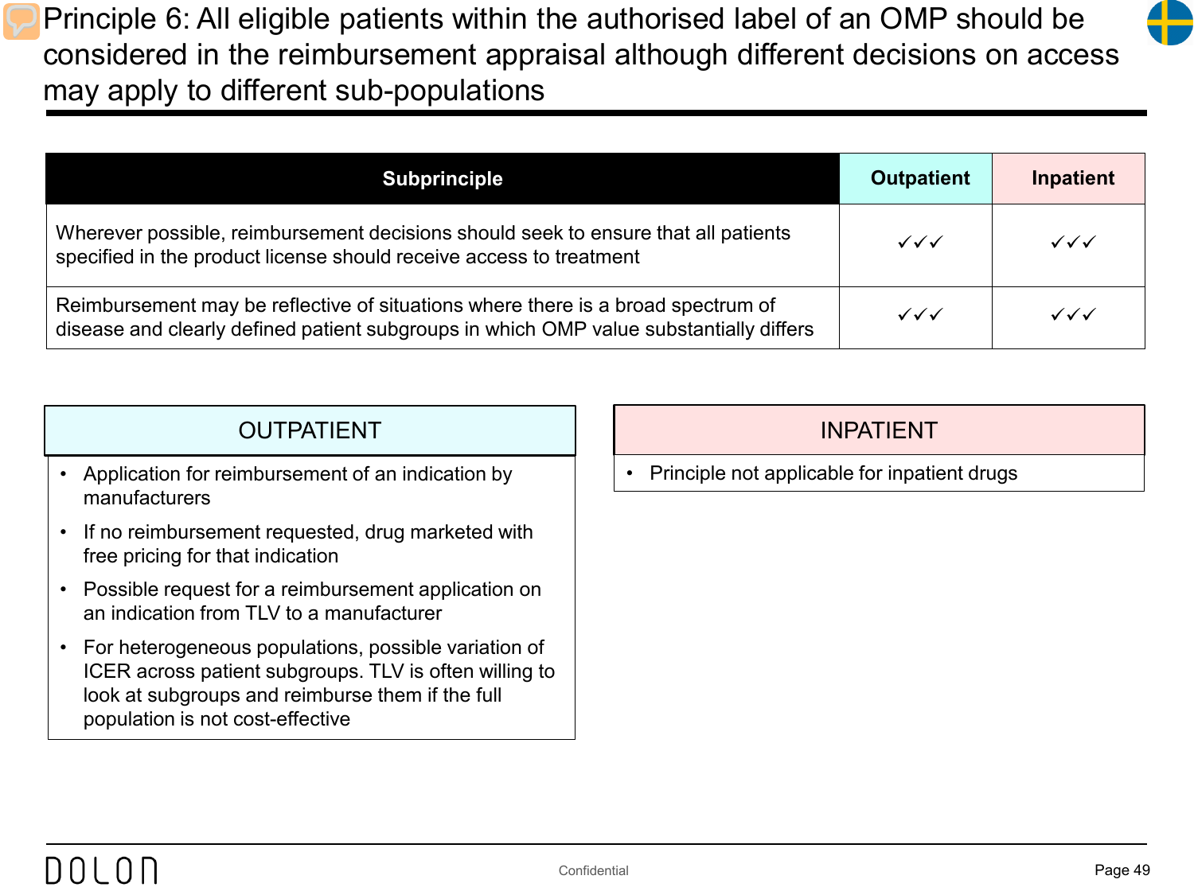# Principle 6: All eligible patients within the authorised label of an OMP should be considered in the reimbursement appraisal although different decisions on access may apply to different sub-populations

| Subprinciple | Outpatient | Inpatient |
|---|---|---|
| Wherever possible, reimbursement decisions should seek to ensure that all patients specified in the product license should receive access to treatment | ✓✓✓ | ✓✓✓ |
| Reimbursement may be reflective of situations where there is a broad spectrum of disease and clearly defined patient subgroups in which OMP value substantially differs | ✓✓✓ | ✓✓✓ |

## OUTPATIENT

- Application for reimbursement of an indication by manufacturers
- If no reimbursement requested, drug marketed with free pricing for that indication
- Possible request for a reimbursement application on an indication from TLV to a manufacturer
- For heterogeneous populations, possible variation of ICER across patient subgroups. TLV is often willing to look at subgroups and reimburse them if the full population is not cost-effective

## INPATIENT

- Principle not applicable for inpatient drugs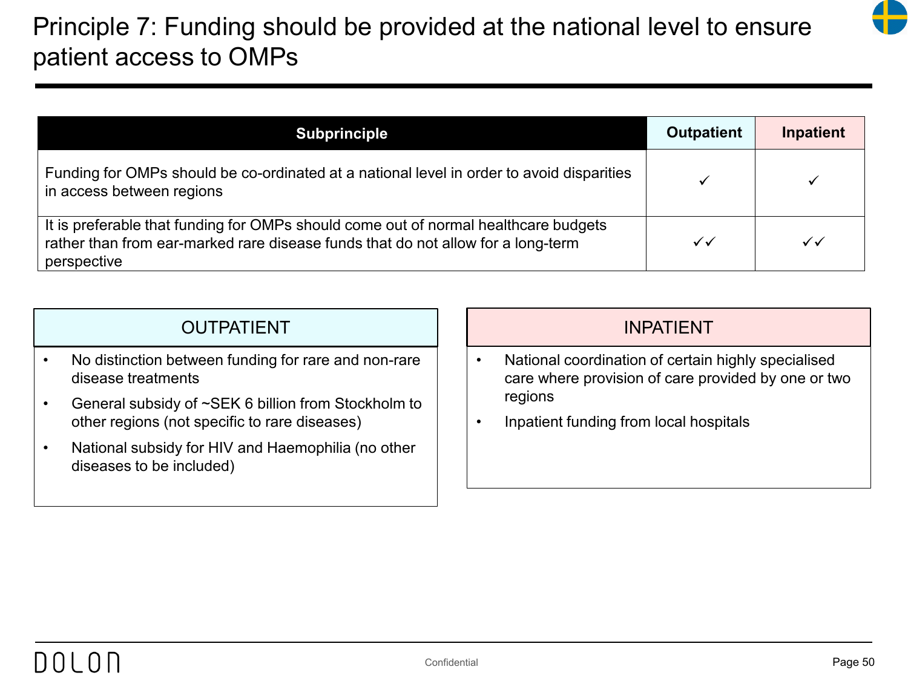# Principle 7: Funding should be provided at the national level to ensure patient access to OMPs

| Subprinciple | Outpatient | Inpatient |
|---|---|---|
| Funding for OMPs should be co-ordinated at a national level in order to avoid disparities in access between regions | ✓ | ✓ |
| It is preferable that funding for OMPs should come out of normal healthcare budgets rather than from ear-marked rare disease funds that do not allow for a long-term perspective | ✓✓ | ✓✓ |

## OUTPATIENT

- No distinction between funding for rare and non-rare disease treatments
- General subsidy of ~SEK 6 billion from Stockholm to other regions (not specific to rare diseases)
- National subsidy for HIV and Haemophilia (no other diseases to be included)

## INPATIENT

- National coordination of certain highly specialised care where provision of care provided by one or two regions
- Inpatient funding from local hospitals

Confidential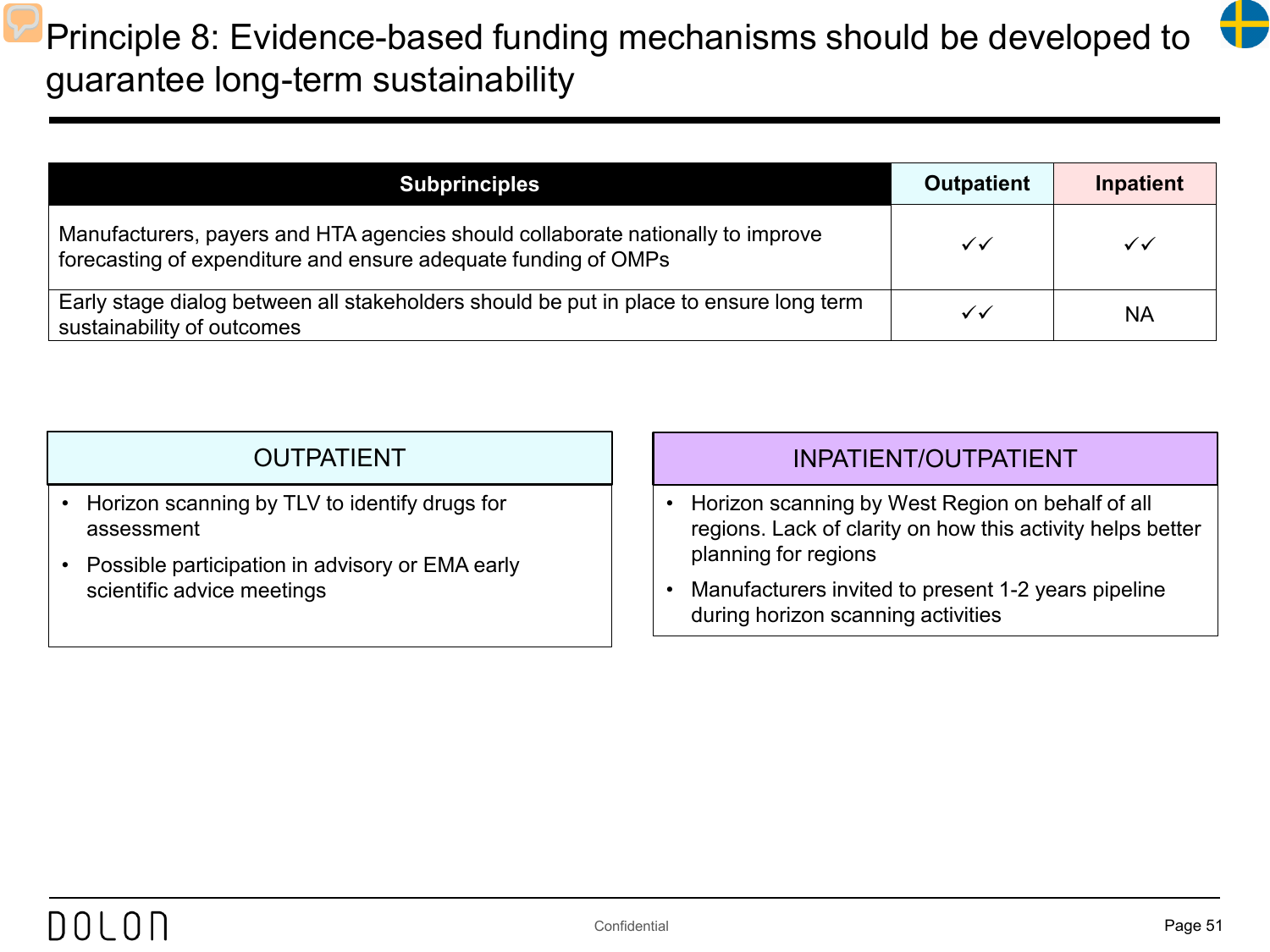# Principle 8: Evidence-based funding mechanisms should be developed to guarantee long-term sustainability

| Subprinciples | Outpatient | Inpatient |
|---|---|---|
| Manufacturers, payers and HTA agencies should collaborate nationally to improve forecasting of expenditure and ensure adequate funding of OMPs | ✓✓ | ✓✓ |
| Early stage dialog between all stakeholders should be put in place to ensure long term sustainability of outcomes | ✓✓ | NA |

## OUTPATIENT

- Horizon scanning by TLV to identify drugs for assessment
- Possible participation in advisory or EMA early scientific advice meetings

## INPATIENT/OUTPATIENT

- Horizon scanning by West Region on behalf of all regions. Lack of clarity on how this activity helps better planning for regions
- Manufacturers invited to present 1-2 years pipeline during horizon scanning activities

Confidential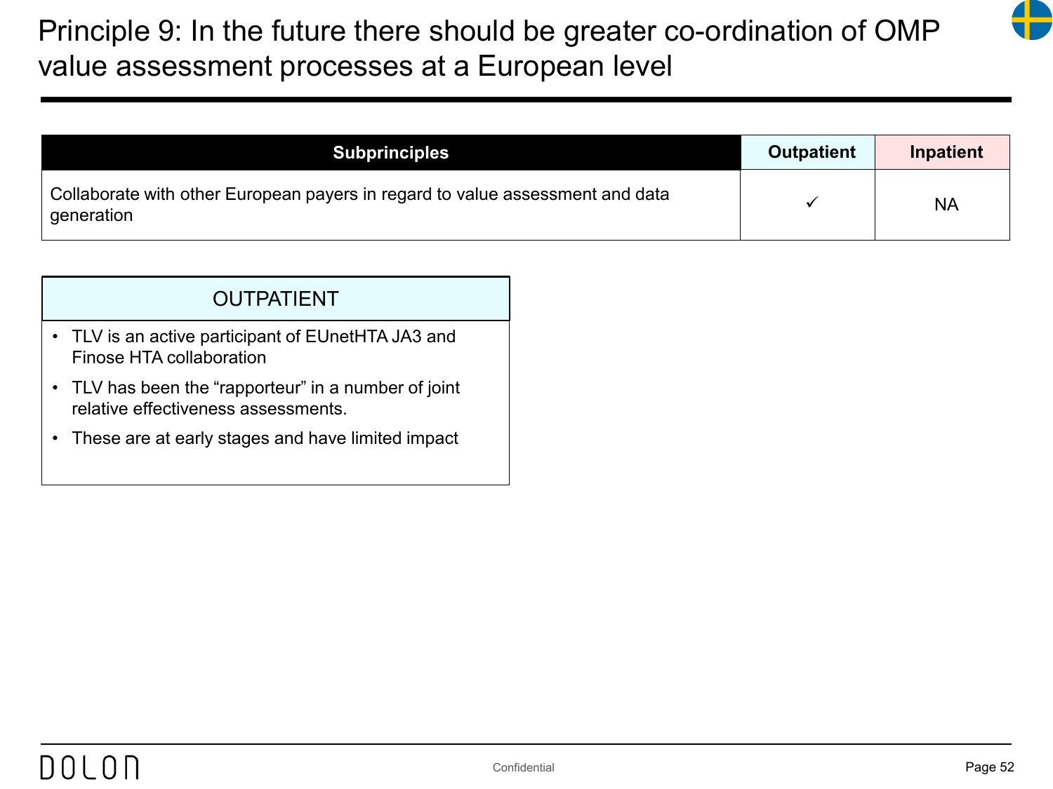# Principle 9: In the future there should be greater co-ordination of OMP value assessment processes at a European level

| Subprinciples | Outpatient | Inpatient |
|---|---|---|
| Collaborate with other European payers in regard to value assessment and data generation | ✓ | NA |

| OUTPATIENT |
|---|
| • TLV is an active participant of EUnetHTA JA3 and Finose HTA collaboration<br>• TLV has been the “rapporteur” in a number of joint relative effectiveness assessments.<br>• These are at early stages and have limited impact |

Confidential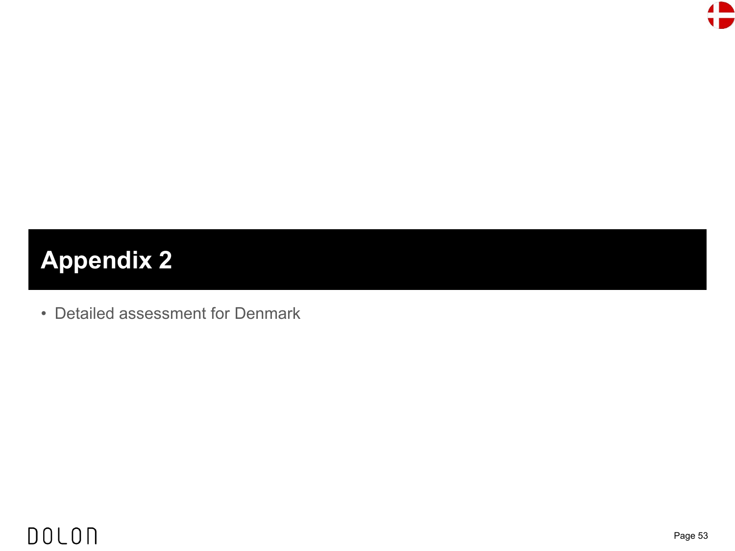# Appendix 2

- Detailed assessment for Denmark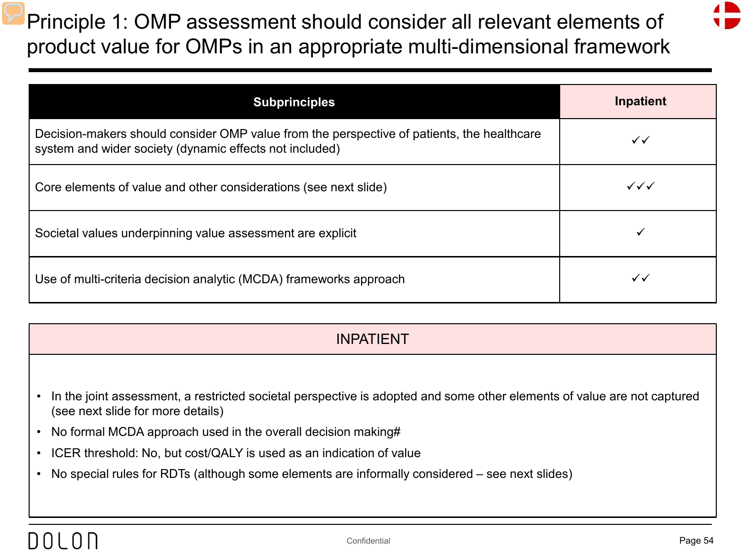# Principle 1: OMP assessment should consider all relevant elements of product value for OMPs in an appropriate multi-dimensional framework

| Subprinciples | Inpatient |
|---|---|
| Decision-makers should consider OMP value from the perspective of patients, the healthcare system and wider society (dynamic effects not included) | ✓✓ |
| Core elements of value and other considerations (see next slide) | ✓✓✓ |
| Societal values underpinning value assessment are explicit | ✓ |
| Use of multi-criteria decision analytic (MCDA) frameworks approach | ✓✓ |

## INPATIENT

- In the joint assessment, a restricted societal perspective is adopted and some other elements of value are not captured (see next slide for more details)
- No formal MCDA approach used in the overall decision making#
- ICER threshold: No, but cost/QALY is used as an indication of value
- No special rules for RDTs (although some elements are informally considered – see next slides)

Confidential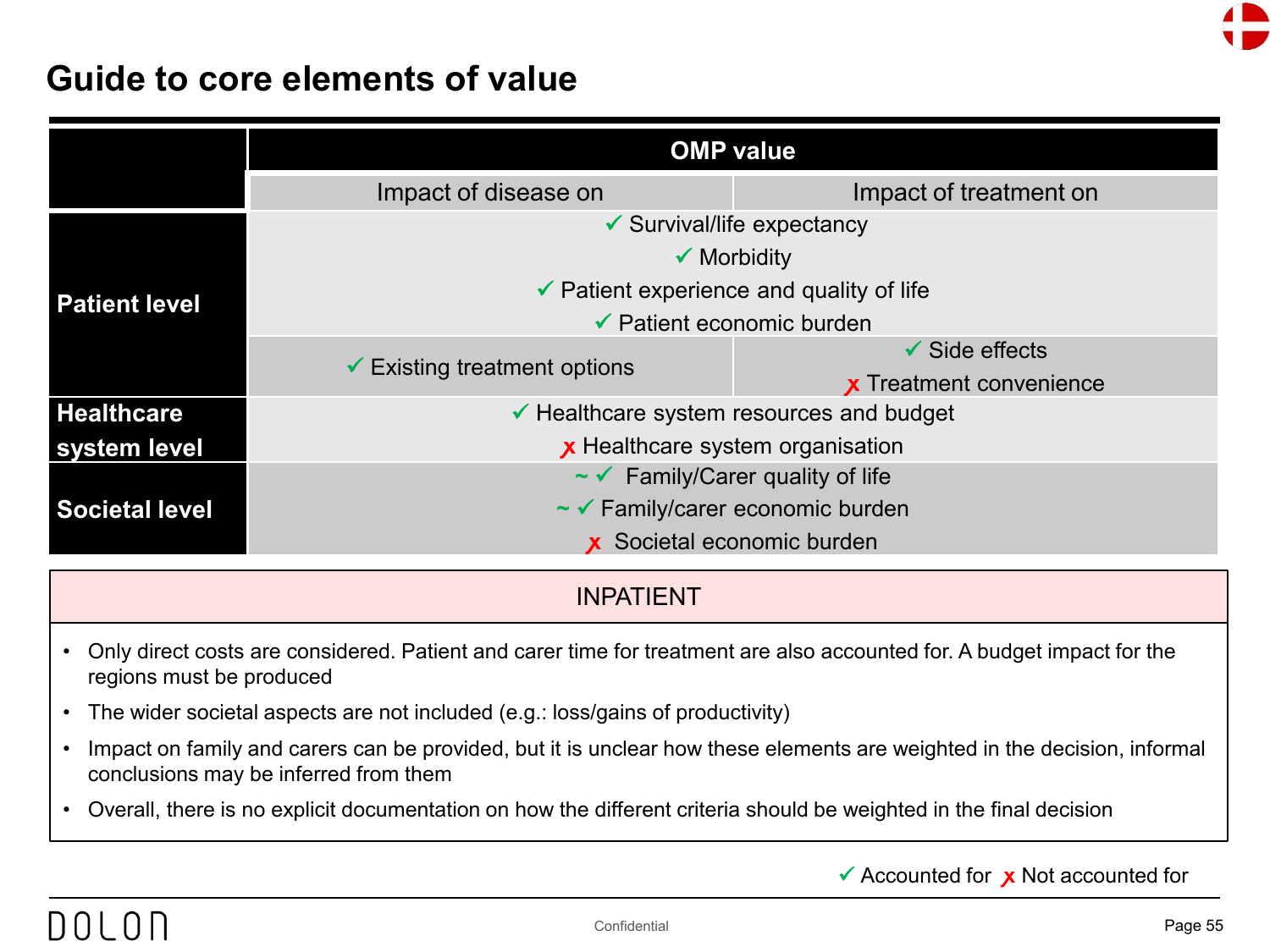# Guide to core elements of value

| | OMP value | |
|---|---|---|
| | Impact of disease on | Impact of treatment on |
| **Patient level** | ✓ Survival/life expectancy<br>✓ Morbidity<br>✓ Patient experience and quality of life<br>✓ Patient economic burden | |
| | ✓ Existing treatment options | ✓ Side effects<br>x Treatment convenience |
| **Healthcare system level** | ✓ Healthcare system resources and budget<br>x Healthcare system organisation | |
| **Societal level** | ~ ✓ Family/Carer quality of life<br>~ ✓ Family/carer economic burden<br>x Societal economic burden | |

## INPATIENT

- Only direct costs are considered. Patient and carer time for treatment are also accounted for. A budget impact for the regions must be produced
- The wider societal aspects are not included (e.g.: loss/gains of productivity)
- Impact on family and carers can be provided, but it is unclear how these elements are weighted in the decision, informal conclusions may be inferred from them
- Overall, there is no explicit documentation on how the different criteria should be weighted in the final decision

✓ Accounted for x Not accounted for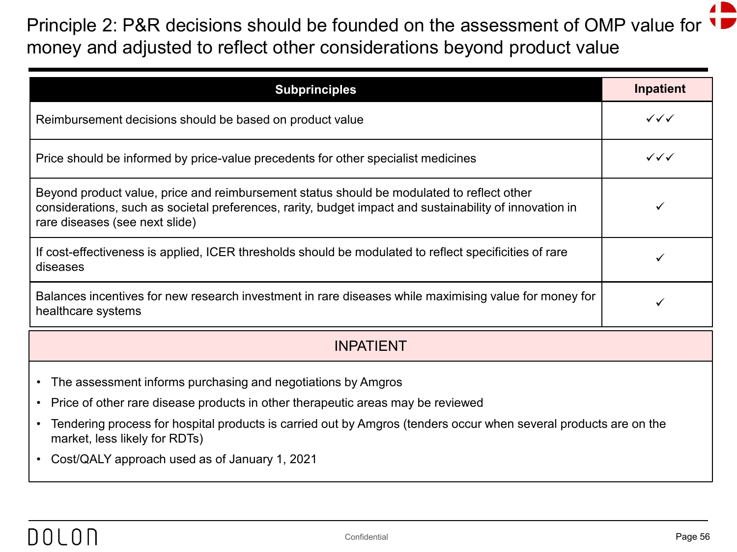# Principle 2: P&R decisions should be founded on the assessment of OMP value for money and adjusted to reflect other considerations beyond product value

| Subprinciples | Inpatient |
|---|---|
| Reimbursement decisions should be based on product value | ✓✓✓ |
| Price should be informed by price-value precedents for other specialist medicines | ✓✓✓ |
| Beyond product value, price and reimbursement status should be modulated to reflect other considerations, such as societal preferences, rarity, budget impact and sustainability of innovation in rare diseases (see next slide) | ✓ |
| If cost-effectiveness is applied, ICER thresholds should be modulated to reflect specificities of rare diseases | ✓ |
| Balances incentives for new research investment in rare diseases while maximising value for money for healthcare systems | ✓ |

## INPATIENT

- The assessment informs purchasing and negotiations by Amgros
- Price of other rare disease products in other therapeutic areas may be reviewed
- Tendering process for hospital products is carried out by Amgros (tenders occur when several products are on the market, less likely for RDTs)
- Cost/QALY approach used as of January 1, 2021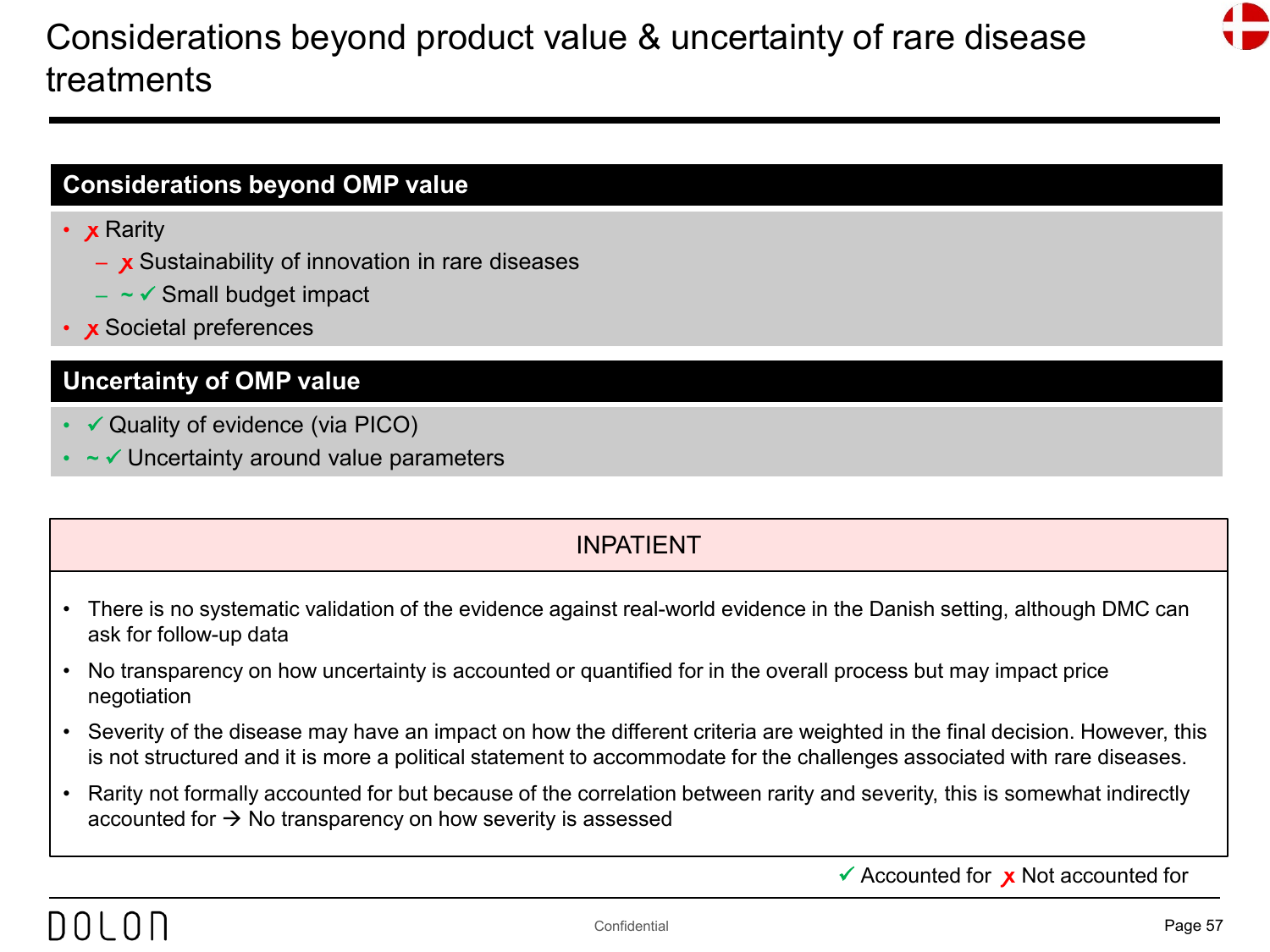# Considerations beyond product value & uncertainty of rare disease treatments

## Considerations beyond OMP value

- ✗ Rarity
  - ✗ Sustainability of innovation in rare diseases
  - ~✓ Small budget impact
- ✗ Societal preferences

## Uncertainty of OMP value

- ✓ Quality of evidence (via PICO)
- ~✓ Uncertainty around value parameters

### INPATIENT

- There is no systematic validation of the evidence against real-world evidence in the Danish setting, although DMC can ask for follow-up data
- No transparency on how uncertainty is accounted or quantified for in the overall process but may impact price negotiation
- Severity of the disease may have an impact on how the different criteria are weighted in the final decision. However, this is not structured and it is more a political statement to accommodate for the challenges associated with rare diseases.
- Rarity not formally accounted for but because of the correlation between rarity and severity, this is somewhat indirectly accounted for → No transparency on how severity is assessed

✓ Accounted for ✗ Not accounted for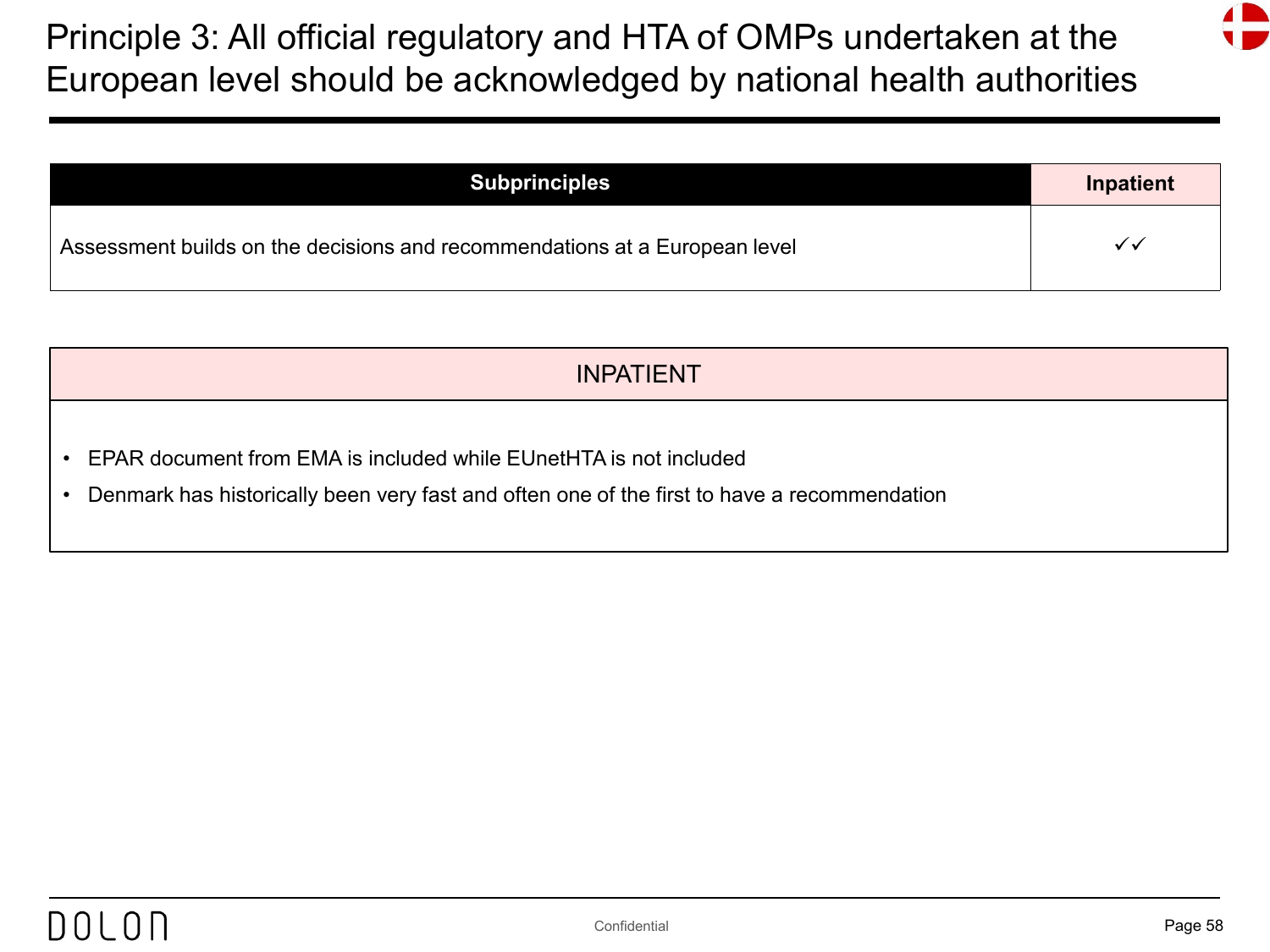# Principle 3: All official regulatory and HTA of OMPs undertaken at the European level should be acknowledged by national health authorities

| Subprinciples | Inpatient |
| --- | --- |
| Assessment builds on the decisions and recommendations at a European level | ✓✓ |

| INPATIENT |
| --- |
| • EPAR document from EMA is included while EUnetHTA is not included<br>• Denmark has historically been very fast and often one of the first to have a recommendation |

Confidential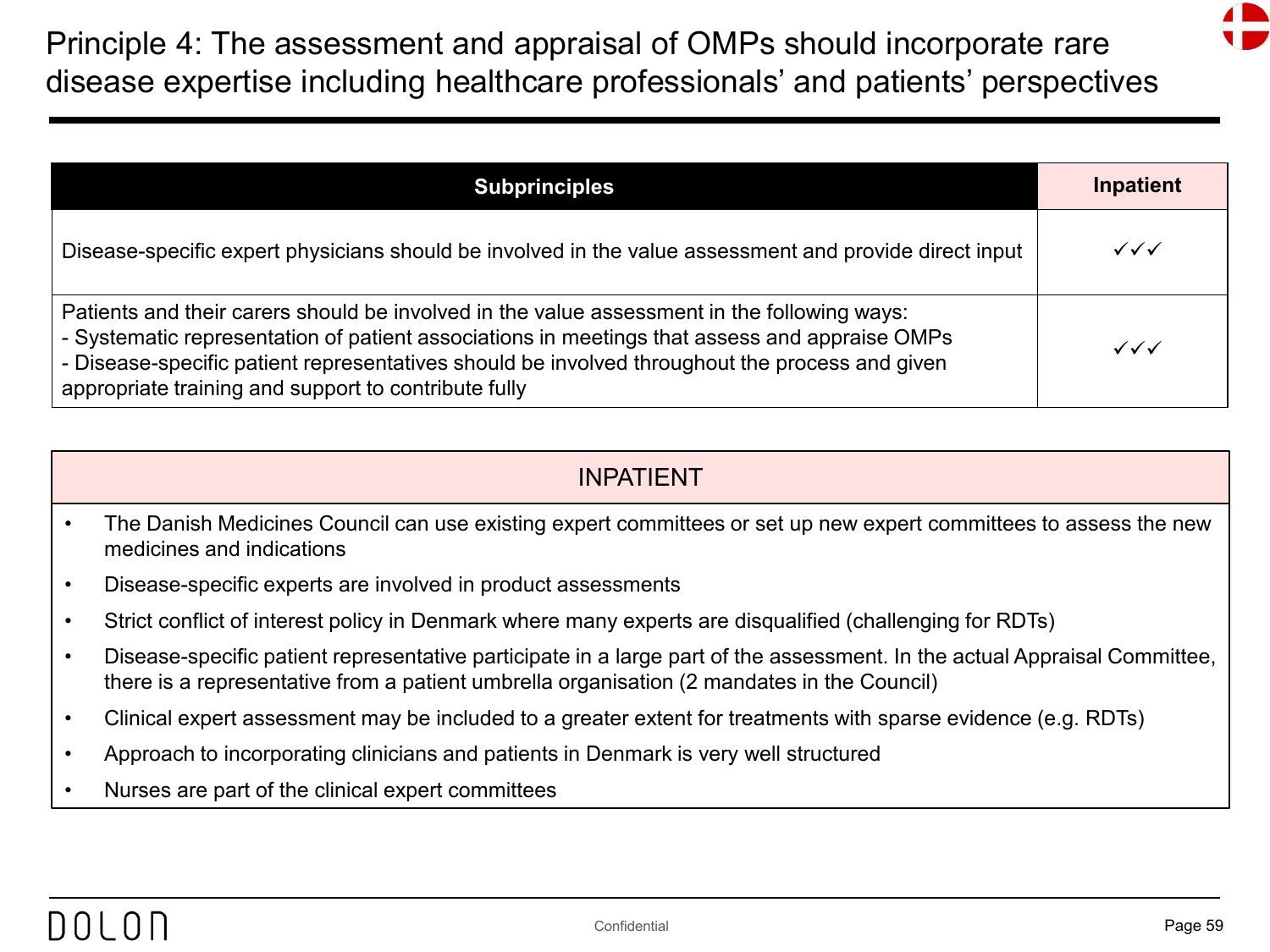# Principle 4: The assessment and appraisal of OMPs should incorporate rare disease expertise including healthcare professionals' and patients' perspectives

| Subprinciples | Inpatient |
|---|---|
| Disease-specific expert physicians should be involved in the value assessment and provide direct input | ✓✓✓ |
| Patients and their carers should be involved in the value assessment in the following ways:<br>- Systematic representation of patient associations in meetings that assess and appraise OMPs<br>- Disease-specific patient representatives should be involved throughout the process and given appropriate training and support to contribute fully | ✓✓✓ |

## INPATIENT

- The Danish Medicines Council can use existing expert committees or set up new expert committees to assess the new medicines and indications
- Disease-specific experts are involved in product assessments
- Strict conflict of interest policy in Denmark where many experts are disqualified (challenging for RDTs)
- Disease-specific patient representative participate in a large part of the assessment. In the actual Appraisal Committee, there is a representative from a patient umbrella organisation (2 mandates in the Council)
- Clinical expert assessment may be included to a greater extent for treatments with sparse evidence (e.g. RDTs)
- Approach to incorporating clinicians and patients in Denmark is very well structured
- Nurses are part of the clinical expert committees

Confidential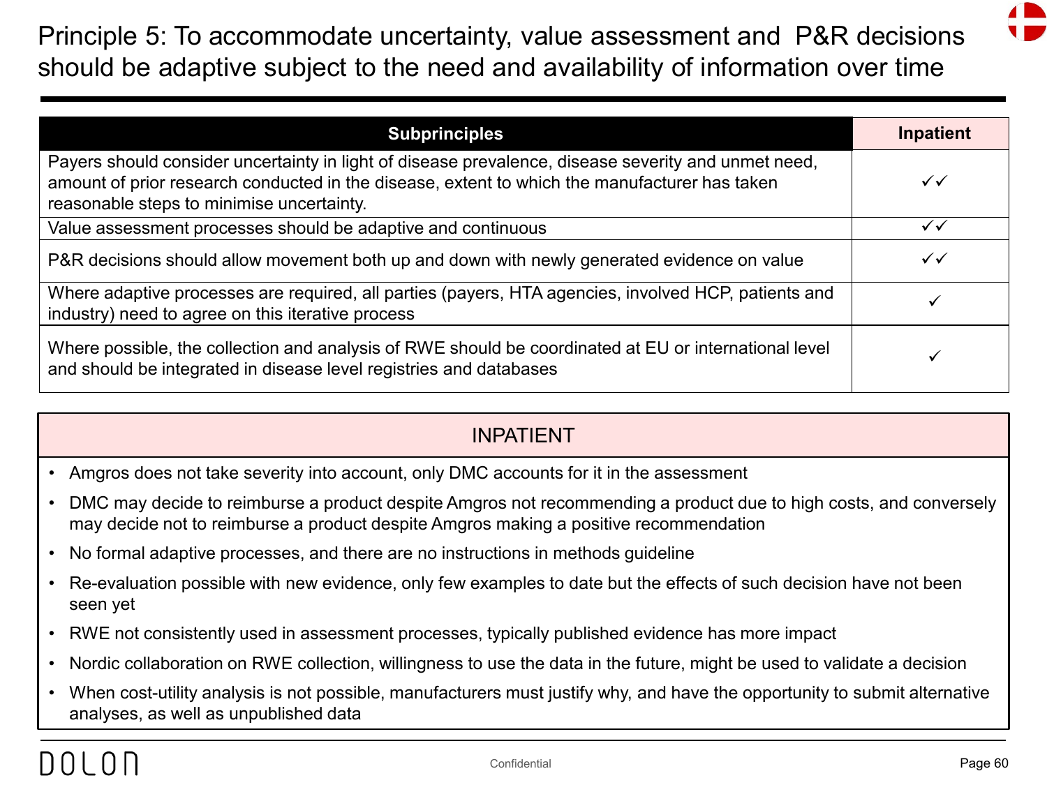# Principle 5: To accommodate uncertainty, value assessment and P&R decisions should be adaptive subject to the need and availability of information over time

| Subprinciples | Inpatient |
|---|---|
| Payers should consider uncertainty in light of disease prevalence, disease severity and unmet need, amount of prior research conducted in the disease, extent to which the manufacturer has taken reasonable steps to minimise uncertainty. | ✓✓ |
| Value assessment processes should be adaptive and continuous | ✓✓ |
| P&R decisions should allow movement both up and down with newly generated evidence on value | ✓✓ |
| Where adaptive processes are required, all parties (payers, HTA agencies, involved HCP, patients and industry) need to agree on this iterative process | ✓ |
| Where possible, the collection and analysis of RWE should be coordinated at EU or international level and should be integrated in disease level registries and databases | ✓ |

## INPATIENT

- Amgros does not take severity into account, only DMC accounts for it in the assessment
- DMC may decide to reimburse a product despite Amgros not recommending a product due to high costs, and conversely may decide not to reimburse a product despite Amgros making a positive recommendation
- No formal adaptive processes, and there are no instructions in methods guideline
- Re-evaluation possible with new evidence, only few examples to date but the effects of such decision have not been seen yet
- RWE not consistently used in assessment processes, typically published evidence has more impact
- Nordic collaboration on RWE collection, willingness to use the data in the future, might be used to validate a decision
- When cost-utility analysis is not possible, manufacturers must justify why, and have the opportunity to submit alternative analyses, as well as unpublished data

DOLON

Confidential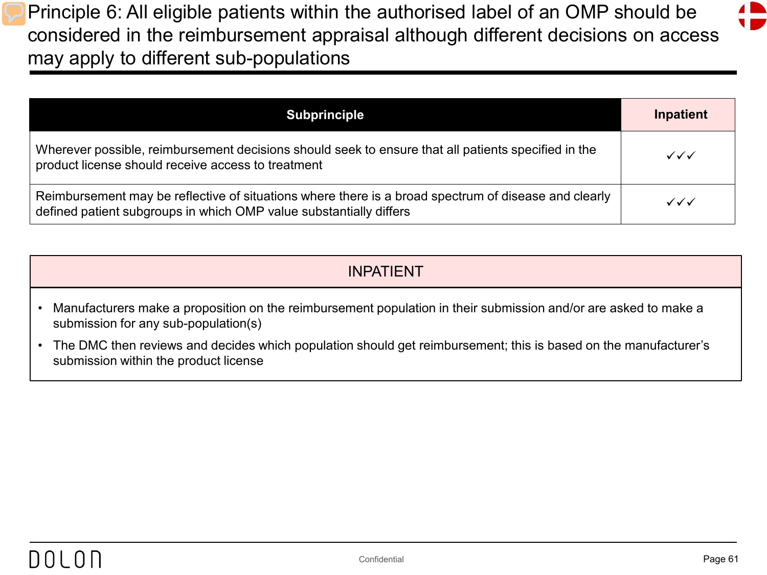# Principle 6: All eligible patients within the authorised label of an OMP should be considered in the reimbursement appraisal although different decisions on access may apply to different sub-populations

| Subprinciple | Inpatient |
|---|---|
| Wherever possible, reimbursement decisions should seek to ensure that all patients specified in the product license should receive access to treatment | ✓✓✓ |
| Reimbursement may be reflective of situations where there is a broad spectrum of disease and clearly defined patient subgroups in which OMP value substantially differs | ✓✓✓ |

## INPATIENT

- Manufacturers make a proposition on the reimbursement population in their submission and/or are asked to make a submission for any sub-population(s)
- The DMC then reviews and decides which population should get reimbursement; this is based on the manufacturer's submission within the product license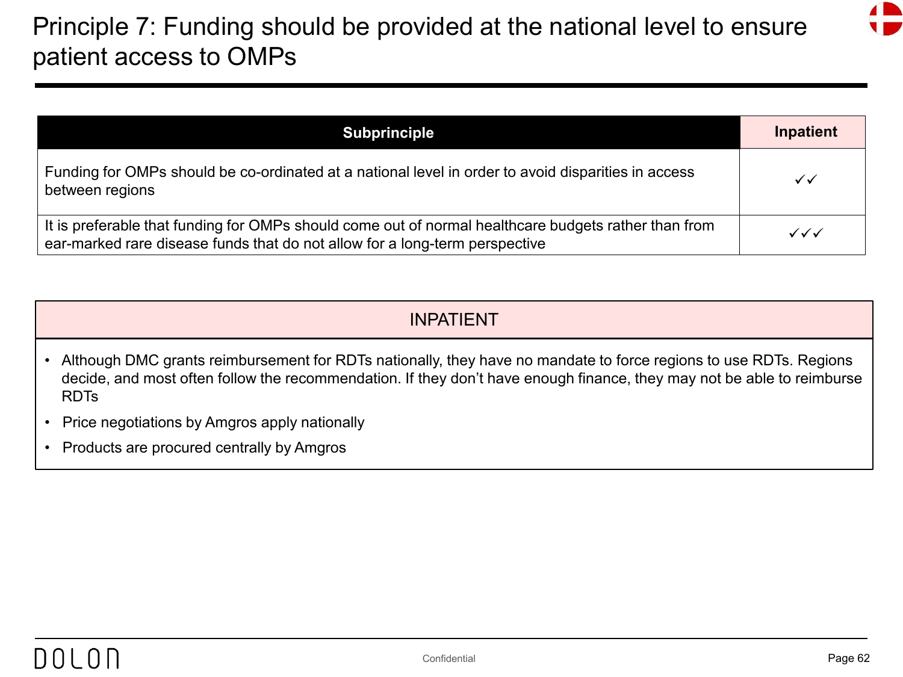# Principle 7: Funding should be provided at the national level to ensure patient access to OMPs

| Subprinciple | Inpatient |
| --- | --- |
| Funding for OMPs should be co-ordinated at a national level in order to avoid disparities in access between regions | ✓✓ |
| It is preferable that funding for OMPs should come out of normal healthcare budgets rather than from ear-marked rare disease funds that do not allow for a long-term perspective | ✓✓✓ |

## INPATIENT

- Although DMC grants reimbursement for RDTs nationally, they have no mandate to force regions to use RDTs. Regions decide, and most often follow the recommendation. If they don't have enough finance, they may not be able to reimburse RDTs
- Price negotiations by Amgros apply nationally
- Products are procured centrally by Amgros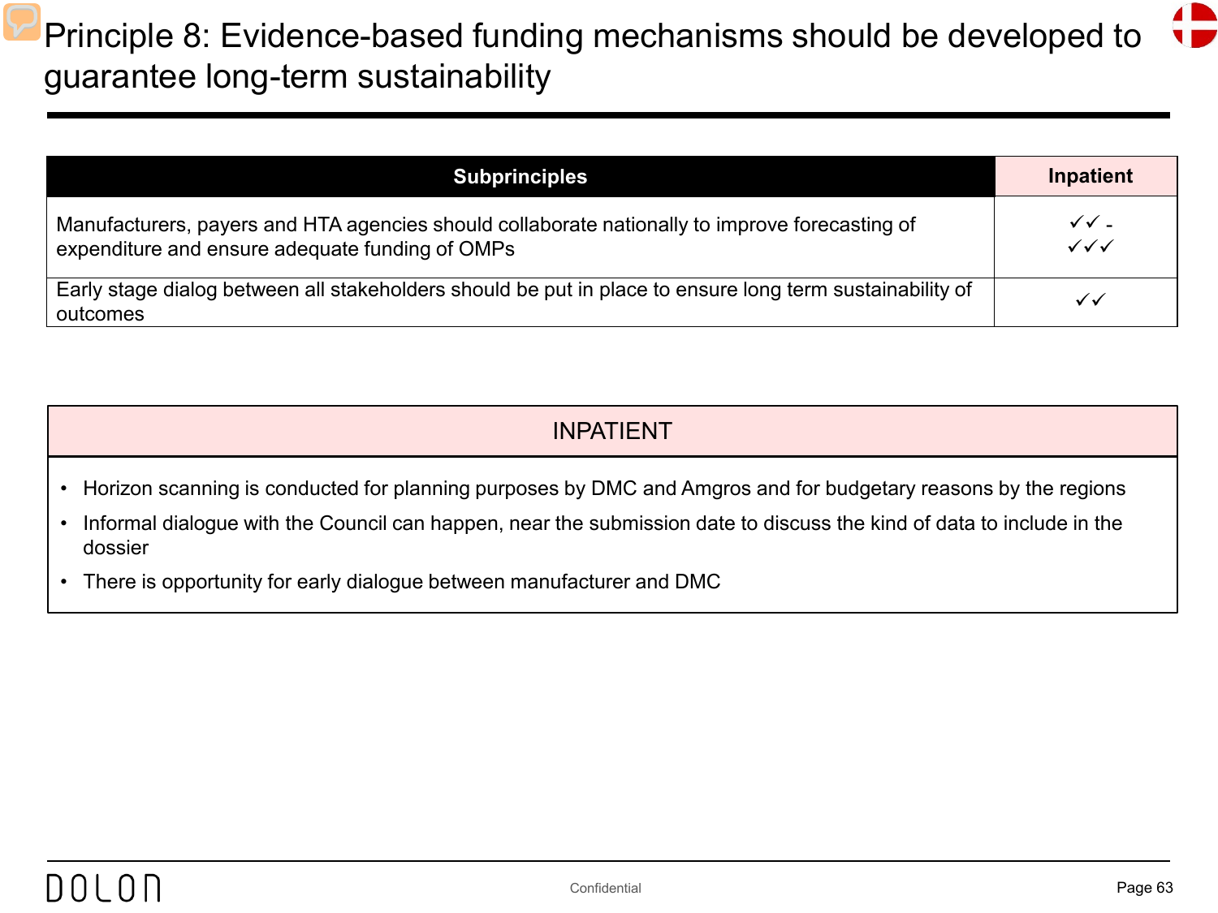# Principle 8: Evidence-based funding mechanisms should be developed to guarantee long-term sustainability

| Subprinciples | Inpatient |
|---|---|
| Manufacturers, payers and HTA agencies should collaborate nationally to improve forecasting of expenditure and ensure adequate funding of OMPs | ✓✓ - ✓✓✓ |
| Early stage dialog between all stakeholders should be put in place to ensure long term sustainability of outcomes | ✓✓ |

## INPATIENT

- Horizon scanning is conducted for planning purposes by DMC and Amgros and for budgetary reasons by the regions
- Informal dialogue with the Council can happen, near the submission date to discuss the kind of data to include in the dossier
- There is opportunity for early dialogue between manufacturer and DMC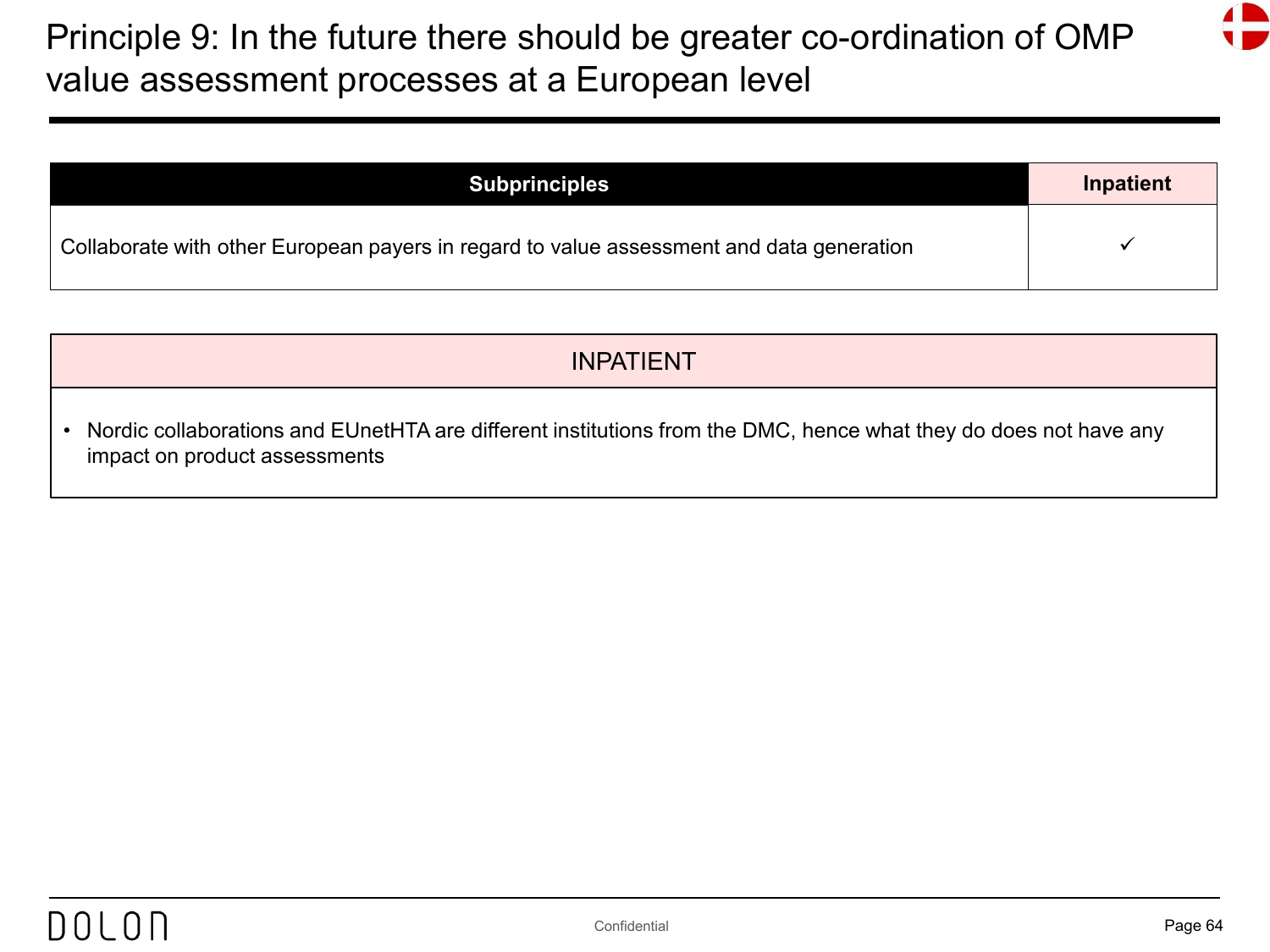# Principle 9: In the future there should be greater co-ordination of OMP value assessment processes at a European level

| Subprinciples | Inpatient |
| --- | --- |
| Collaborate with other European payers in regard to value assessment and data generation | ✓ |

| INPATIENT |
| --- |
| • Nordic collaborations and EUnetHTA are different institutions from the DMC, hence what they do does not have any impact on product assessments |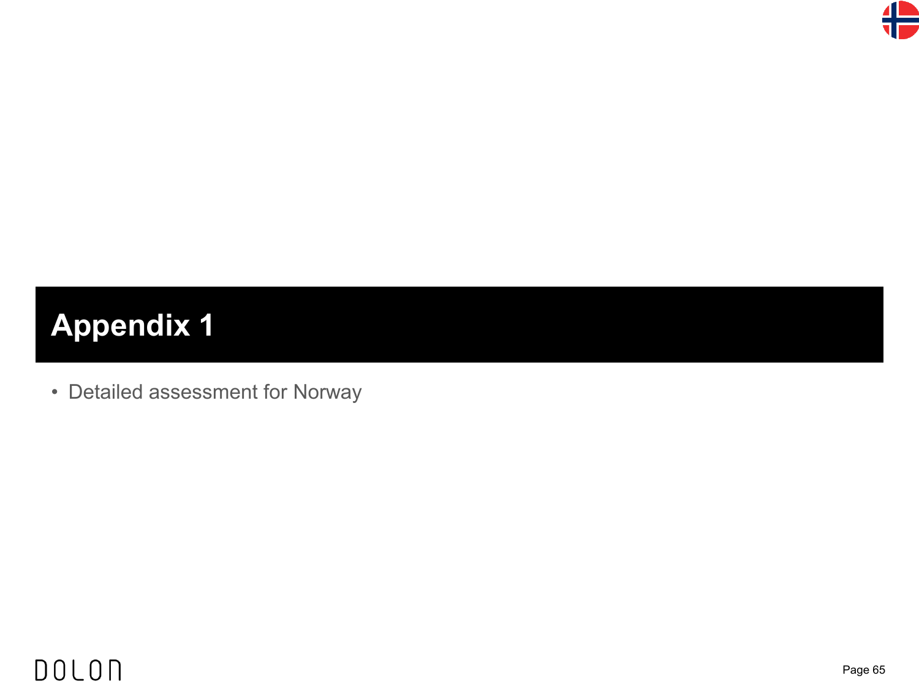# Appendix 1

- Detailed assessment for Norway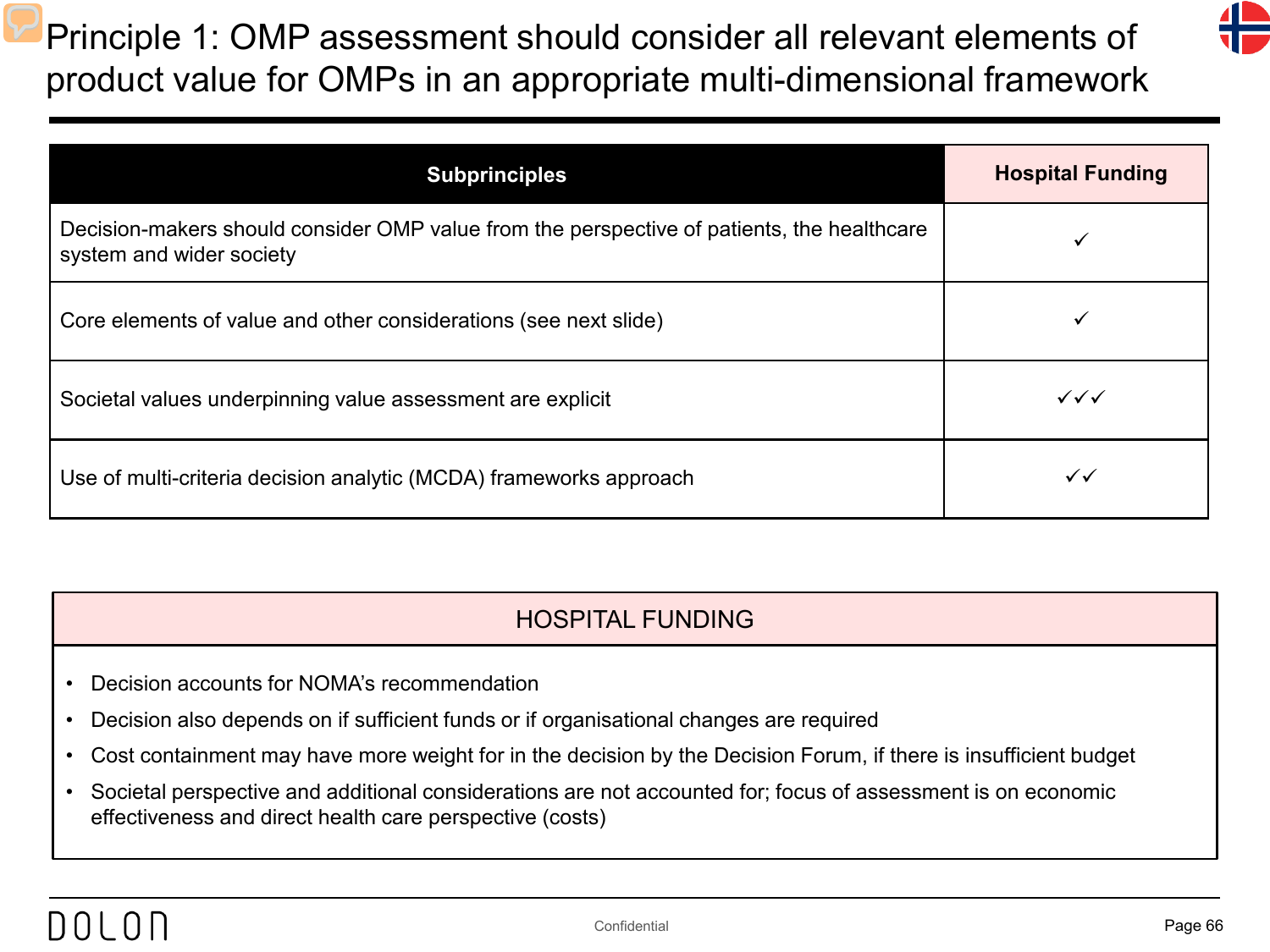# Principle 1: OMP assessment should consider all relevant elements of product value for OMPs in an appropriate multi-dimensional framework

| Subprinciples | Hospital Funding |
|---|---|
| Decision-makers should consider OMP value from the perspective of patients, the healthcare system and wider society | ✓ |
| Core elements of value and other considerations (see next slide) | ✓ |
| Societal values underpinning value assessment are explicit | ✓✓✓ |
| Use of multi-criteria decision analytic (MCDA) frameworks approach | ✓✓ |

## HOSPITAL FUNDING

- Decision accounts for NOMA's recommendation
- Decision also depends on if sufficient funds or if organisational changes are required
- Cost containment may have more weight for in the decision by the Decision Forum, if there is insufficient budget
- Societal perspective and additional considerations are not accounted for; focus of assessment is on economic effectiveness and direct health care perspective (costs)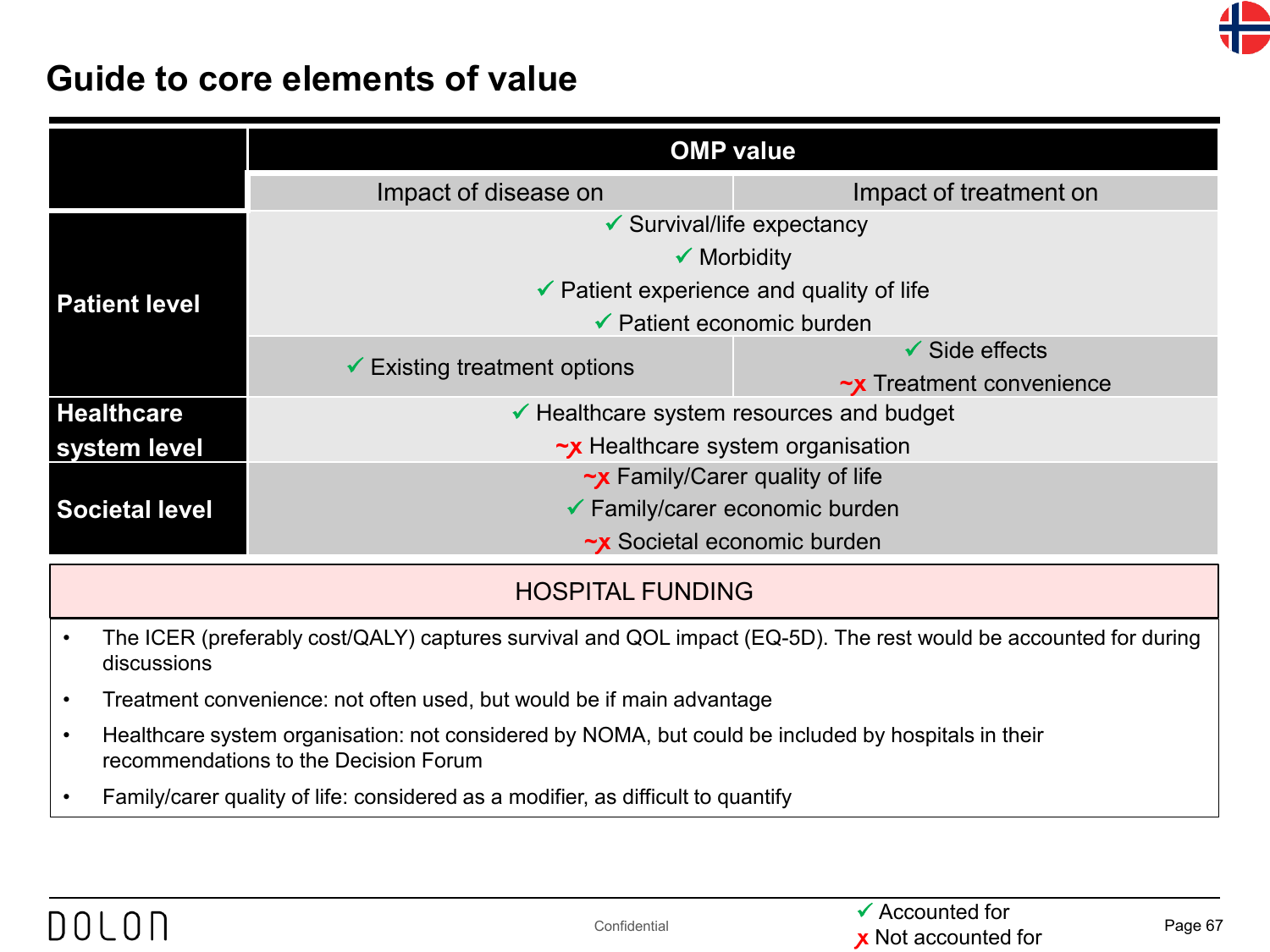# Guide to core elements of value

| | OMP value | |
|---|---|---|
| | Impact of disease on | Impact of treatment on |
| **Patient level** | ✓ Survival/life expectancy<br>✓ Morbidity<br>✓ Patient experience and quality of life<br>✓ Patient economic burden | |
| | ✓ Existing treatment options | ✓ Side effects<br>~x Treatment convenience |
| **Healthcare system level** | ✓ Healthcare system resources and budget<br>~x Healthcare system organisation | |
| **Societal level** | ~x Family/Carer quality of life<br>✓ Family/carer economic burden<br>~x Societal economic burden | |

**HOSPITAL FUNDING**

- The ICER (preferably cost/QALY) captures survival and QOL impact (EQ-5D). The rest would be accounted for during discussions
- Treatment convenience: not often used, but would be if main advantage
- Healthcare system organisation: not considered by NOMA, but could be included by hospitals in their recommendations to the Decision Forum
- Family/carer quality of life: considered as a modifier, as difficult to quantify

✓ Accounted for
x Not accounted for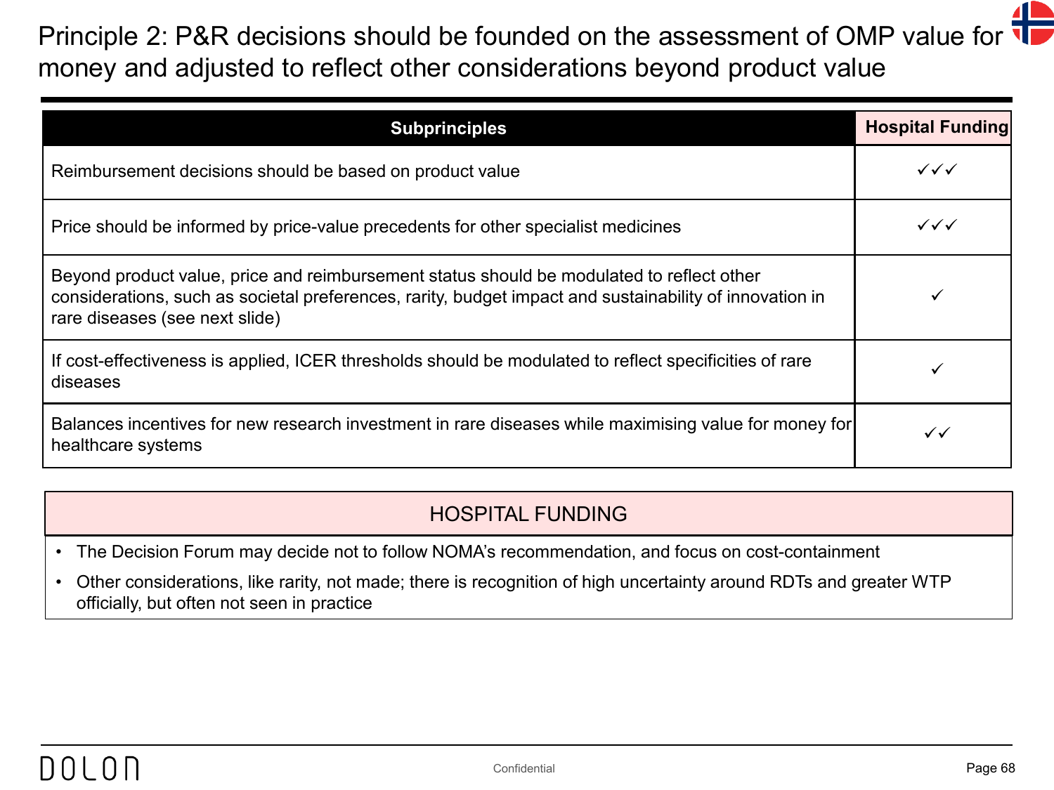# Principle 2: P&R decisions should be founded on the assessment of OMP value for money and adjusted to reflect other considerations beyond product value

| Subprinciples | Hospital Funding |
|---|---|
| Reimbursement decisions should be based on product value | ✓✓✓ |
| Price should be informed by price-value precedents for other specialist medicines | ✓✓✓ |
| Beyond product value, price and reimbursement status should be modulated to reflect other considerations, such as societal preferences, rarity, budget impact and sustainability of innovation in rare diseases (see next slide) | ✓ |
| If cost-effectiveness is applied, ICER thresholds should be modulated to reflect specificities of rare diseases | ✓ |
| Balances incentives for new research investment in rare diseases while maximising value for money for healthcare systems | ✓✓ |

## HOSPITAL FUNDING

- The Decision Forum may decide not to follow NOMA's recommendation, and focus on cost-containment
- Other considerations, like rarity, not made; there is recognition of high uncertainty around RDTs and greater WTP officially, but often not seen in practice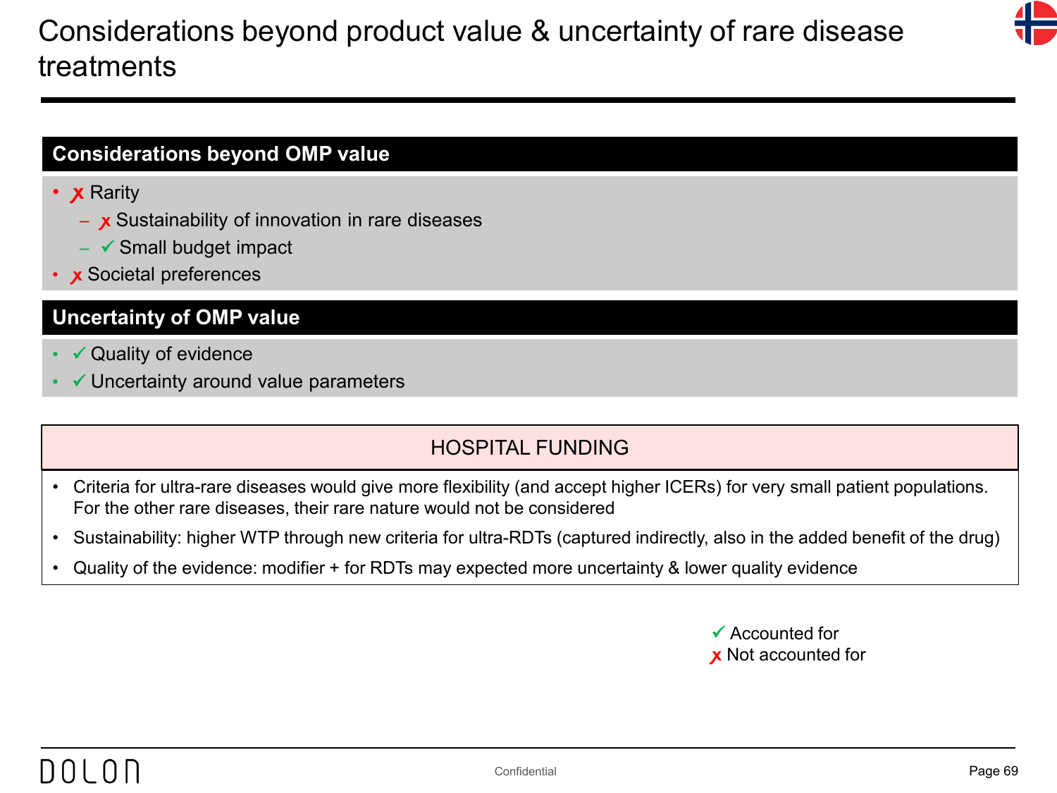# Considerations beyond product value & uncertainty of rare disease treatments

## Considerations beyond OMP value

- ✗ Rarity
  - ✗ Sustainability of innovation in rare diseases
  - ✓ Small budget impact
- ✗ Societal preferences

## Uncertainty of OMP value

- ✓ Quality of evidence
- ✓ Uncertainty around value parameters

### HOSPITAL FUNDING

- Criteria for ultra-rare diseases would give more flexibility (and accept higher ICERs) for very small patient populations. For the other rare diseases, their rare nature would not be considered
- Sustainability: higher WTP through new criteria for ultra-RDTs (captured indirectly, also in the added benefit of the drug)
- Quality of the evidence: modifier + for RDTs may expected more uncertainty & lower quality evidence

✓ Accounted for
✗ Not accounted for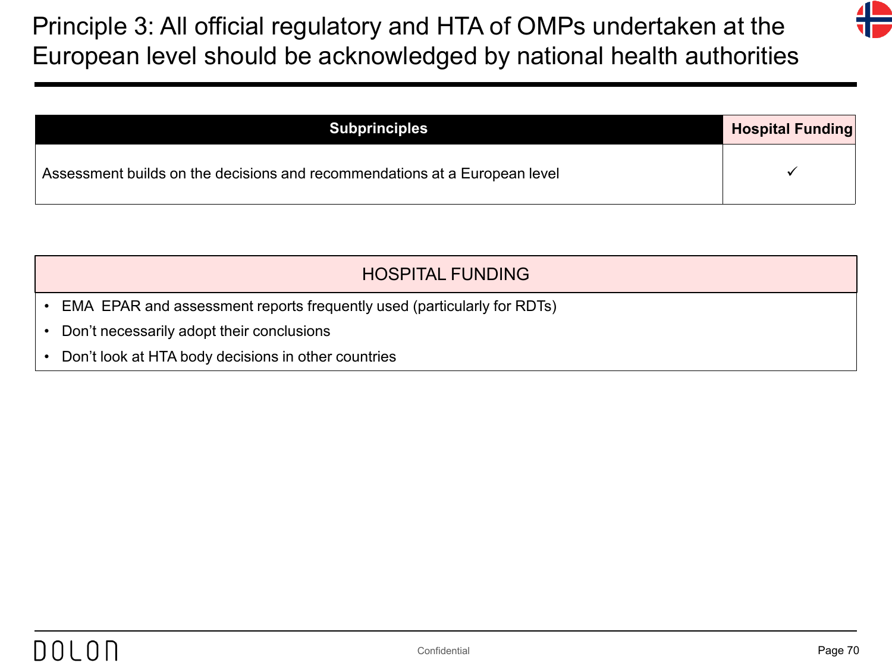# Principle 3: All official regulatory and HTA of OMPs undertaken at the European level should be acknowledged by national health authorities

| Subprinciples | Hospital Funding |
|---|---|
| Assessment builds on the decisions and recommendations at a European level | ✓ |

| HOSPITAL FUNDING |
|---|
| • EMA EPAR and assessment reports frequently used (particularly for RDTs)<br>• Don't necessarily adopt their conclusions<br>• Don't look at HTA body decisions in other countries |

Confidential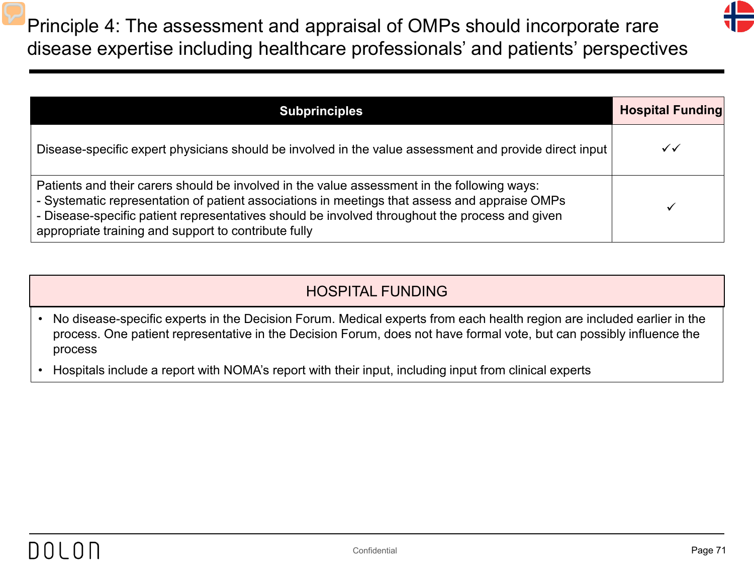# Principle 4: The assessment and appraisal of OMPs should incorporate rare disease expertise including healthcare professionals' and patients' perspectives

| Subprinciples | Hospital Funding |
|---|---|
| Disease-specific expert physicians should be involved in the value assessment and provide direct input | ✓✓ |
| Patients and their carers should be involved in the value assessment in the following ways:<br>- Systematic representation of patient associations in meetings that assess and appraise OMPs<br>- Disease-specific patient representatives should be involved throughout the process and given appropriate training and support to contribute fully | ✓ |

## HOSPITAL FUNDING

- No disease-specific experts in the Decision Forum. Medical experts from each health region are included earlier in the process. One patient representative in the Decision Forum, does not have formal vote, but can possibly influence the process
- Hospitals include a report with NOMA's report with their input, including input from clinical experts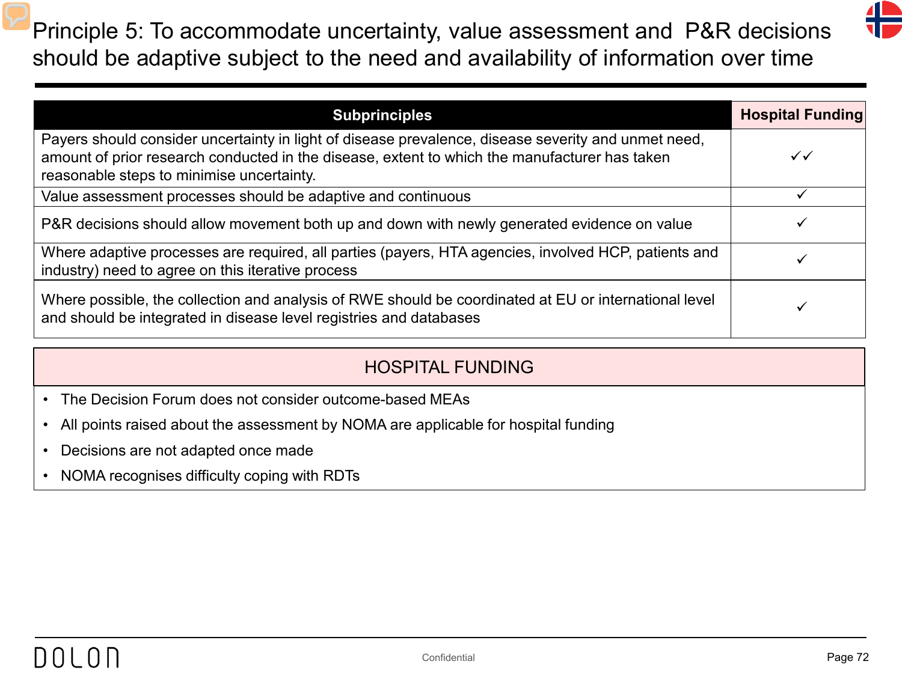# Principle 5: To accommodate uncertainty, value assessment and P&R decisions should be adaptive subject to the need and availability of information over time

| Subprinciples | Hospital Funding |
|---|---|
| Payers should consider uncertainty in light of disease prevalence, disease severity and unmet need, amount of prior research conducted in the disease, extent to which the manufacturer has taken reasonable steps to minimise uncertainty. | ✓✓ |
| Value assessment processes should be adaptive and continuous | ✓ |
| P&R decisions should allow movement both up and down with newly generated evidence on value | ✓ |
| Where adaptive processes are required, all parties (payers, HTA agencies, involved HCP, patients and industry) need to agree on this iterative process | ✓ |
| Where possible, the collection and analysis of RWE should be coordinated at EU or international level and should be integrated in disease level registries and databases | ✓ |

## HOSPITAL FUNDING

- The Decision Forum does not consider outcome-based MEAs
- All points raised about the assessment by NOMA are applicable for hospital funding
- Decisions are not adapted once made
- NOMA recognises difficulty coping with RDTs

DOLON

Confidential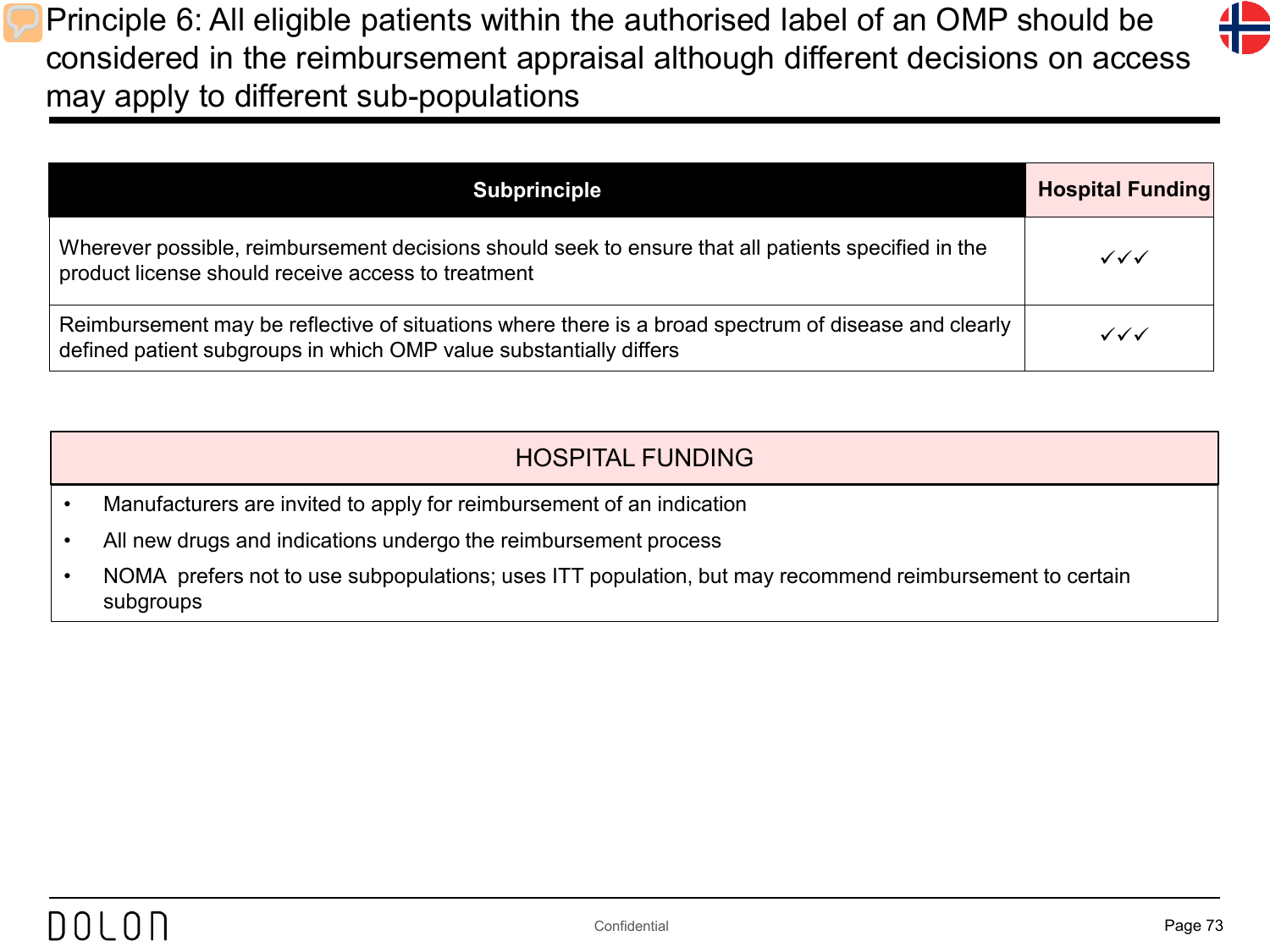# Principle 6: All eligible patients within the authorised label of an OMP should be considered in the reimbursement appraisal although different decisions on access may apply to different sub-populations

| Subprinciple | Hospital Funding |
|---|---|
| Wherever possible, reimbursement decisions should seek to ensure that all patients specified in the product license should receive access to treatment | ✓✓✓ |
| Reimbursement may be reflective of situations where there is a broad spectrum of disease and clearly defined patient subgroups in which OMP value substantially differs | ✓✓✓ |

| HOSPITAL FUNDING |
|---|
| • Manufacturers are invited to apply for reimbursement of an indication<br>• All new drugs and indications undergo the reimbursement process<br>• NOMA prefers not to use subpopulations; uses ITT population, but may recommend reimbursement to certain subgroups |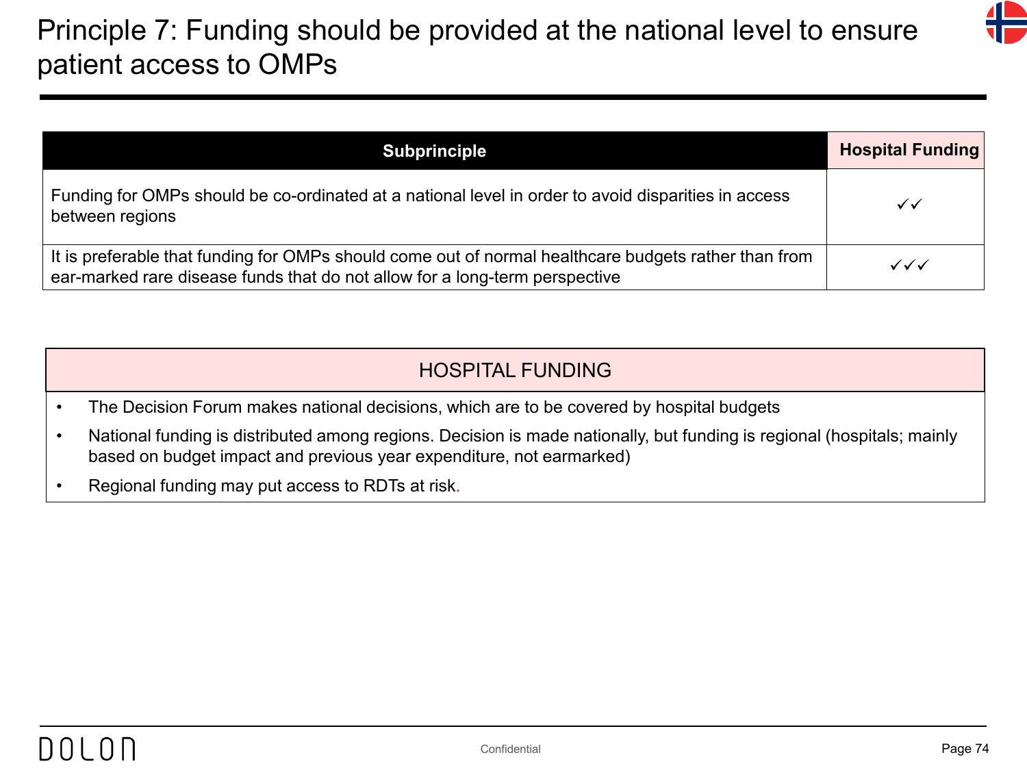# Principle 7: Funding should be provided at the national level to ensure patient access to OMPs

| Subprinciple | Hospital Funding |
|---|---|
| Funding for OMPs should be co-ordinated at a national level in order to avoid disparities in access between regions | ✓✓ |
| It is preferable that funding for OMPs should come out of normal healthcare budgets rather than from ear-marked rare disease funds that do not allow for a long-term perspective | ✓✓✓ |

## HOSPITAL FUNDING

- The Decision Forum makes national decisions, which are to be covered by hospital budgets
- National funding is distributed among regions. Decision is made nationally, but funding is regional (hospitals; mainly based on budget impact and previous year expenditure, not earmarked)
- Regional funding may put access to RDTs at risk.

Confidential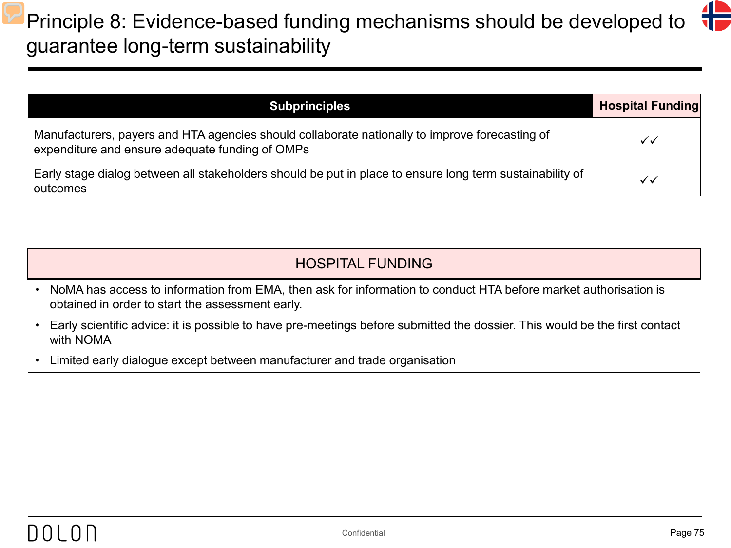# Principle 8: Evidence-based funding mechanisms should be developed to guarantee long-term sustainability

| Subprinciples | Hospital Funding |
|---|---|
| Manufacturers, payers and HTA agencies should collaborate nationally to improve forecasting of expenditure and ensure adequate funding of OMPs | ✓✓ |
| Early stage dialog between all stakeholders should be put in place to ensure long term sustainability of outcomes | ✓✓ |

## HOSPITAL FUNDING

- NoMA has access to information from EMA, then ask for information to conduct HTA before market authorisation is obtained in order to start the assessment early.
- Early scientific advice: it is possible to have pre-meetings before submitted the dossier. This would be the first contact with NOMA
- Limited early dialogue except between manufacturer and trade organisation

Confidential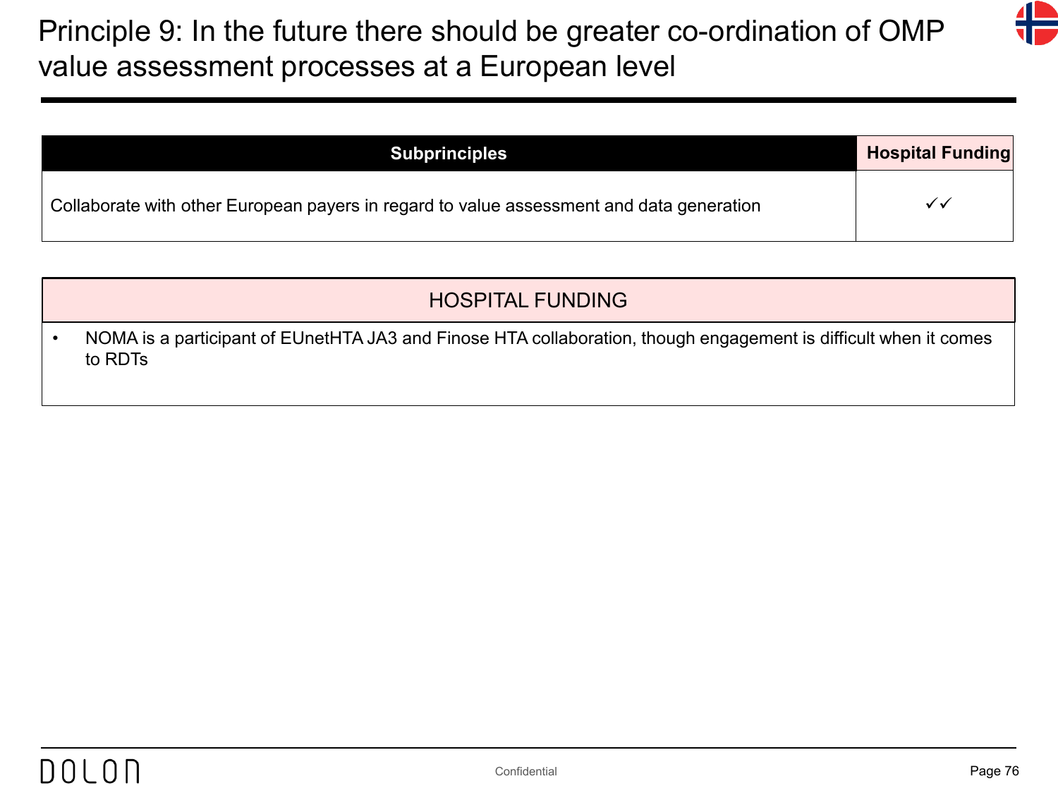# Principle 9: In the future there should be greater co-ordination of OMP value assessment processes at a European level

| Subprinciples | Hospital Funding |
|---|---|
| Collaborate with other European payers in regard to value assessment and data generation | ✓✓ |

| HOSPITAL FUNDING |
|---|
| • NOMA is a participant of EUnetHTA JA3 and Finose HTA collaboration, though engagement is difficult when it comes to RDTs |

Confidential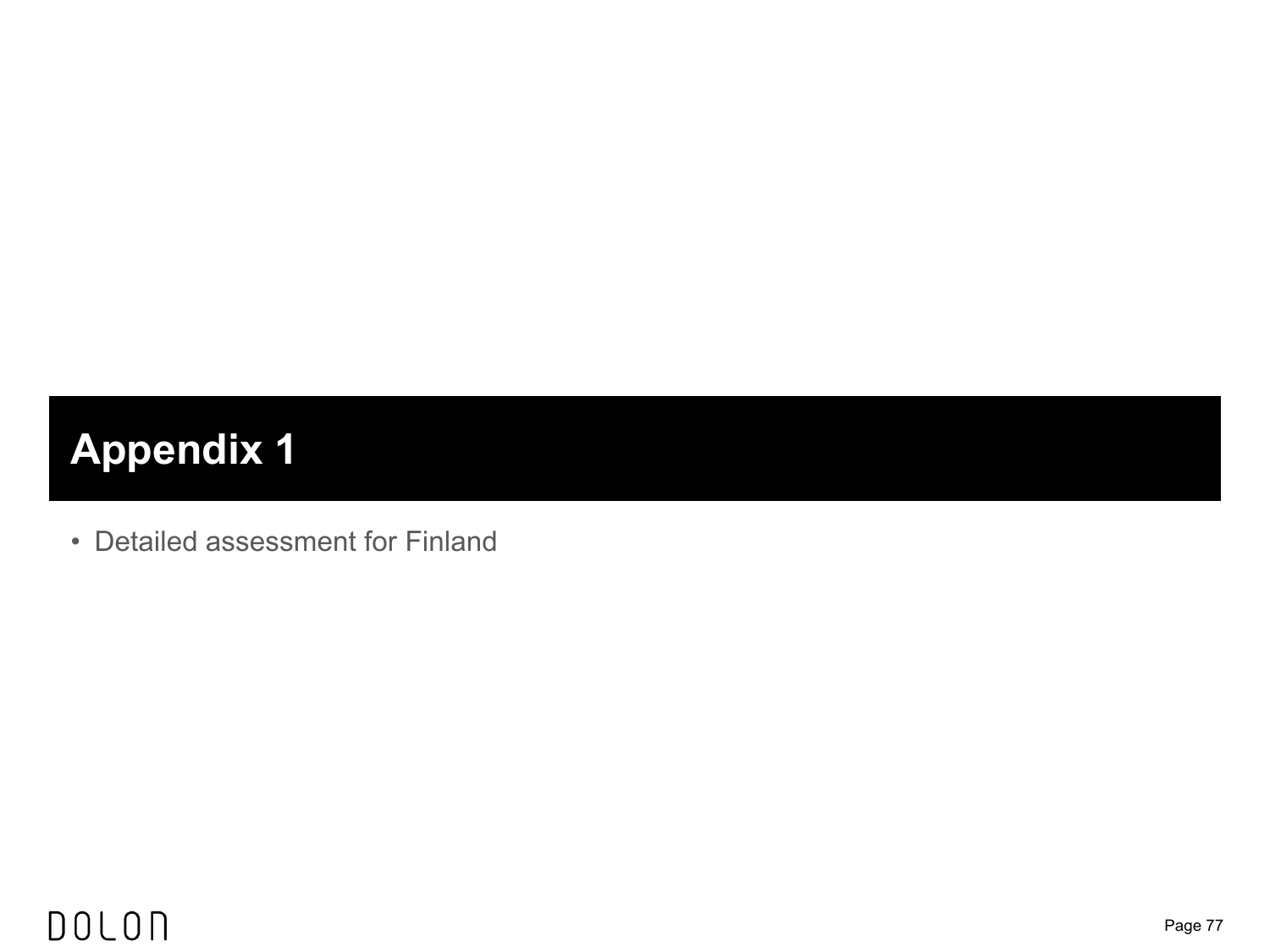# Appendix 1

- Detailed assessment for Finland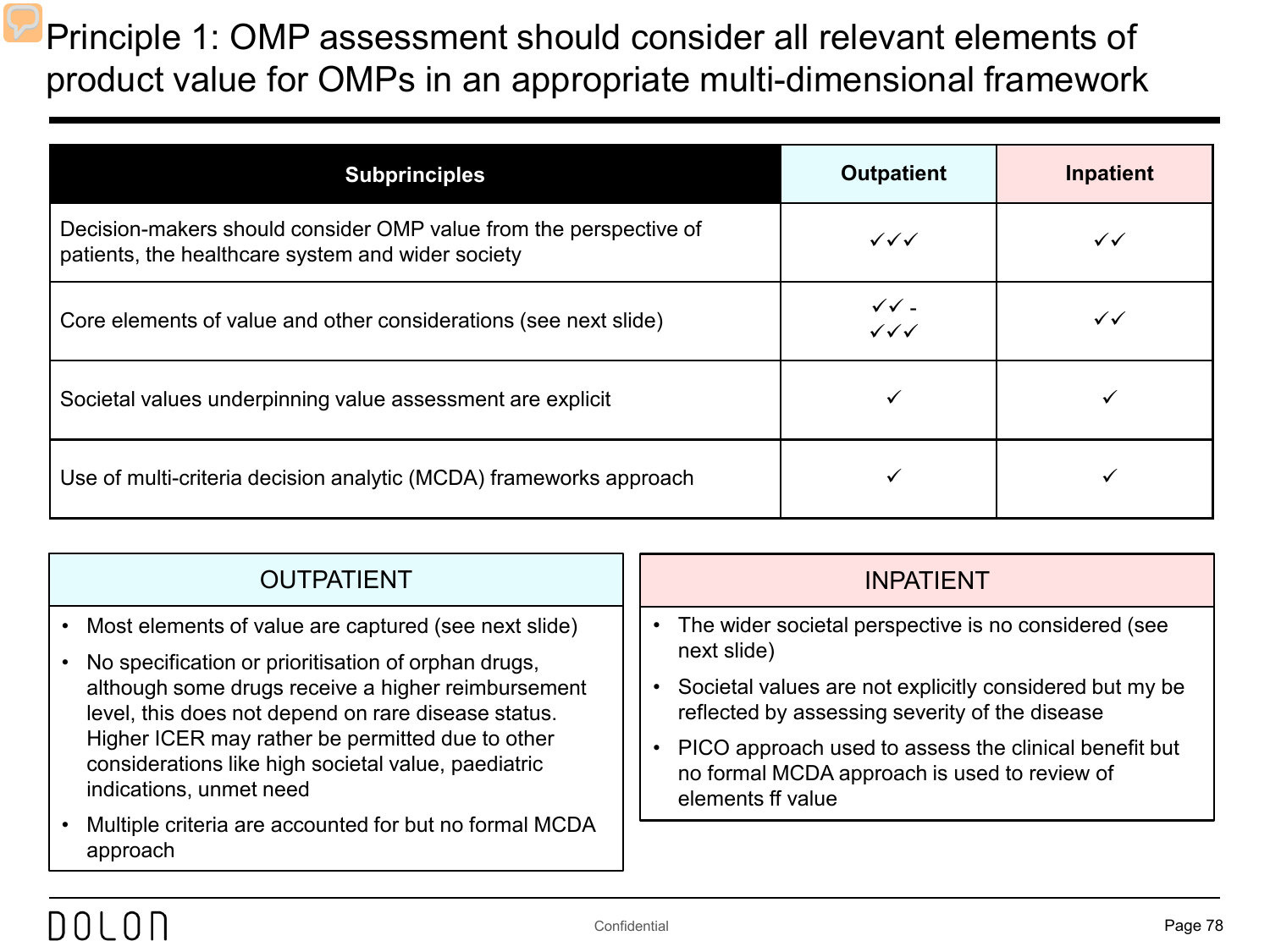# Principle 1: OMP assessment should consider all relevant elements of product value for OMPs in an appropriate multi-dimensional framework

| Subprinciples | Outpatient | Inpatient |
|---|---|---|
| Decision-makers should consider OMP value from the perspective of patients, the healthcare system and wider society | ✓✓✓ | ✓✓ |
| Core elements of value and other considerations (see next slide) | ✓✓ - ✓✓✓ | ✓✓ |
| Societal values underpinning value assessment are explicit | ✓ | ✓ |
| Use of multi-criteria decision analytic (MCDA) frameworks approach | ✓ | ✓ |

## OUTPATIENT

- Most elements of value are captured (see next slide)
- No specification or prioritisation of orphan drugs, although some drugs receive a higher reimbursement level, this does not depend on rare disease status. Higher ICER may rather be permitted due to other considerations like high societal value, paediatric indications, unmet need
- Multiple criteria are accounted for but no formal MCDA approach

## INPATIENT

- The wider societal perspective is no considered (see next slide)
- Societal values are not explicitly considered but my be reflected by assessing severity of the disease
- PICO approach used to assess the clinical benefit but no formal MCDA approach is used to review of elements ff value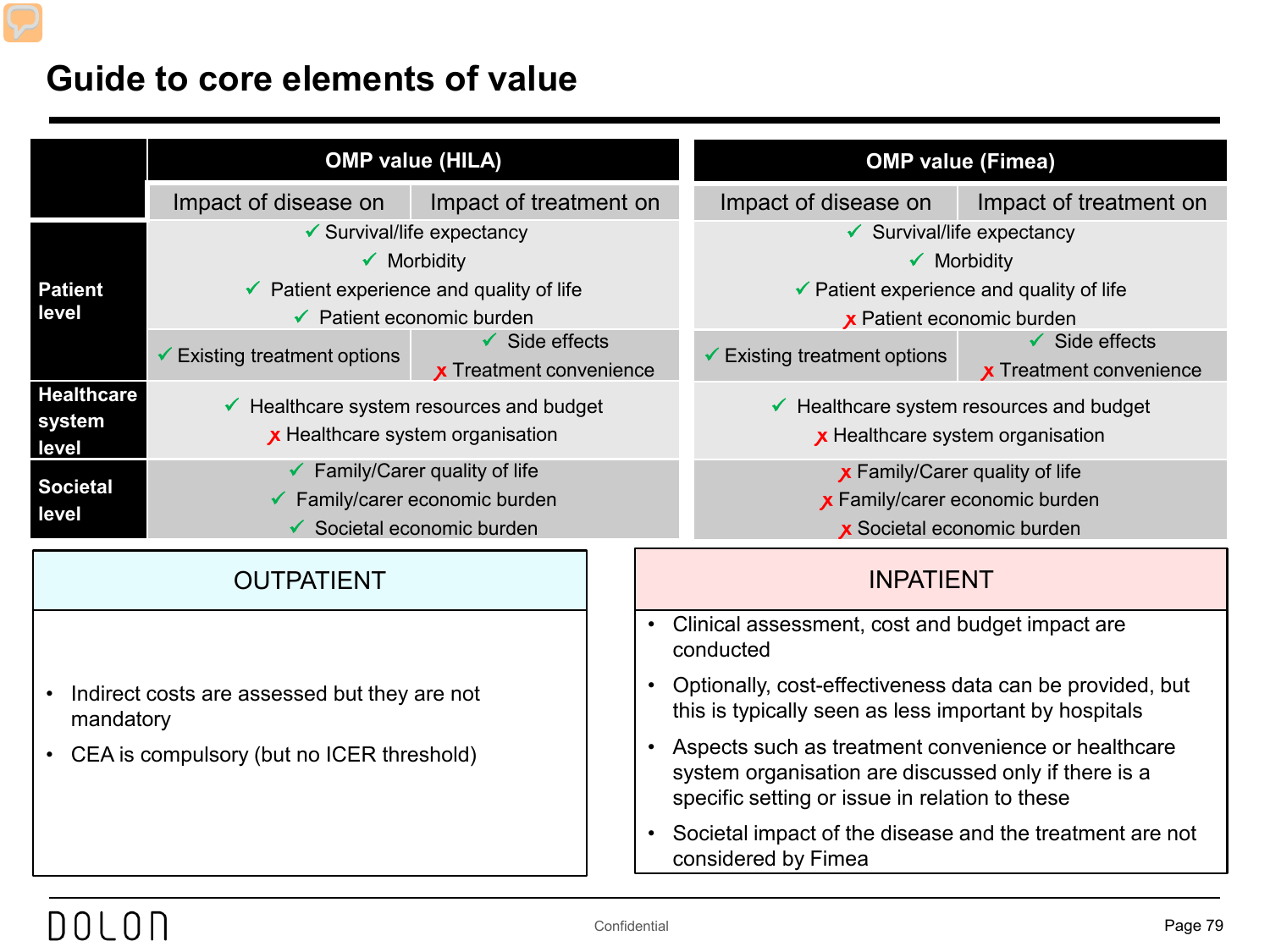# Guide to core elements of value

| | OMP value (HILA) | | OMP value (Fimea) | |
|---|---|---|---|---|
| | Impact of disease on | Impact of treatment on | Impact of disease on | Impact of treatment on |
| **Patient level** | ✓ Survival/life expectancy<br>✓ Morbidity<br>✓ Patient experience and quality of life<br>✓ Patient economic burden | | ✓ Survival/life expectancy<br>✓ Morbidity<br>✓ Patient experience and quality of life<br>✗ Patient economic burden | |
| | ✓ Existing treatment options | ✓ Side effects<br>✗ Treatment convenience | ✓ Existing treatment options | ✓ Side effects<br>✗ Treatment convenience |
| **Healthcare system level** | ✓ Healthcare system resources and budget<br>✗ Healthcare system organisation | | ✓ Healthcare system resources and budget<br>✗ Healthcare system organisation | |
| **Societal level** | ✓ Family/Carer quality of life<br>✓ Family/carer economic burden<br>✓ Societal economic burden | | ✗ Family/Carer quality of life<br>✗ Family/carer economic burden<br>✗ Societal economic burden | |

## OUTPATIENT

- Indirect costs are assessed but they are not mandatory
- CEA is compulsory (but no ICER threshold)

## INPATIENT

- Clinical assessment, cost and budget impact are conducted
- Optionally, cost-effectiveness data can be provided, but this is typically seen as less important by hospitals
- Aspects such as treatment convenience or healthcare system organisation are discussed only if there is a specific setting or issue in relation to these
- Societal impact of the disease and the treatment are not considered by Fimea

DOLON

Confidential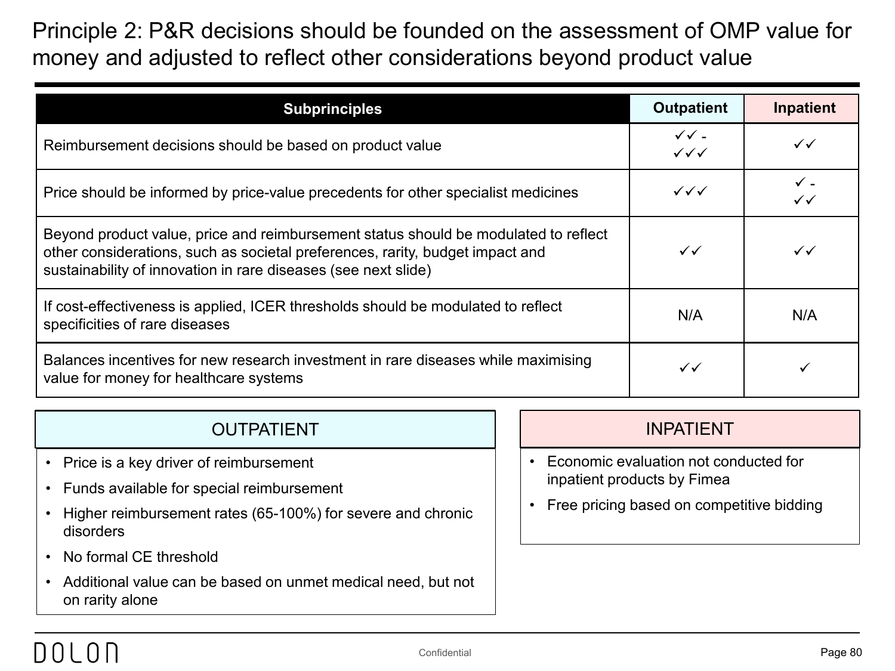# Principle 2: P&R decisions should be founded on the assessment of OMP value for money and adjusted to reflect other considerations beyond product value

| Subprinciples | Outpatient | Inpatient |
|---|---|---|
| Reimbursement decisions should be based on product value | ✓✓ - ✓✓✓ | ✓✓ |
| Price should be informed by price-value precedents for other specialist medicines | ✓✓✓ | ✓ - ✓✓ |
| Beyond product value, price and reimbursement status should be modulated to reflect other considerations, such as societal preferences, rarity, budget impact and sustainability of innovation in rare diseases (see next slide) | ✓✓ | ✓✓ |
| If cost-effectiveness is applied, ICER thresholds should be modulated to reflect specificities of rare diseases | N/A | N/A |
| Balances incentives for new research investment in rare diseases while maximising value for money for healthcare systems | ✓✓ | ✓ |

## OUTPATIENT

- Price is a key driver of reimbursement
- Funds available for special reimbursement
- Higher reimbursement rates (65-100%) for severe and chronic disorders
- No formal CE threshold
- Additional value can be based on unmet medical need, but not on rarity alone

## INPATIENT

- Economic evaluation not conducted for inpatient products by Fimea
- Free pricing based on competitive bidding

Confidential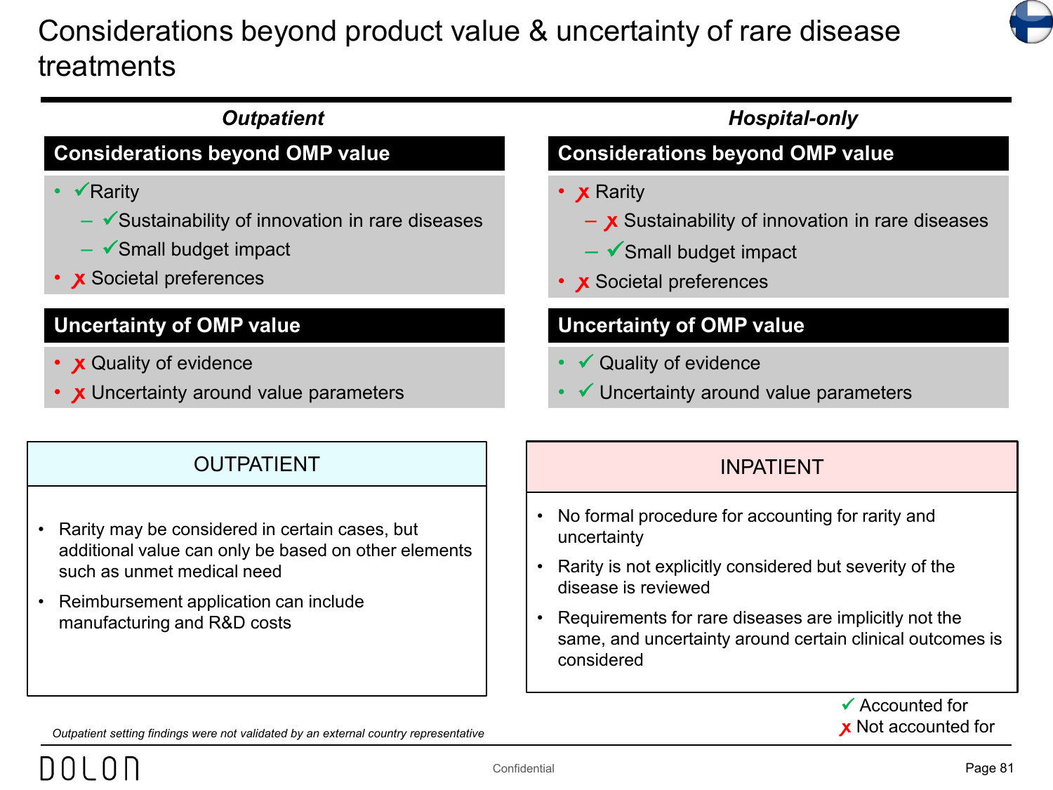# Considerations beyond product value & uncertainty of rare disease treatments

## *Outpatient*

### Considerations beyond OMP value

- ✓ Rarity
  - ✓ Sustainability of innovation in rare diseases
  - ✓ Small budget impact
- ✗ Societal preferences

### Uncertainty of OMP value

- ✗ Quality of evidence
- ✗ Uncertainty around value parameters

## *Hospital-only*

### Considerations beyond OMP value

- ✗ Rarity
  - ✗ Sustainability of innovation in rare diseases
  - ✓ Small budget impact
- ✗ Societal preferences

### Uncertainty of OMP value

- ✓ Quality of evidence
- ✓ Uncertainty around value parameters

## OUTPATIENT

- Rarity may be considered in certain cases, but additional value can only be based on other elements such as unmet medical need
- Reimbursement application can include manufacturing and R&D costs

## INPATIENT

- No formal procedure for accounting for rarity and uncertainty
- Rarity is not explicitly considered but severity of the disease is reviewed
- Requirements for rare diseases are implicitly not the same, and uncertainty around certain clinical outcomes is considered

✓ Accounted for
✗ Not accounted for

*Outpatient setting findings were not validated by an external country representative*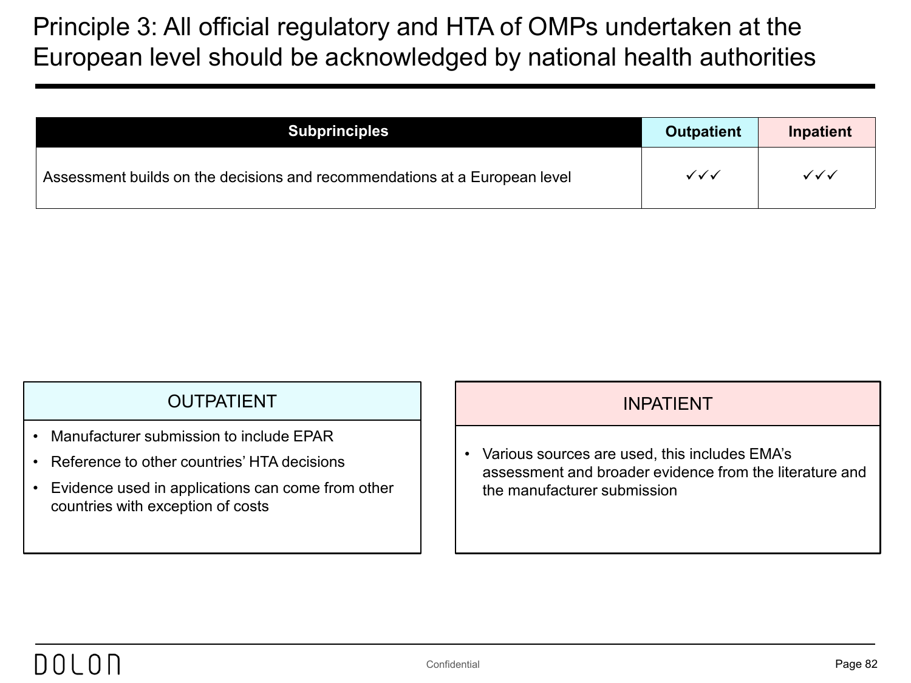# Principle 3: All official regulatory and HTA of OMPs undertaken at the European level should be acknowledged by national health authorities

| Subprinciples | Outpatient | Inpatient |
| --- | --- | --- |
| Assessment builds on the decisions and recommendations at a European level | ✓✓✓ | ✓✓✓ |

### OUTPATIENT

- Manufacturer submission to include EPAR
- Reference to other countries' HTA decisions
- Evidence used in applications can come from other countries with exception of costs

### INPATIENT

- Various sources are used, this includes EMA's assessment and broader evidence from the literature and the manufacturer submission

DOLON

Confidential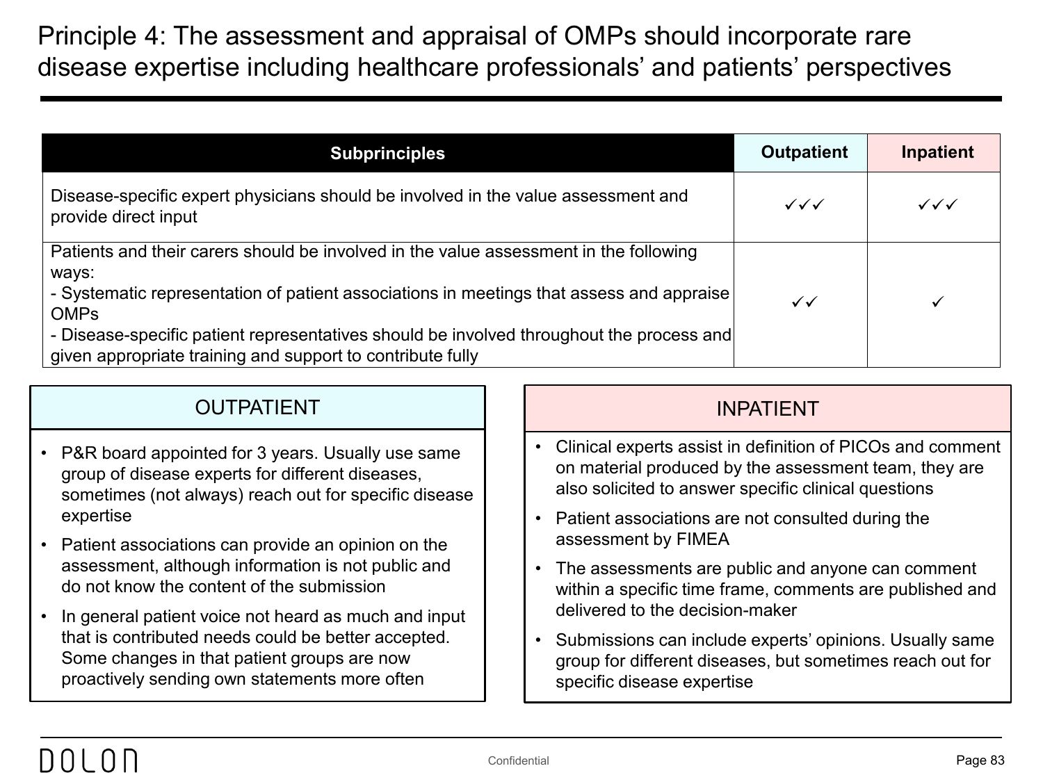# Principle 4: The assessment and appraisal of OMPs should incorporate rare disease expertise including healthcare professionals' and patients' perspectives

| Subprinciples | Outpatient | Inpatient |
| --- | --- | --- |
| Disease-specific expert physicians should be involved in the value assessment and provide direct input | ✓✓✓ | ✓✓✓ |
| Patients and their carers should be involved in the value assessment in the following ways:<br>- Systematic representation of patient associations in meetings that assess and appraise OMPs<br>- Disease-specific patient representatives should be involved throughout the process and given appropriate training and support to contribute fully | ✓✓ | ✓ |

## OUTPATIENT

- P&R board appointed for 3 years. Usually use same group of disease experts for different diseases, sometimes (not always) reach out for specific disease expertise
- Patient associations can provide an opinion on the assessment, although information is not public and do not know the content of the submission
- In general patient voice not heard as much and input that is contributed needs could be better accepted. Some changes in that patient groups are now proactively sending own statements more often

## INPATIENT

- Clinical experts assist in definition of PICOs and comment on material produced by the assessment team, they are also solicited to answer specific clinical questions
- Patient associations are not consulted during the assessment by FIMEA
- The assessments are public and anyone can comment within a specific time frame, comments are published and delivered to the decision-maker
- Submissions can include experts' opinions. Usually same group for different diseases, but sometimes reach out for specific disease expertise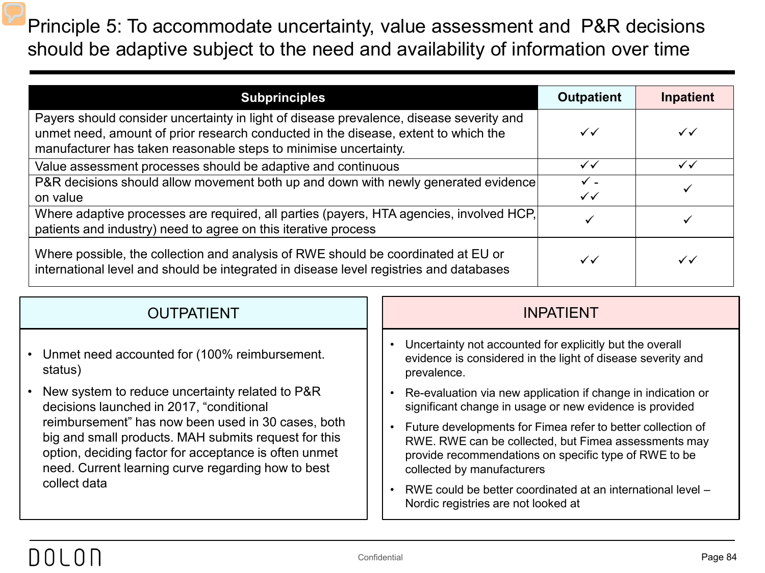# Principle 5: To accommodate uncertainty, value assessment and P&R decisions should be adaptive subject to the need and availability of information over time

| Subprinciples | Outpatient | Inpatient |
|---|---|---|
| Payers should consider uncertainty in light of disease prevalence, disease severity and unmet need, amount of prior research conducted in the disease, extent to which the manufacturer has taken reasonable steps to minimise uncertainty. | ✓✓ | ✓✓ |
| Value assessment processes should be adaptive and continuous | ✓✓ | ✓✓ |
| P&R decisions should allow movement both up and down with newly generated evidence on value | ✓ - ✓✓ | ✓ |
| Where adaptive processes are required, all parties (payers, HTA agencies, involved HCP, patients and industry) need to agree on this iterative process | ✓ | ✓ |
| Where possible, the collection and analysis of RWE should be coordinated at EU or international level and should be integrated in disease level registries and databases | ✓✓ | ✓✓ |

## OUTPATIENT

- Unmet need accounted for (100% reimbursement. status)
- New system to reduce uncertainty related to P&R decisions launched in 2017, "conditional reimbursement" has now been used in 30 cases, both big and small products. MAH submits request for this option, deciding factor for acceptance is often unmet need. Current learning curve regarding how to best collect data

## INPATIENT

- Uncertainty not accounted for explicitly but the overall evidence is considered in the light of disease severity and prevalence.
- Re-evaluation via new application if change in indication or significant change in usage or new evidence is provided
- Future developments for Fimea refer to better collection of RWE. RWE can be collected, but Fimea assessments may provide recommendations on specific type of RWE to be collected by manufacturers
- RWE could be better coordinated at an international level – Nordic registries are not looked at

DOLON

Confidential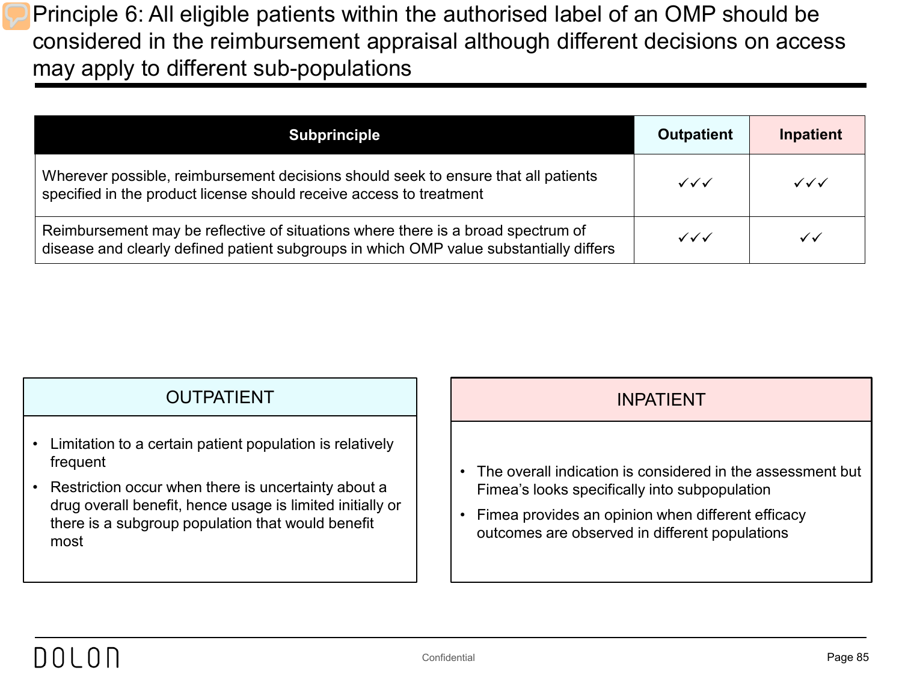# Principle 6: All eligible patients within the authorised label of an OMP should be considered in the reimbursement appraisal although different decisions on access may apply to different sub-populations

| Subprinciple | Outpatient | Inpatient |
|---|---|---|
| Wherever possible, reimbursement decisions should seek to ensure that all patients specified in the product license should receive access to treatment | ✓✓✓ | ✓✓✓ |
| Reimbursement may be reflective of situations where there is a broad spectrum of disease and clearly defined patient subgroups in which OMP value substantially differs | ✓✓✓ | ✓✓ |

## OUTPATIENT

- Limitation to a certain patient population is relatively frequent
- Restriction occur when there is uncertainty about a drug overall benefit, hence usage is limited initially or there is a subgroup population that would benefit most

## INPATIENT

- The overall indication is considered in the assessment but Fimea's looks specifically into subpopulation
- Fimea provides an opinion when different efficacy outcomes are observed in different populations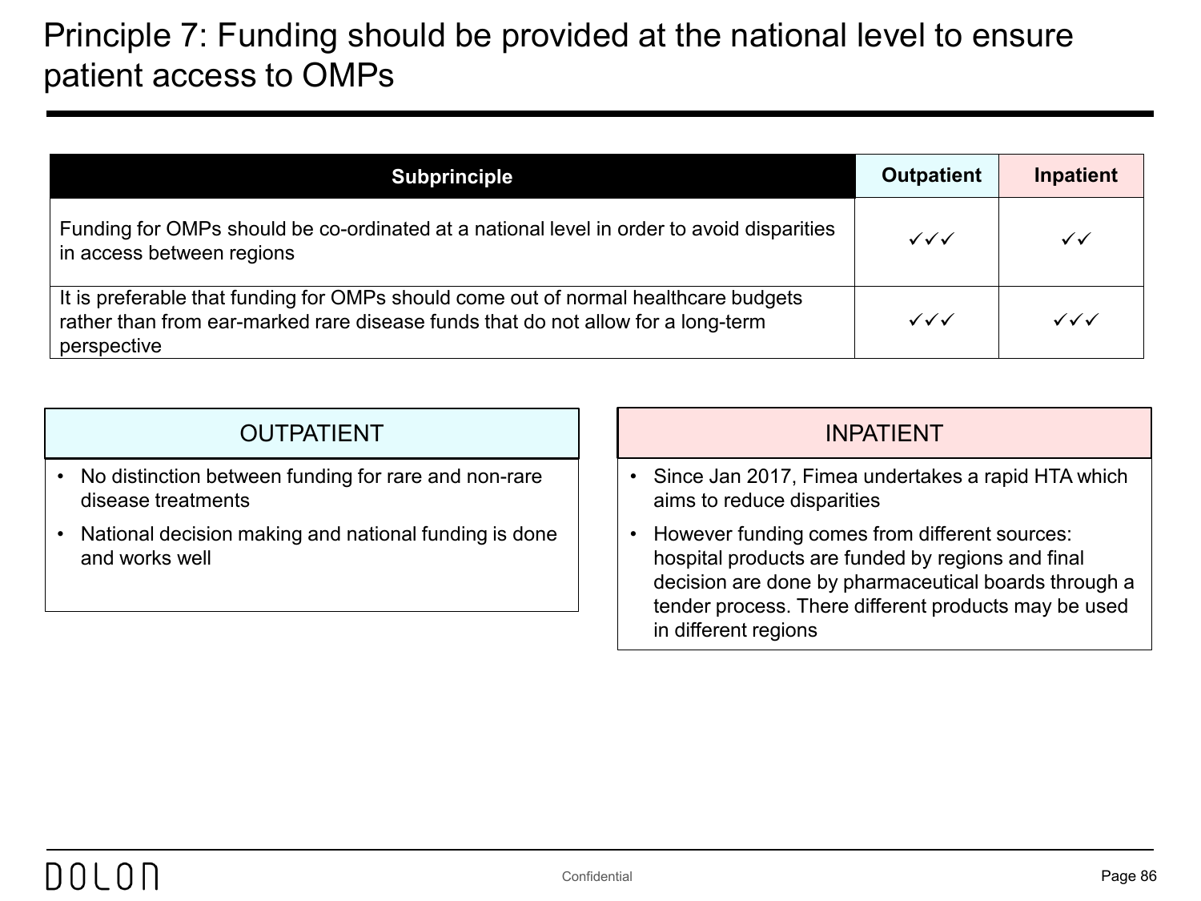# Principle 7: Funding should be provided at the national level to ensure patient access to OMPs

| Subprinciple | Outpatient | Inpatient |
|---|---|---|
| Funding for OMPs should be co-ordinated at a national level in order to avoid disparities in access between regions | ✓✓✓ | ✓✓ |
| It is preferable that funding for OMPs should come out of normal healthcare budgets rather than from ear-marked rare disease funds that do not allow for a long-term perspective | ✓✓✓ | ✓✓✓ |

## OUTPATIENT

- No distinction between funding for rare and non-rare disease treatments
- National decision making and national funding is done and works well

## INPATIENT

- Since Jan 2017, Fimea undertakes a rapid HTA which aims to reduce disparities
- However funding comes from different sources: hospital products are funded by regions and final decision are done by pharmaceutical boards through a tender process. There different products may be used in different regions

Confidential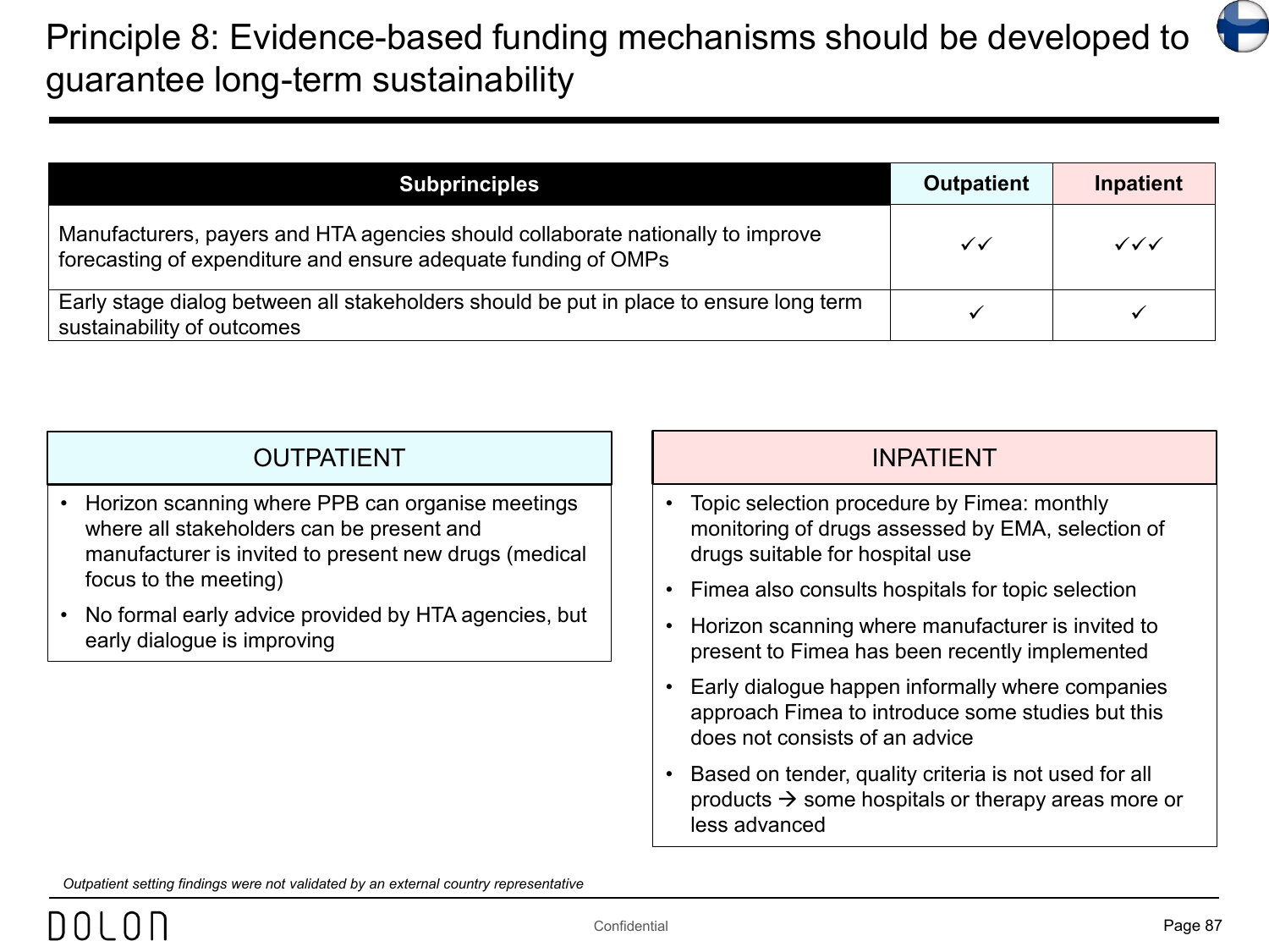# Principle 8: Evidence-based funding mechanisms should be developed to guarantee long-term sustainability

| Subprinciples | Outpatient | Inpatient |
|---|---|---|
| Manufacturers, payers and HTA agencies should collaborate nationally to improve forecasting of expenditure and ensure adequate funding of OMPs | ✓✓ | ✓✓✓ |
| Early stage dialog between all stakeholders should be put in place to ensure long term sustainability of outcomes | ✓ | ✓ |

## OUTPATIENT

- Horizon scanning where PPB can organise meetings where all stakeholders can be present and manufacturer is invited to present new drugs (medical focus to the meeting)
- No formal early advice provided by HTA agencies, but early dialogue is improving

## INPATIENT

- Topic selection procedure by Fimea: monthly monitoring of drugs assessed by EMA, selection of drugs suitable for hospital use
- Fimea also consults hospitals for topic selection
- Horizon scanning where manufacturer is invited to present to Fimea has been recently implemented
- Early dialogue happen informally where companies approach Fimea to introduce some studies but this does not consists of an advice
- Based on tender, quality criteria is not used for all products → some hospitals or therapy areas more or less advanced

*Outpatient setting findings were not validated by an external country representative*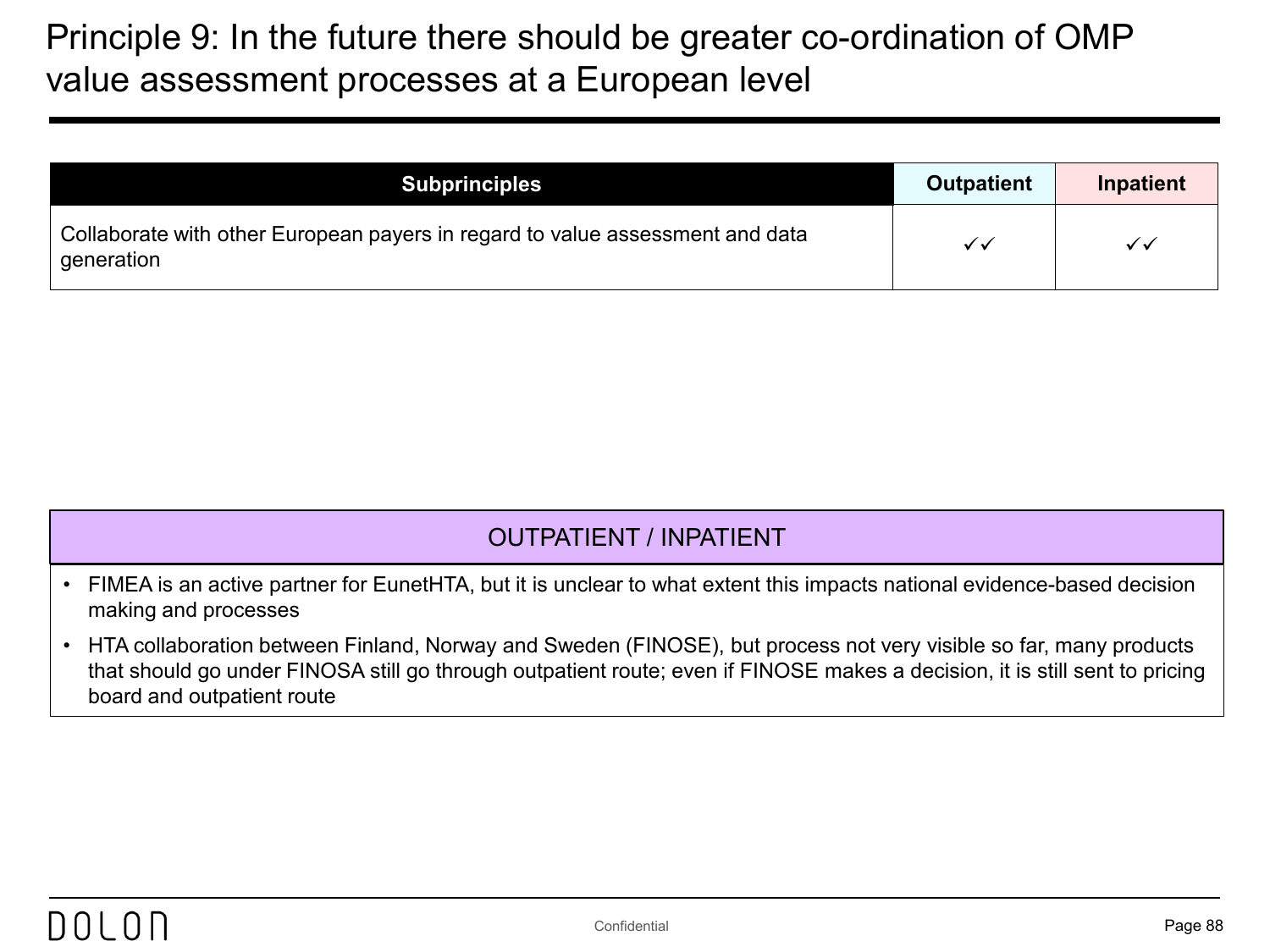# Principle 9: In the future there should be greater co-ordination of OMP value assessment processes at a European level

| Subprinciples | Outpatient | Inpatient |
|---|---|---|
| Collaborate with other European payers in regard to value assessment and data generation | ✓✓ | ✓✓ |

| OUTPATIENT / INPATIENT |
|---|
| • FIMEA is an active partner for EunetHTA, but it is unclear to what extent this impacts national evidence-based decision making and processes<br>• HTA collaboration between Finland, Norway and Sweden (FINOSE), but process not very visible so far, many products that should go under FINOSA still go through outpatient route; even if FINOSE makes a decision, it is still sent to pricing board and outpatient route |

DOLON

Confidential